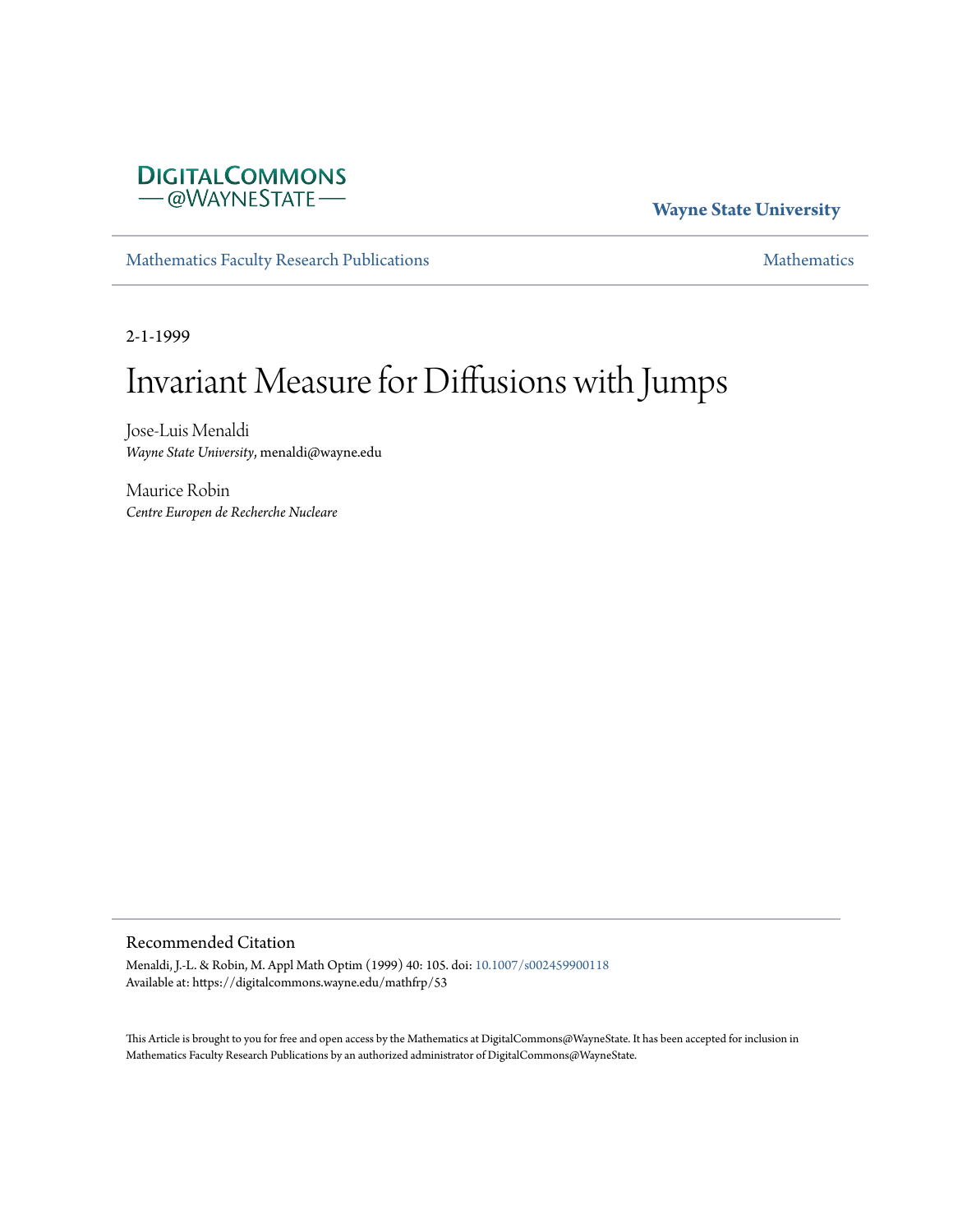DIGITALCOMMONS
— @WAYNESTATE —

**Wayne State University**

Mathematics Faculty Research Publications | Mathematics

2-1-1999

# Invariant Measure for Diffusions with Jumps

Jose-Luis Menaldi
*Wayne State University*, menaldi@wayne.edu

Maurice Robin
*Centre Europen de Recherche Nucleare*

## Recommended Citation

Menaldi, J.-L. & Robin, M. Appl Math Optim (1999) 40: 105. doi: 10.1007/s002459900118
Available at: https://digitalcommons.wayne.edu/mathfrp/53

This Article is brought to you for free and open access by the Mathematics at DigitalCommons@WayneState. It has been accepted for inclusion in Mathematics Faculty Research Publications by an authorized administrator of DigitalCommons@WayneState.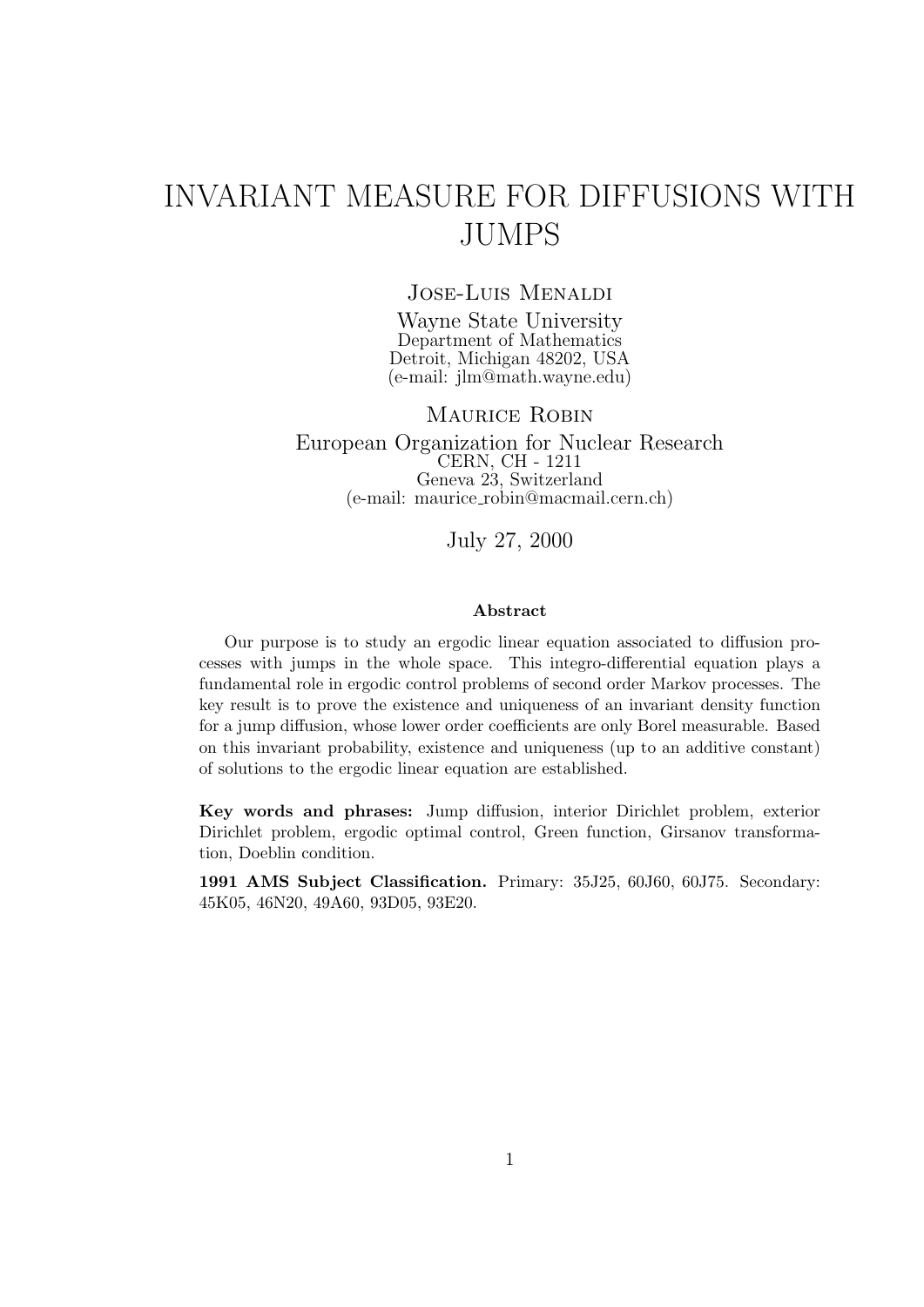# INVARIANT MEASURE FOR DIFFUSIONS WITH JUMPS

Jose-Luis Menaldi

Wayne State University

Department of Mathematics

Detroit, Michigan 48202, USA

(e-mail: jlm@math.wayne.edu)

Maurice Robin

European Organization for Nuclear Research

CERN, CH - 1211

Geneva 23, Switzerland

(e-mail: maurice_robin@macmail.cern.ch)

July 27, 2000

### Abstract

Our purpose is to study an ergodic linear equation associated to diffusion processes with jumps in the whole space. This integro-differential equation plays a fundamental role in ergodic control problems of second order Markov processes. The key result is to prove the existence and uniqueness of an invariant density function for a jump diffusion, whose lower order coefficients are only Borel measurable. Based on this invariant probability, existence and uniqueness (up to an additive constant) of solutions to the ergodic linear equation are established.

**Key words and phrases:** Jump diffusion, interior Dirichlet problem, exterior Dirichlet problem, ergodic optimal control, Green function, Girsanov transformation, Doeblin condition.

**1991 AMS Subject Classification.** Primary: 35J25, 60J60, 60J75. Secondary: 45K05, 46N20, 49A60, 93D05, 93E20.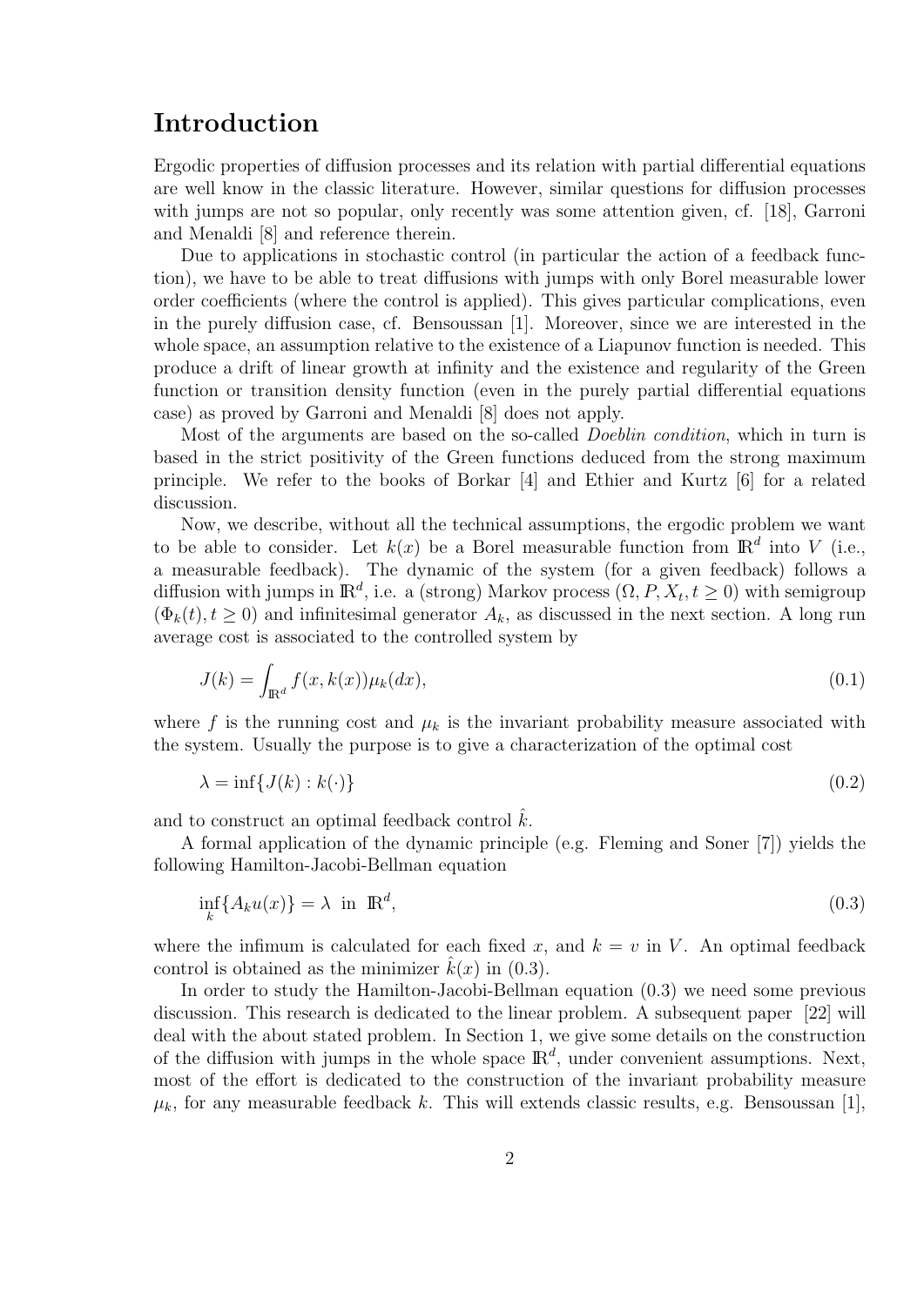# Introduction

Ergodic properties of diffusion processes and its relation with partial differential equations are well know in the classic literature. However, similar questions for diffusion processes with jumps are not so popular, only recently was some attention given, cf. [18], Garroni and Menaldi [8] and reference therein.

Due to applications in stochastic control (in particular the action of a feedback function), we have to be able to treat diffusions with jumps with only Borel measurable lower order coefficients (where the control is applied). This gives particular complications, even in the purely diffusion case, cf. Bensoussan [1]. Moreover, since we are interested in the whole space, an assumption relative to the existence of a Liapunov function is needed. This produce a drift of linear growth at infinity and the existence and regularity of the Green function or transition density function (even in the purely partial differential equations case) as proved by Garroni and Menaldi [8] does not apply.

Most of the arguments are based on the so-called *Doeblin condition*, which in turn is based in the strict positivity of the Green functions deduced from the strong maximum principle. We refer to the books of Borkar [4] and Ethier and Kurtz [6] for a related discussion.

Now, we describe, without all the technical assumptions, the ergodic problem we want to be able to consider. Let $k(x)$ be a Borel measurable function from $\mathbb{R}^d$ into $V$ (i.e., a measurable feedback). The dynamic of the system (for a given feedback) follows a diffusion with jumps in $\mathbb{R}^d$, i.e. a (strong) Markov process $(\Omega, P, X_t, t \geq 0)$ with semigroup $(\Phi_k(t), t \geq 0)$ and infinitesimal generator $A_k$, as discussed in the next section. A long run average cost is associated to the controlled system by

$$J(k) = \int_{\mathbb{R}^d} f(x, k(x)) \mu_k(dx), \tag{0.1}$$

where $f$ is the running cost and $\mu_k$ is the invariant probability measure associated with the system. Usually the purpose is to give a characterization of the optimal cost

$$\lambda = \inf\{J(k) : k(\cdot)\} \tag{0.2}$$

and to construct an optimal feedback control $\hat{k}$.

A formal application of the dynamic principle (e.g. Fleming and Soner [7]) yields the following Hamilton-Jacobi-Bellman equation

$$\inf_k \{A_k u(x)\} = \lambda \ \text{ in } \ \mathbb{R}^d, \tag{0.3}$$

where the infimum is calculated for each fixed $x$, and $k = v$ in $V$. An optimal feedback control is obtained as the minimizer $\hat{k}(x)$ in (0.3).

In order to study the Hamilton-Jacobi-Bellman equation (0.3) we need some previous discussion. This research is dedicated to the linear problem. A subsequent paper [22] will deal with the about stated problem. In Section 1, we give some details on the construction of the diffusion with jumps in the whole space $\mathbb{R}^d$, under convenient assumptions. Next, most of the effort is dedicated to the construction of the invariant probability measure $\mu_k$, for any measurable feedback $k$. This will extends classic results, e.g. Bensoussan [1],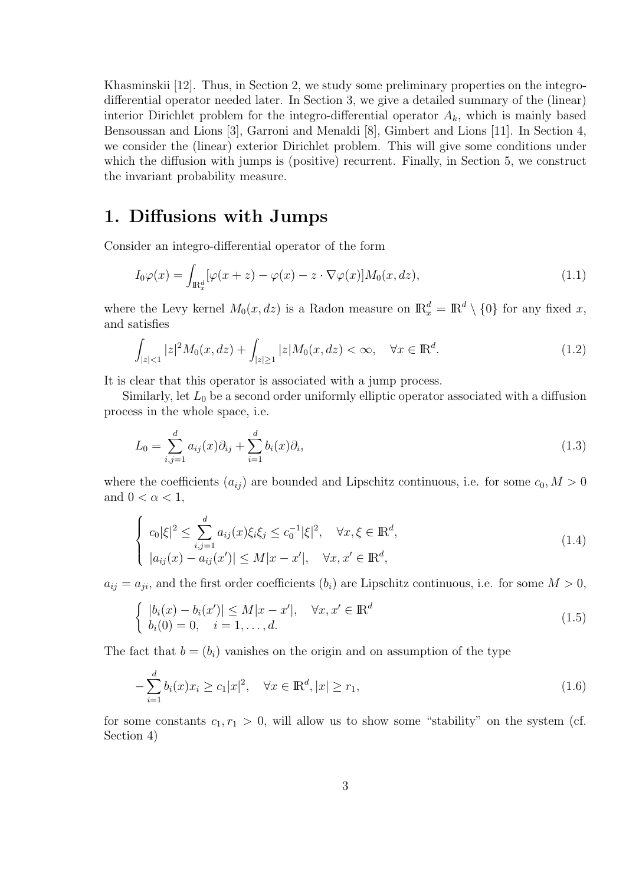Khasminskii [12]. Thus, in Section 2, we study some preliminary properties on the integro-differential operator needed later. In Section 3, we give a detailed summary of the (linear) interior Dirichlet problem for the integro-differential operator $A_k$, which is mainly based Bensoussan and Lions [3], Garroni and Menaldi [8], Gimbert and Lions [11]. In Section 4, we consider the (linear) exterior Dirichlet problem. This will give some conditions under which the diffusion with jumps is (positive) recurrent. Finally, in Section 5, we construct the invariant probability measure.

# 1. Diffusions with Jumps

Consider an integro-differential operator of the form

$$I_0\varphi(x) = \int_{\mathbb{R}^d_*} [\varphi(x+z) - \varphi(x) - z \cdot \nabla\varphi(x)] M_0(x, dz), \tag{1.1}$$

where the Levy kernel $M_0(x, dz)$ is a Radon measure on $\mathbb{R}^d_* = \mathbb{R}^d \setminus \{0\}$ for any fixed $x$, and satisfies

$$\int_{|z|<1} |z|^2 M_0(x, dz) + \int_{|z|\geq 1} |z| M_0(x, dz) < \infty, \quad \forall x \in \mathbb{R}^d. \tag{1.2}$$

It is clear that this operator is associated with a jump process.

Similarly, let $L_0$ be a second order uniformly elliptic operator associated with a diffusion process in the whole space, i.e.

$$L_0 = \sum_{i,j=1}^{d} a_{ij}(x)\partial_{ij} + \sum_{i=1}^{d} b_i(x)\partial_i, \tag{1.3}$$

where the coefficients $(a_{ij})$ are bounded and Lipschitz continuous, i.e. for some $c_0, M > 0$ and $0 < \alpha < 1$,

$$\begin{cases} c_0|\xi|^2 \leq \sum_{i,j=1}^{d} a_{ij}(x)\xi_i\xi_j \leq c_0^{-1}|\xi|^2, & \forall x, \xi \in \mathbb{R}^d, \\ |a_{ij}(x) - a_{ij}(x')| \leq M|x - x'|, & \forall x, x' \in \mathbb{R}^d, \end{cases} \tag{1.4}$$

$a_{ij} = a_{ji}$, and the first order coefficients $(b_i)$ are Lipschitz continuous, i.e. for some $M > 0$,

$$\begin{cases} |b_i(x) - b_i(x')| \leq M|x - x'|, & \forall x, x' \in \mathbb{R}^d \\ b_i(0) = 0, & i = 1, \ldots, d. \end{cases} \tag{1.5}$$

The fact that $b = (b_i)$ vanishes on the origin and on assumption of the type

$$-\sum_{i=1}^{d} b_i(x)x_i \geq c_1|x|^2, \quad \forall x \in \mathbb{R}^d, |x| \geq r_1, \tag{1.6}$$

for some constants $c_1, r_1 > 0$, will allow us to show some "stability" on the system (cf. Section 4)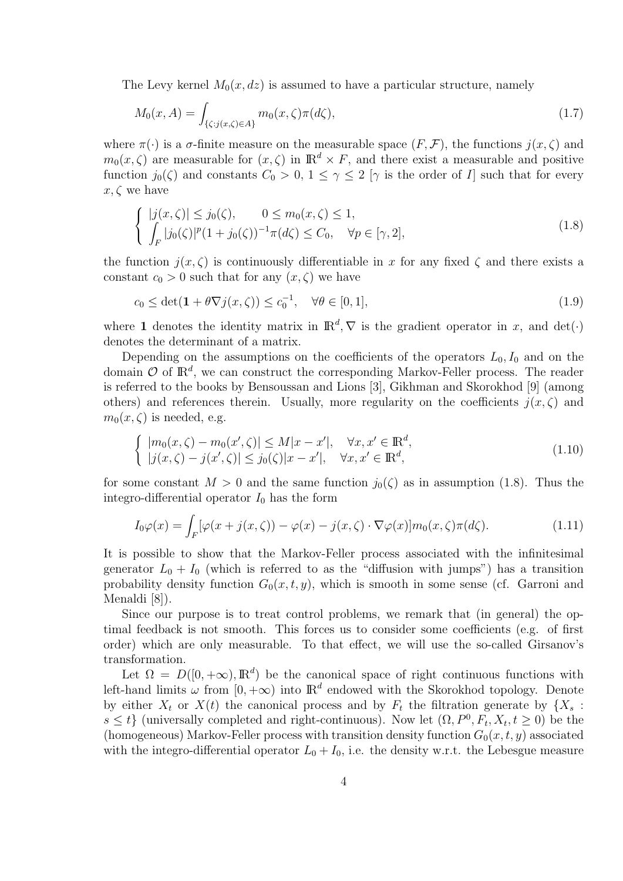The Levy kernel $M_0(x, dz)$ is assumed to have a particular structure, namely

$$M_0(x, A) = \int_{\{\zeta : j(x,\zeta) \in A\}} m_0(x, \zeta)\pi(d\zeta), \tag{1.7}$$

where $\pi(\cdot)$ is a $\sigma$-finite measure on the measurable space $(F, \mathcal{F})$, the functions $j(x, \zeta)$ and $m_0(x, \zeta)$ are measurable for $(x, \zeta)$ in $\mathbb{R}^d \times F$, and there exist a measurable and positive function $j_0(\zeta)$ and constants $C_0 > 0$, $1 \le \gamma \le 2$ [$\gamma$ is the order of $I$] such that for every $x, \zeta$ we have

$$\begin{cases} |j(x, \zeta)| \le j_0(\zeta), \qquad 0 \le m_0(x, \zeta) \le 1, \\ \displaystyle\int_F |j_0(\zeta)|^p (1 + j_0(\zeta))^{-1} \pi(d\zeta) \le C_0, \quad \forall p \in [\gamma, 2], \end{cases} \tag{1.8}$$

the function $j(x, \zeta)$ is continuously differentiable in $x$ for any fixed $\zeta$ and there exists a constant $c_0 > 0$ such that for any $(x, \zeta)$ we have

$$c_0 \le \det(\mathbf{1} + \theta \nabla j(x, \zeta)) \le c_0^{-1}, \quad \forall \theta \in [0, 1], \tag{1.9}$$

where $\mathbf{1}$ denotes the identity matrix in $\mathbb{R}^d, \nabla$ is the gradient operator in $x$, and $\det(\cdot)$ denotes the determinant of a matrix.

Depending on the assumptions on the coefficients of the operators $L_0, I_0$ and on the domain $\mathcal{O}$ of $\mathbb{R}^d$, we can construct the corresponding Markov-Feller process. The reader is referred to the books by Bensoussan and Lions [3], Gikhman and Skorokhod [9] (among others) and references therein. Usually, more regularity on the coefficients $j(x, \zeta)$ and $m_0(x, \zeta)$ is needed, e.g.

$$\begin{cases} |m_0(x, \zeta) - m_0(x', \zeta)| \le M|x - x'|, \quad \forall x, x' \in \mathbb{R}^d, \\ |j(x, \zeta) - j(x', \zeta)| \le j_0(\zeta)|x - x'|, \quad \forall x, x' \in \mathbb{R}^d, \end{cases} \tag{1.10}$$

for some constant $M > 0$ and the same function $j_0(\zeta)$ as in assumption (1.8). Thus the integro-differential operator $I_0$ has the form

$$I_0\varphi(x) = \int_F [\varphi(x + j(x, \zeta)) - \varphi(x) - j(x, \zeta) \cdot \nabla\varphi(x)] m_0(x, \zeta)\pi(d\zeta). \tag{1.11}$$

It is possible to show that the Markov-Feller process associated with the infinitesimal generator $L_0 + I_0$ (which is referred to as the "diffusion with jumps") has a transition probability density function $G_0(x, t, y)$, which is smooth in some sense (cf. Garroni and Menaldi [8]).

Since our purpose is to treat control problems, we remark that (in general) the optimal feedback is not smooth. This forces us to consider some coefficients (e.g. of first order) which are only measurable. To that effect, we will use the so-called Girsanov's transformation.

Let $\Omega = D([0, +\infty), \mathbb{R}^d)$ be the canonical space of right continuous functions with left-hand limits $\omega$ from $[0, +\infty)$ into $\mathbb{R}^d$ endowed with the Skorokhod topology. Denote by either $X_t$ or $X(t)$ the canonical process and by $F_t$ the filtration generate by $\{X_s : s \le t\}$ (universally completed and right-continuous). Now let $(\Omega, P^0, F_t, X_t, t \ge 0)$ be the (homogeneous) Markov-Feller process with transition density function $G_0(x, t, y)$ associated with the integro-differential operator $L_0 + I_0$, i.e. the density w.r.t. the Lebesgue measure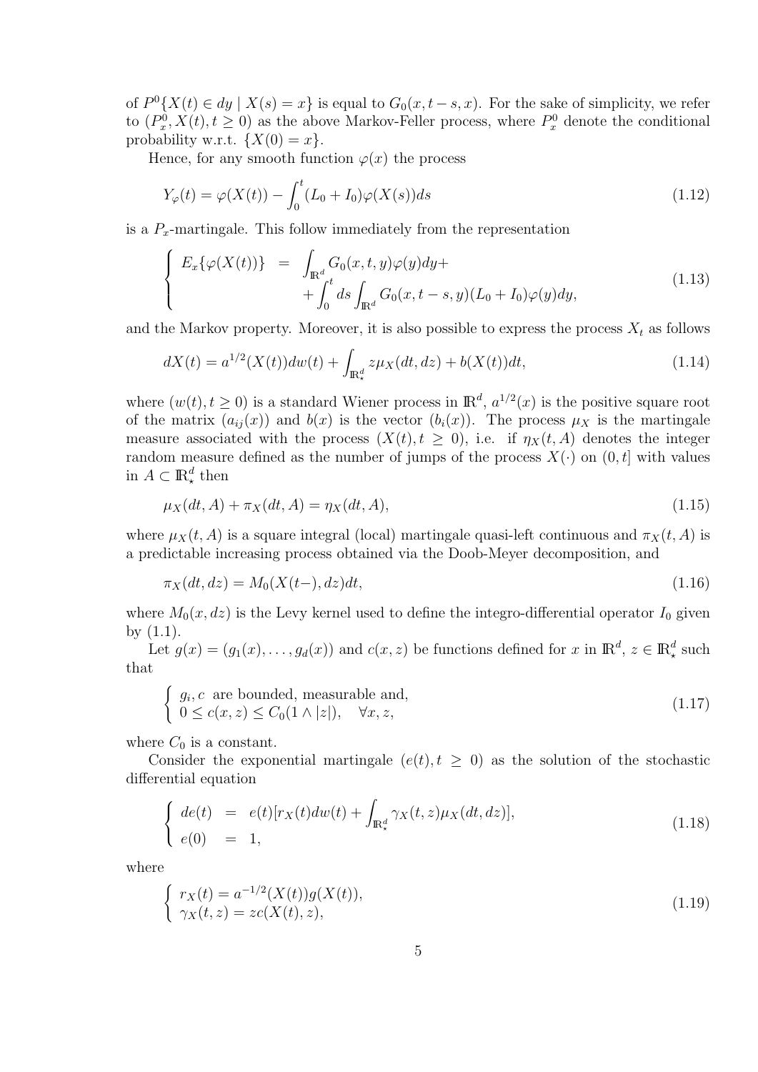of $P^0\{X(t) \in dy \mid X(s) = x\}$ is equal to $G_0(x, t-s, x)$. For the sake of simplicity, we refer to $(P^0_x, X(t), t \geq 0)$ as the above Markov-Feller process, where $P^0_x$ denote the conditional probability w.r.t. $\{X(0) = x\}$.

Hence, for any smooth function $\varphi(x)$ the process

$$
Y_\varphi(t) = \varphi(X(t)) - \int_0^t (L_0 + I_0)\varphi(X(s))ds \tag{1.12}
$$

is a $P_x$-martingale. This follow immediately from the representation

$$
\begin{cases} E_x\{\varphi(X(t))\} & = & \displaystyle\int_{\mathbb{R}^d} G_0(x, t, y)\varphi(y)dy + \\ & & + \displaystyle\int_0^t ds \int_{\mathbb{R}^d} G_0(x, t-s, y)(L_0 + I_0)\varphi(y)dy, \end{cases} \tag{1.13}
$$

and the Markov property. Moreover, it is also possible to express the process $X_t$ as follows

$$
dX(t) = a^{1/2}(X(t))dw(t) + \int_{\mathbb{R}^d_\star} z\mu_X(dt, dz) + b(X(t))dt, \tag{1.14}
$$

where $(w(t), t \geq 0)$ is a standard Wiener process in $\mathbb{R}^d$, $a^{1/2}(x)$ is the positive square root of the matrix $(a_{ij}(x))$ and $b(x)$ is the vector $(b_i(x))$. The process $\mu_X$ is the martingale measure associated with the process $(X(t), t \geq 0)$, i.e. if $\eta_X(t, A)$ denotes the integer random measure defined as the number of jumps of the process $X(\cdot)$ on $(0, t]$ with values in $A \subset \mathbb{R}^d_\star$ then

$$
\mu_X(dt, A) + \pi_X(dt, A) = \eta_X(dt, A), \tag{1.15}
$$

where $\mu_X(t, A)$ is a square integral (local) martingale quasi-left continuous and $\pi_X(t, A)$ is a predictable increasing process obtained via the Doob-Meyer decomposition, and

$$
\pi_X(dt, dz) = M_0(X(t-), dz)dt, \tag{1.16}
$$

where $M_0(x, dz)$ is the Levy kernel used to define the integro-differential operator $I_0$ given by (1.1).

Let $g(x) = (g_1(x), \ldots, g_d(x))$ and $c(x, z)$ be functions defined for $x$ in $\mathbb{R}^d$, $z \in \mathbb{R}^d_\star$ such that

$$
\begin{cases} g_i, c \text{ are bounded, measurable and,} \\ 0 \leq c(x, z) \leq C_0(1 \wedge |z|), \quad \forall x, z, \end{cases} \tag{1.17}
$$

where $C_0$ is a constant.

Consider the exponential martingale $(e(t), t \geq 0)$ as the solution of the stochastic differential equation

$$
\begin{cases} de(t) & = & e(t)[r_X(t)dw(t) + \displaystyle\int_{\mathbb{R}^d_\star} \gamma_X(t, z)\mu_X(dt, dz)], \\ e(0) & = & 1, \end{cases} \tag{1.18}
$$

where

$$
\begin{cases} r_X(t) = a^{-1/2}(X(t))g(X(t)), \\ \gamma_X(t, z) = zc(X(t), z), \end{cases} \tag{1.19}
$$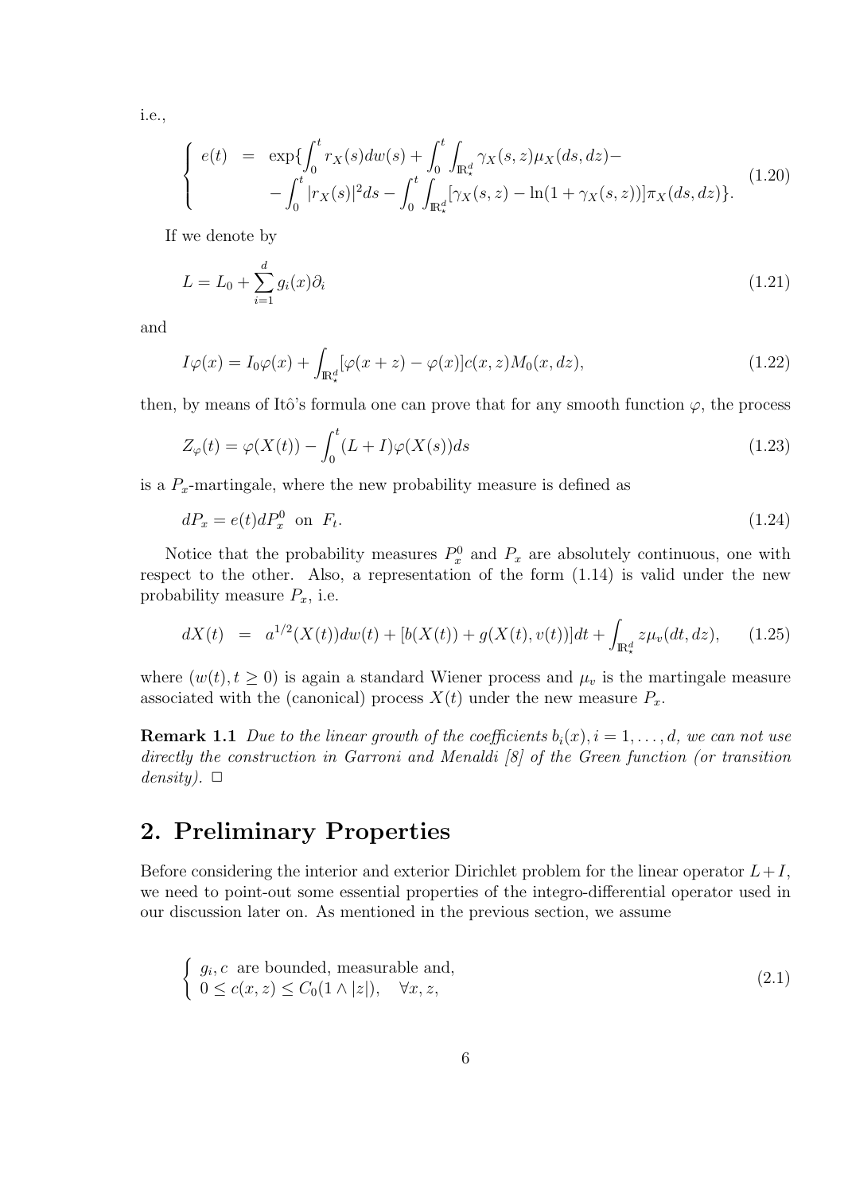i.e.,

$$
\left\{
\begin{array}{rcl}
e(t) & = & \exp\{\int_0^t r_X(s)dw(s) + \int_0^t \int_{\mathbb{R}^d_*} \gamma_X(s,z)\mu_X(ds,dz) - \\
 & & -\int_0^t |r_X(s)|^2 ds - \int_0^t \int_{\mathbb{R}^d_*} [\gamma_X(s,z) - \ln(1+\gamma_X(s,z))]\pi_X(ds,dz)\}.
\end{array}
\right.
\tag{1.20}
$$

If we denote by

$$
L = L_0 + \sum_{i=1}^d g_i(x)\partial_i \tag{1.21}
$$

and

$$
I\varphi(x) = I_0\varphi(x) + \int_{\mathbb{R}^d_*} [\varphi(x+z) - \varphi(x)]c(x,z)M_0(x,dz), \tag{1.22}
$$

then, by means of Itô's formula one can prove that for any smooth function $\varphi$, the process

$$
Z_\varphi(t) = \varphi(X(t)) - \int_0^t (L+I)\varphi(X(s))ds \tag{1.23}
$$

is a $P_x$-martingale, where the new probability measure is defined as

$$
dP_x = e(t)dP_x^0 \text{ on } F_t. \tag{1.24}
$$

Notice that the probability measures $P_x^0$ and $P_x$ are absolutely continuous, one with respect to the other. Also, a representation of the form (1.14) is valid under the new probability measure $P_x$, i.e.

$$
dX(t) = a^{1/2}(X(t))dw(t) + [b(X(t)) + g(X(t),v(t))]dt + \int_{\mathbb{R}^d_*} z\mu_v(dt,dz), \tag{1.25}
$$

where $(w(t), t \geq 0)$ is again a standard Wiener process and $\mu_v$ is the martingale measure associated with the (canonical) process $X(t)$ under the new measure $P_x$.

**Remark 1.1** *Due to the linear growth of the coefficients $b_i(x), i = 1,\ldots,d$, we can not use directly the construction in Garroni and Menaldi [8] of the Green function (or transition density).* $\square$

## 2. Preliminary Properties

Before considering the interior and exterior Dirichlet problem for the linear operator $L+I$, we need to point-out some essential properties of the integro-differential operator used in our discussion later on. As mentioned in the previous section, we assume

$$
\left\{
\begin{array}{l}
g_i, c \text{ are bounded, measurable and,} \\
0 \leq c(x,z) \leq C_0(1 \wedge |z|), \quad \forall x, z,
\end{array}
\right.
\tag{2.1}
$$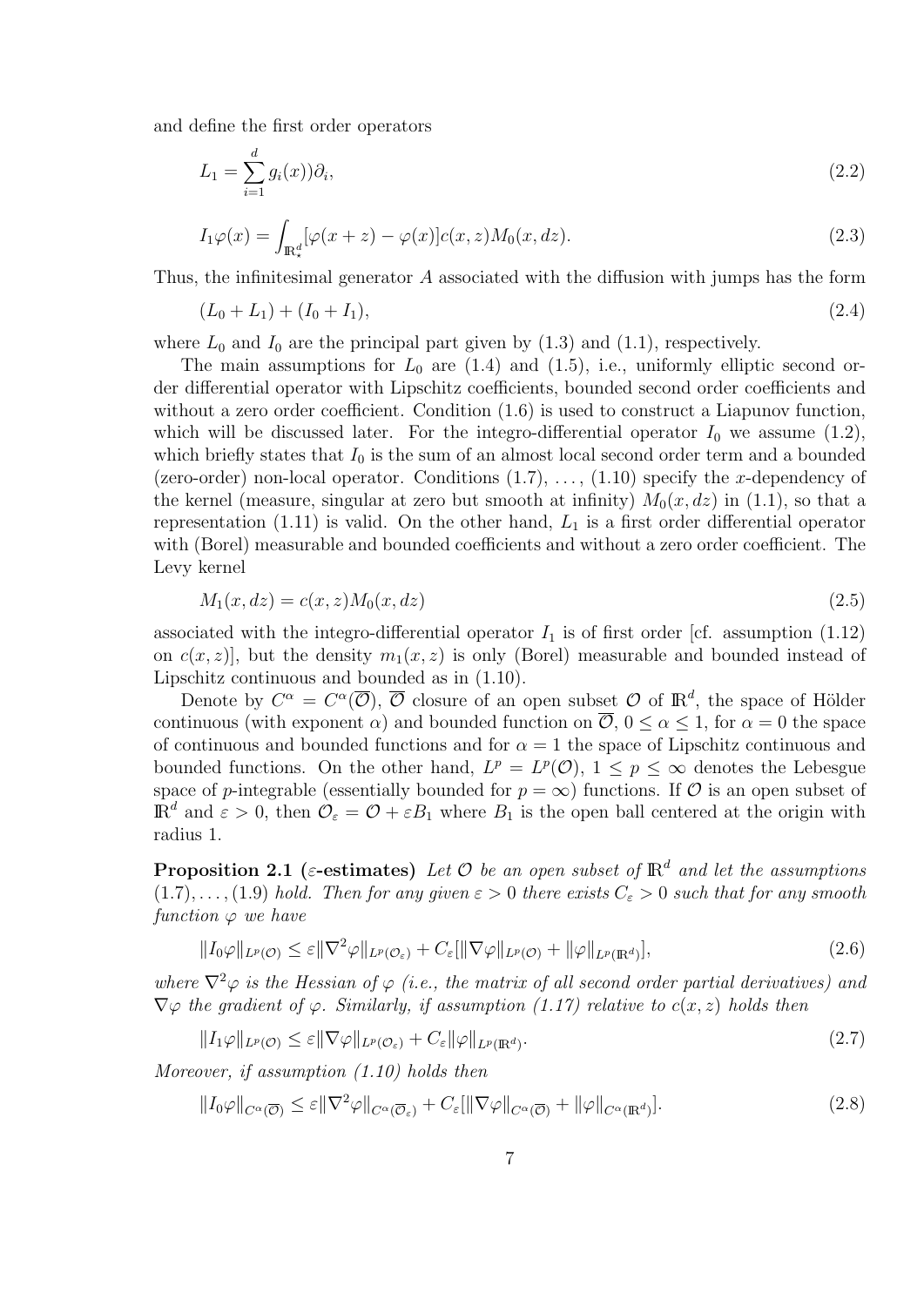and define the first order operators

$$L_1 = \sum_{i=1}^{d} g_i(x))\partial_i, \tag{2.2}$$

$$I_1\varphi(x) = \int_{\mathbb{R}^d_*} [\varphi(x+z) - \varphi(x)]c(x,z)M_0(x,dz). \tag{2.3}$$

Thus, the infinitesimal generator $A$ associated with the diffusion with jumps has the form

$$(L_0 + L_1) + (I_0 + I_1), \tag{2.4}$$

where $L_0$ and $I_0$ are the principal part given by (1.3) and (1.1), respectively.

The main assumptions for $L_0$ are (1.4) and (1.5), i.e., uniformly elliptic second order differential operator with Lipschitz coefficients, bounded second order coefficients and without a zero order coefficient. Condition (1.6) is used to construct a Liapunov function, which will be discussed later. For the integro-differential operator $I_0$ we assume (1.2), which briefly states that $I_0$ is the sum of an almost local second order term and a bounded (zero-order) non-local operator. Conditions (1.7), ..., (1.10) specify the $x$-dependency of the kernel (measure, singular at zero but smooth at infinity) $M_0(x,dz)$ in (1.1), so that a representation (1.11) is valid. On the other hand, $L_1$ is a first order differential operator with (Borel) measurable and bounded coefficients and without a zero order coefficient. The Levy kernel

$$M_1(x,dz) = c(x,z)M_0(x,dz) \tag{2.5}$$

associated with the integro-differential operator $I_1$ is of first order [cf. assumption (1.12) on $c(x,z)$], but the density $m_1(x,z)$ is only (Borel) measurable and bounded instead of Lipschitz continuous and bounded as in (1.10).

Denote by $C^\alpha = C^\alpha(\overline{\mathcal{O}})$, $\overline{\mathcal{O}}$ closure of an open subset $\mathcal{O}$ of $\mathbb{R}^d$, the space of Hölder continuous (with exponent $\alpha$) and bounded function on $\overline{\mathcal{O}}$, $0 \le \alpha \le 1$, for $\alpha = 0$ the space of continuous and bounded functions and for $\alpha = 1$ the space of Lipschitz continuous and bounded functions. On the other hand, $L^p = L^p(\mathcal{O})$, $1 \le p \le \infty$ denotes the Lebesgue space of $p$-integrable (essentially bounded for $p = \infty$) functions. If $\mathcal{O}$ is an open subset of $\mathbb{R}^d$ and $\varepsilon > 0$, then $\mathcal{O}_\varepsilon = \mathcal{O} + \varepsilon B_1$ where $B_1$ is the open ball centered at the origin with radius 1.

**Proposition 2.1 ($\varepsilon$-estimates)** *Let $\mathcal{O}$ be an open subset of $\mathbb{R}^d$ and let the assumptions (1.7), ..., (1.9) hold. Then for any given $\varepsilon > 0$ there exists $C_\varepsilon > 0$ such that for any smooth function $\varphi$ we have*

$$\|I_0\varphi\|_{L^p(\mathcal{O})} \le \varepsilon \|\nabla^2\varphi\|_{L^p(\mathcal{O}_\varepsilon)} + C_\varepsilon[\|\nabla\varphi\|_{L^p(\mathcal{O})} + \|\varphi\|_{L^p(\mathbb{R}^d)}], \tag{2.6}$$

*where $\nabla^2\varphi$ is the Hessian of $\varphi$ (i.e., the matrix of all second order partial derivatives) and $\nabla\varphi$ the gradient of $\varphi$. Similarly, if assumption (1.17) relative to $c(x,z)$ holds then*

$$\|I_1\varphi\|_{L^p(\mathcal{O})} \le \varepsilon \|\nabla\varphi\|_{L^p(\mathcal{O}_\varepsilon)} + C_\varepsilon \|\varphi\|_{L^p(\mathbb{R}^d)}. \tag{2.7}$$

*Moreover, if assumption (1.10) holds then*

$$\|I_0\varphi\|_{C^\alpha(\overline{\mathcal{O}})} \le \varepsilon \|\nabla^2\varphi\|_{C^\alpha(\overline{\mathcal{O}}_\varepsilon)} + C_\varepsilon[\|\nabla\varphi\|_{C^\alpha(\overline{\mathcal{O}})} + \|\varphi\|_{C^\alpha(\mathbb{R}^d)}]. \tag{2.8}$$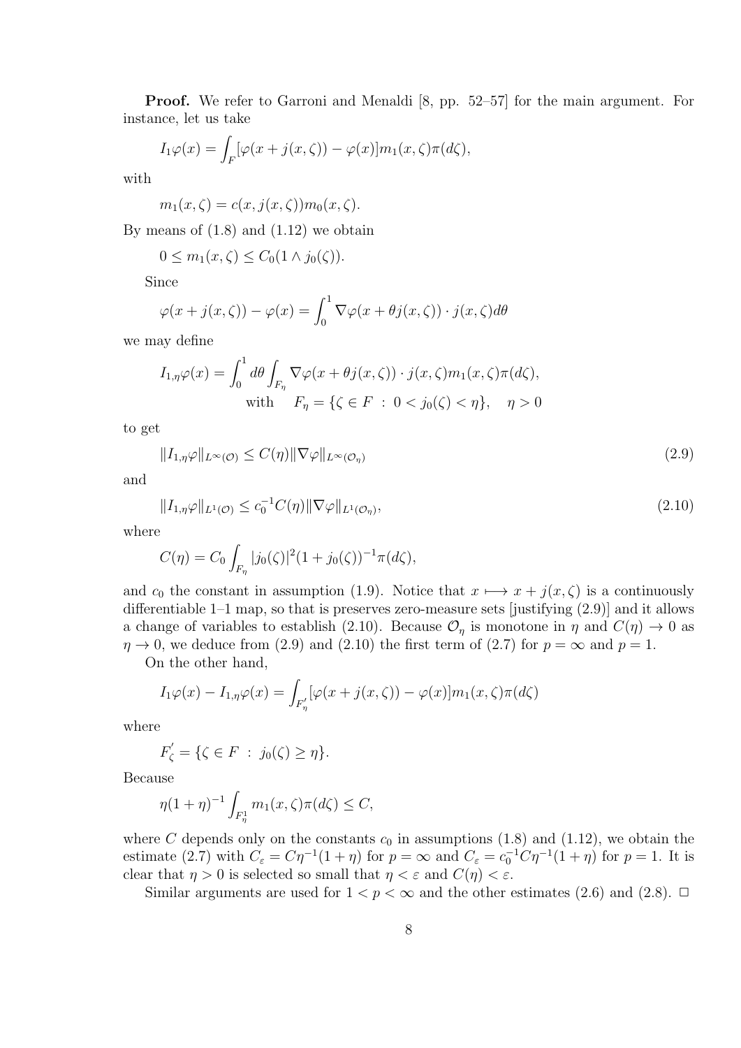**Proof.** We refer to Garroni and Menaldi [8, pp. 52–57] for the main argument. For instance, let us take

$$I_1\varphi(x) = \int_F [\varphi(x + j(x,\zeta)) - \varphi(x)] m_1(x,\zeta)\pi(d\zeta),$$

with

$$m_1(x,\zeta) = c(x, j(x,\zeta)) m_0(x,\zeta).$$

By means of (1.8) and (1.12) we obtain

$$0 \le m_1(x,\zeta) \le C_0(1 \wedge j_0(\zeta)).$$

Since

$$\varphi(x + j(x,\zeta)) - \varphi(x) = \int_0^1 \nabla\varphi(x + \theta j(x,\zeta)) \cdot j(x,\zeta) d\theta$$

we may define

$$I_{1,\eta}\varphi(x) = \int_0^1 d\theta \int_{F_\eta} \nabla\varphi(x + \theta j(x,\zeta)) \cdot j(x,\zeta) m_1(x,\zeta)\pi(d\zeta),$$
$$\text{with} \quad F_\eta = \{\zeta \in F \;:\; 0 < j_0(\zeta) < \eta\}, \quad \eta > 0$$

to get

$$\|I_{1,\eta}\varphi\|_{L^\infty(\mathcal{O})} \le C(\eta) \|\nabla\varphi\|_{L^\infty(\mathcal{O}_\eta)} \tag{2.9}$$

and

$$\|I_{1,\eta}\varphi\|_{L^1(\mathcal{O})} \le c_0^{-1} C(\eta) \|\nabla\varphi\|_{L^1(\mathcal{O}_\eta)}, \tag{2.10}$$

where

$$C(\eta) = C_0 \int_{F_\eta} |j_0(\zeta)|^2 (1 + j_0(\zeta))^{-1} \pi(d\zeta),$$

and $c_0$ the constant in assumption (1.9). Notice that $x \longmapsto x + j(x,\zeta)$ is a continuously differentiable 1–1 map, so that is preserves zero-measure sets [justifying (2.9)] and it allows a change of variables to establish (2.10). Because $\mathcal{O}_\eta$ is monotone in $\eta$ and $C(\eta) \to 0$ as $\eta \to 0$, we deduce from (2.9) and (2.10) the first term of (2.7) for $p = \infty$ and $p = 1$.

On the other hand,

$$I_1\varphi(x) - I_{1,\eta}\varphi(x) = \int_{F_\eta'} [\varphi(x + j(x,\zeta)) - \varphi(x)] m_1(x,\zeta)\pi(d\zeta)$$

where

$$F_\zeta' = \{\zeta \in F \;:\; j_0(\zeta) \ge \eta\}.$$

Because

$$\eta(1+\eta)^{-1} \int_{F_\eta^1} m_1(x,\zeta)\pi(d\zeta) \le C,$$

where $C$ depends only on the constants $c_0$ in assumptions (1.8) and (1.12), we obtain the estimate (2.7) with $C_\varepsilon = C\eta^{-1}(1+\eta)$ for $p = \infty$ and $C_\varepsilon = c_0^{-1} C\eta^{-1}(1+\eta)$ for $p = 1$. It is clear that $\eta > 0$ is selected so small that $\eta < \varepsilon$ and $C(\eta) < \varepsilon$.

Similar arguments are used for $1 < p < \infty$ and the other estimates (2.6) and (2.8). □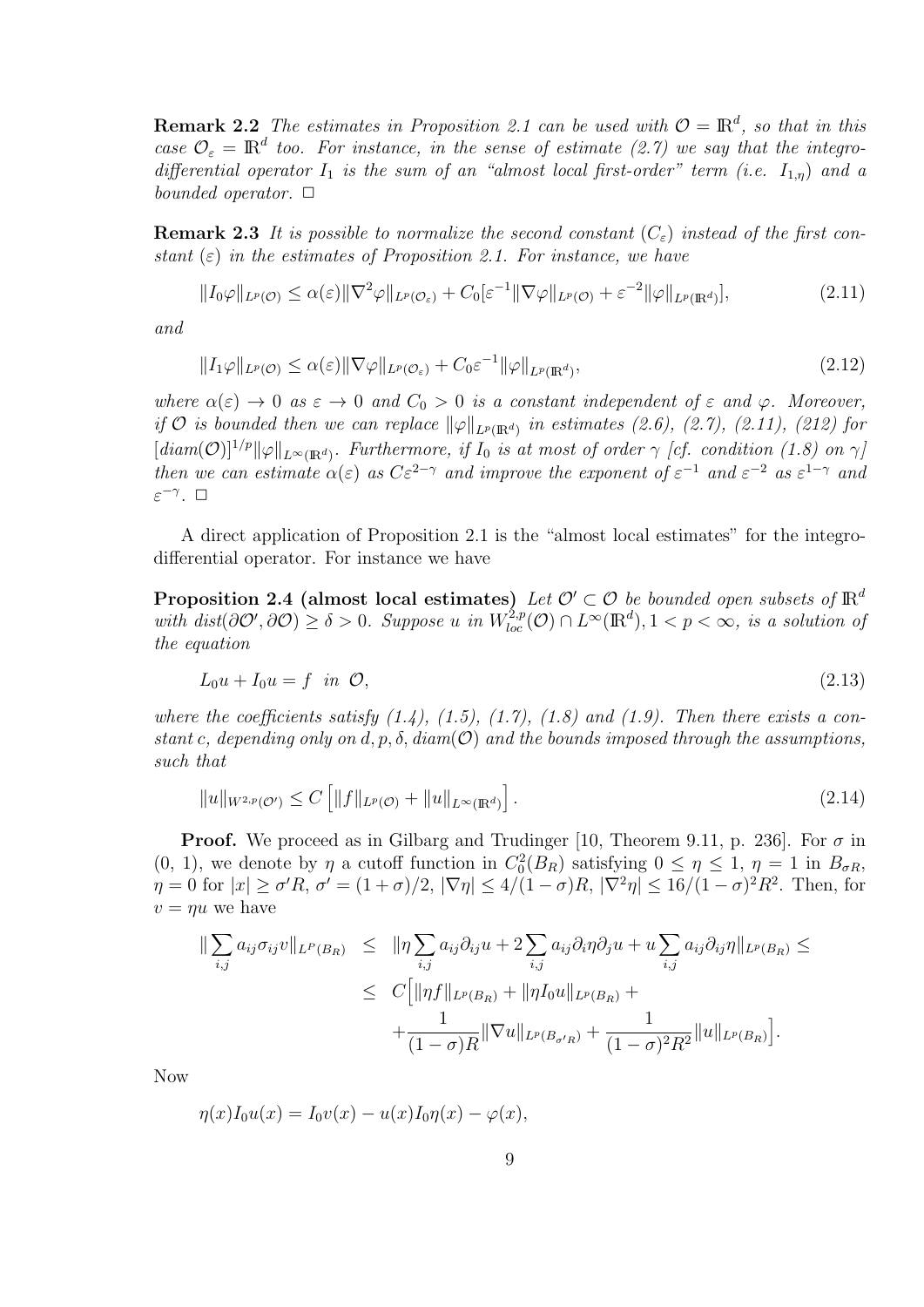**Remark 2.2** *The estimates in Proposition 2.1 can be used with $\mathcal{O} = \mathbb{R}^d$, so that in this case $\mathcal{O}_\varepsilon = \mathbb{R}^d$ too. For instance, in the sense of estimate (2.7) we say that the integro-differential operator $I_1$ is the sum of an "almost local first-order" term (i.e. $I_{1,\eta}$) and a bounded operator.* $\square$

**Remark 2.3** *It is possible to normalize the second constant ($C_\varepsilon$) instead of the first constant ($\varepsilon$) in the estimates of Proposition 2.1. For instance, we have*

$$
\|I_0\varphi\|_{L^p(\mathcal{O})} \leq \alpha(\varepsilon)\|\nabla^2\varphi\|_{L^p(\mathcal{O}_\varepsilon)} + C_0[\varepsilon^{-1}\|\nabla\varphi\|_{L^p(\mathcal{O})} + \varepsilon^{-2}\|\varphi\|_{L^p(\mathbb{R}^d)}], \tag{2.11}
$$

*and*

$$
\|I_1\varphi\|_{L^p(\mathcal{O})} \leq \alpha(\varepsilon)\|\nabla\varphi\|_{L^p(\mathcal{O}_\varepsilon)} + C_0\varepsilon^{-1}\|\varphi\|_{L^p(\mathbb{R}^d)}, \tag{2.12}
$$

*where $\alpha(\varepsilon) \to 0$ as $\varepsilon \to 0$ and $C_0 > 0$ is a constant independent of $\varepsilon$ and $\varphi$. Moreover, if $\mathcal{O}$ is bounded then we can replace $\|\varphi\|_{L^p(\mathbb{R}^d)}$ in estimates (2.6), (2.7), (2.11), (212) for $[diam(\mathcal{O})]^{1/p}\|\varphi\|_{L^\infty(\mathbb{R}^d)}$. Furthermore, if $I_0$ is at most of order $\gamma$ [cf. condition (1.8) on $\gamma$] then we can estimate $\alpha(\varepsilon)$ as $C\varepsilon^{2-\gamma}$ and improve the exponent of $\varepsilon^{-1}$ and $\varepsilon^{-2}$ as $\varepsilon^{1-\gamma}$ and $\varepsilon^{-\gamma}$.* $\square$

A direct application of Proposition 2.1 is the "almost local estimates" for the integro-differential operator. For instance we have

**Proposition 2.4 (almost local estimates)** *Let $\mathcal{O}' \subset \mathcal{O}$ be bounded open subsets of $\mathbb{R}^d$ with $dist(\partial\mathcal{O}', \partial\mathcal{O}) \geq \delta > 0$. Suppose $u$ in $W^{2,p}_{loc}(\mathcal{O}) \cap L^\infty(\mathbb{R}^d)$, $1 < p < \infty$, is a solution of the equation*

$$
L_0 u + I_0 u = f \quad \text{in} \ \mathcal{O}, \tag{2.13}
$$

*where the coefficients satisfy (1.4), (1.5), (1.7), (1.8) and (1.9). Then there exists a constant $c$, depending only on $d, p, \delta, diam(\mathcal{O})$ and the bounds imposed through the assumptions, such that*

$$
\|u\|_{W^{2,p}(\mathcal{O}')} \leq C\left[\|f\|_{L^p(\mathcal{O})} + \|u\|_{L^\infty(\mathbb{R}^d)}\right]. \tag{2.14}
$$

**Proof.** We proceed as in Gilbarg and Trudinger [10, Theorem 9.11, p. 236]. For $\sigma$ in $(0, 1)$, we denote by $\eta$ a cutoff function in $C^2_0(B_R)$ satisfying $0 \leq \eta \leq 1$, $\eta = 1$ in $B_{\sigma R}$, $\eta = 0$ for $|x| \geq \sigma' R$, $\sigma' = (1+\sigma)/2$, $|\nabla\eta| \leq 4/(1-\sigma)R$, $|\nabla^2\eta| \leq 16/(1-\sigma)^2R^2$. Then, for $v = \eta u$ we have

$$
\begin{aligned}
\|\sum_{i,j} a_{ij}\sigma_{ij}v\|_{L^p(B_R)} &\leq \|\eta\sum_{i,j} a_{ij}\partial_{ij}u + 2\sum_{i,j} a_{ij}\partial_i\eta\partial_j u + u\sum_{i,j} a_{ij}\partial_{ij}\eta\|_{L^p(B_R)} \leq \\
&\leq C\Big[\|\eta f\|_{L^p(B_R)} + \|\eta I_0 u\|_{L^p(B_R)} + \\
&\quad + \frac{1}{(1-\sigma)R}\|\nabla u\|_{L^p(B_{\sigma' R})} + \frac{1}{(1-\sigma)^2R^2}\|u\|_{L^p(B_R)}\Big].
\end{aligned}
$$

Now

$$
\eta(x)I_0 u(x) = I_0 v(x) - u(x)I_0\eta(x) - \varphi(x),
$$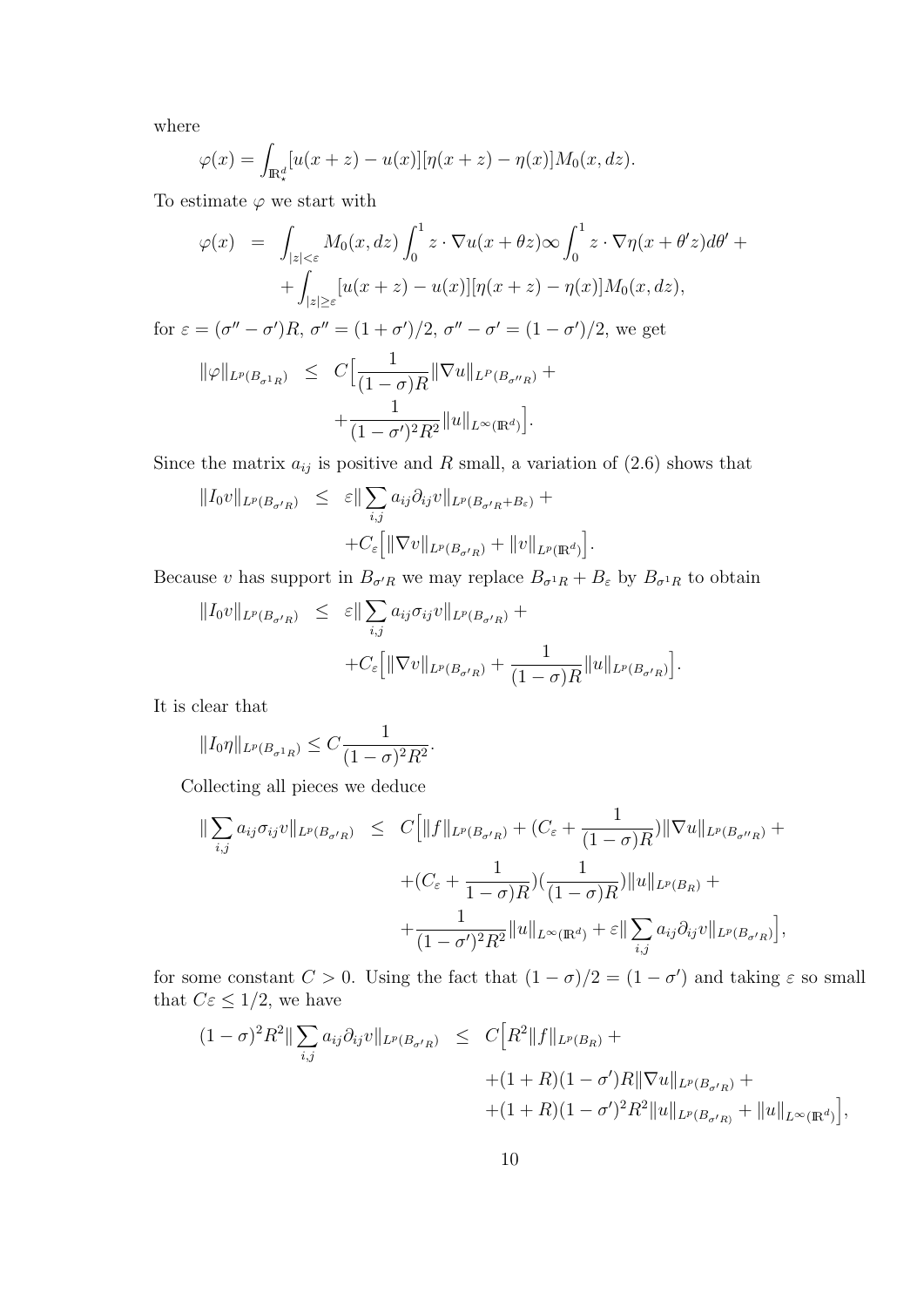where

$$\varphi(x) = \int_{\mathbb{R}^d_\star} [u(x+z) - u(x)][\eta(x+z) - \eta(x)] M_0(x, dz).$$

To estimate $\varphi$ we start with

$$\begin{aligned}
\varphi(x) &= \int_{|z|<\varepsilon} M_0(x, dz) \int_0^1 z \cdot \nabla u(x + \theta z) \infty \int_0^1 z \cdot \nabla \eta(x + \theta' z) d\theta' + \\
&\quad + \int_{|z| \geq \varepsilon} [u(x+z) - u(x)][\eta(x+z) - \eta(x)] M_0(x, dz),
\end{aligned}$$

for $\varepsilon = (\sigma'' - \sigma')R$, $\sigma'' = (1+\sigma')/2$, $\sigma'' - \sigma' = (1-\sigma')/2$, we get

$$\begin{aligned}
\|\varphi\|_{L^p(B_{\sigma^1 R})} &\leq C\Big[\frac{1}{(1-\sigma)R} \|\nabla u\|_{L^P(B_{\sigma'' R})} + \\
&\quad + \frac{1}{(1-\sigma')^2 R^2} \|u\|_{L^\infty(\mathbb{R}^d)}\Big].
\end{aligned}$$

Since the matrix $a_{ij}$ is positive and $R$ small, a variation of (2.6) shows that

$$\begin{aligned}
\|I_0 v\|_{L^p(B_{\sigma' R})} &\leq \varepsilon \|\sum_{i,j} a_{ij} \partial_{ij} v\|_{L^p(B_{\sigma' R} + B_\varepsilon)} + \\
&\quad + C_\varepsilon \Big[\|\nabla v\|_{L^p(B_{\sigma' R})} + \|v\|_{L^p(\mathbb{R}^d)}\Big].
\end{aligned}$$

Because $v$ has support in $B_{\sigma' R}$ we may replace $B_{\sigma^1 R} + B_\varepsilon$ by $B_{\sigma^1 R}$ to obtain

$$\begin{aligned}
\|I_0 v\|_{L^p(B_{\sigma' R})} &\leq \varepsilon \|\sum_{i,j} a_{ij} \sigma_{ij} v\|_{L^p(B_{\sigma' R})} + \\
&\quad + C_\varepsilon \Big[\|\nabla v\|_{L^p(B_{\sigma' R})} + \frac{1}{(1-\sigma)R} \|u\|_{L^p(B_{\sigma' R})}\Big].
\end{aligned}$$

It is clear that

$$\|I_0 \eta\|_{L^p(B_{\sigma^1 R})} \leq C \frac{1}{(1-\sigma)^2 R^2}.$$

Collecting all pieces we deduce

$$\begin{aligned}
\|\sum_{i,j} a_{ij} \sigma_{ij} v\|_{L^p(B_{\sigma' R})} &\leq C\Big[\|f\|_{L^p(B_{\sigma' R})} + (C_\varepsilon + \frac{1}{(1-\sigma)R}) \|\nabla u\|_{L^p(B_{\sigma'' R})} + \\
&\quad + (C_\varepsilon + \frac{1}{1-\sigma)R})(\frac{1}{(1-\sigma)R}) \|u\|_{L^p(B_R)} + \\
&\quad + \frac{1}{(1-\sigma')^2 R^2} \|u\|_{L^\infty(\mathbb{R}^d)} + \varepsilon \|\sum_{i,j} a_{ij} \partial_{ij} v\|_{L^p(B_{\sigma' R})}\Big],
\end{aligned}$$

for some constant $C > 0$. Using the fact that $(1-\sigma)/2 = (1-\sigma')$ and taking $\varepsilon$ so small that $C\varepsilon \leq 1/2$, we have

$$\begin{aligned}
(1-\sigma)^2 R^2 \|\sum_{i,j} a_{ij} \partial_{ij} v\|_{L^p(B_{\sigma' R})} &\leq C\Big[R^2 \|f\|_{L^p(B_R)} + \\
&\quad + (1+R)(1-\sigma')R \|\nabla u\|_{L^p(B_{\sigma' R})} + \\
&\quad + (1+R)(1-\sigma')^2 R^2 \|u\|_{L^p(B_{\sigma' R})} + \|u\|_{L^\infty(\mathbb{R}^d)}\Big],
\end{aligned}$$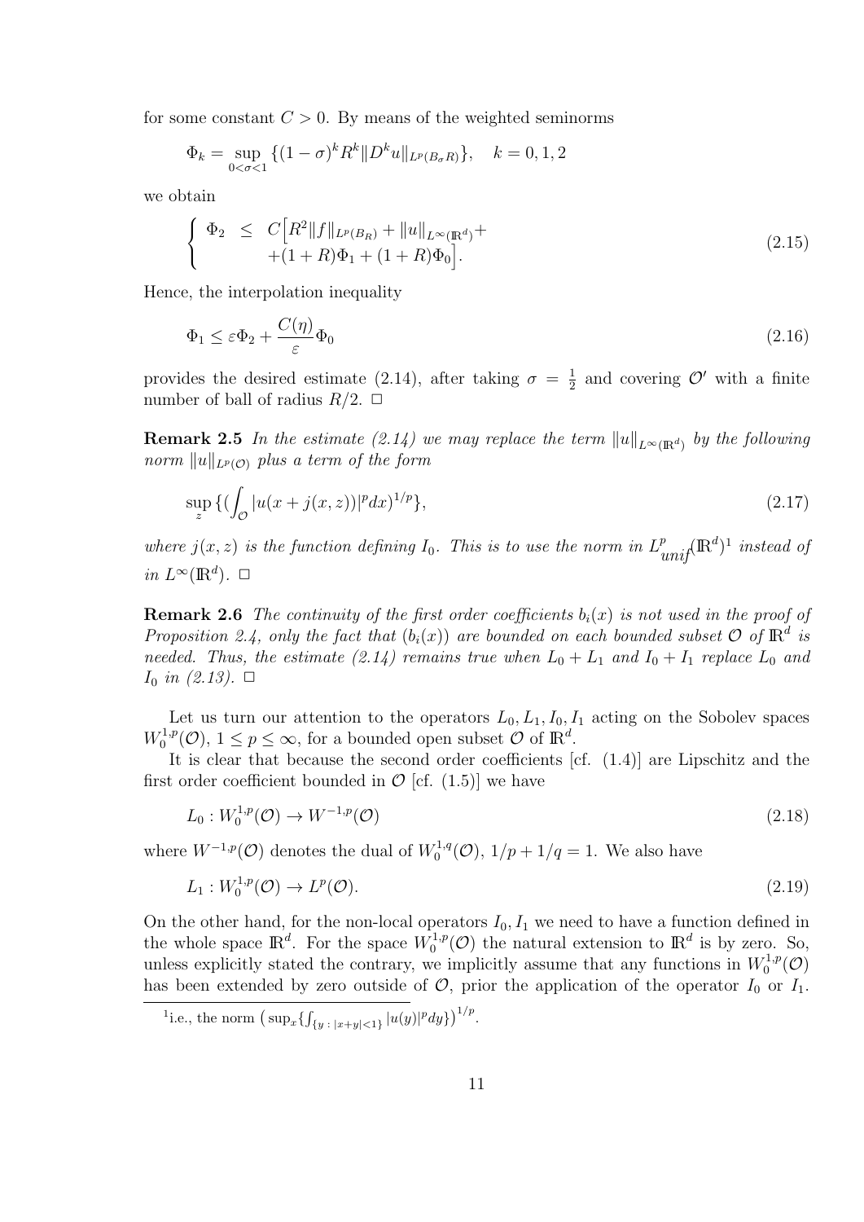for some constant $C > 0$. By means of the weighted seminorms

$$
\Phi_k = \sup_{0<\sigma<1} \{(1-\sigma)^k R^k \|D^k u\|_{L^p(B_\sigma R)}\}, \quad k = 0, 1, 2
$$

we obtain

$$
\begin{cases} \Phi_2 \leq C\Big[R^2 \|f\|_{L^p(B_R)} + \|u\|_{L^\infty(\mathbb{R}^d)} + \\ \qquad +(1+R)\Phi_1 + (1+R)\Phi_0\Big]. \end{cases} \tag{2.15}
$$

Hence, the interpolation inequality

$$
\Phi_1 \leq \varepsilon \Phi_2 + \frac{C(\eta)}{\varepsilon} \Phi_0 \tag{2.16}
$$

provides the desired estimate (2.14), after taking $\sigma = \frac{1}{2}$ and covering $\mathcal{O}'$ with a finite number of ball of radius $R/2$. □

**Remark 2.5** *In the estimate (2.14) we may replace the term $\|u\|_{L^\infty(\mathbb{R}^d)}$ by the following norm $\|u\|_{L^p(\mathcal{O})}$ plus a term of the form*

$$
\sup_z \{(\int_{\mathcal{O}} |u(x + j(x,z))|^p dx)^{1/p}\}, \tag{2.17}
$$

*where $j(x,z)$ is the function defining $I_0$. This is to use the norm in $L^p_{unif}(\mathbb{R}^d)$*[1] *instead of in $L^\infty(\mathbb{R}^d)$.* □

**Remark 2.6** *The continuity of the first order coefficients $b_i(x)$ is not used in the proof of Proposition 2.4, only the fact that $(b_i(x))$ are bounded on each bounded subset $\mathcal{O}$ of $\mathbb{R}^d$ is needed. Thus, the estimate (2.14) remains true when $L_0 + L_1$ and $I_0 + I_1$ replace $L_0$ and $I_0$ in (2.13).* □

Let us turn our attention to the operators $L_0, L_1, I_0, I_1$ acting on the Sobolev spaces $W_0^{1,p}(\mathcal{O})$, $1 \leq p \leq \infty$, for a bounded open subset $\mathcal{O}$ of $\mathbb{R}^d$.

It is clear that because the second order coefficients [cf. (1.4)] are Lipschitz and the first order coefficient bounded in $\mathcal{O}$ [cf. (1.5)] we have

$$
L_0 : W_0^{1,p}(\mathcal{O}) \to W^{-1,p}(\mathcal{O}) \tag{2.18}
$$

where $W^{-1,p}(\mathcal{O})$ denotes the dual of $W_0^{1,q}(\mathcal{O})$, $1/p + 1/q = 1$. We also have

$$
L_1 : W_0^{1,p}(\mathcal{O}) \to L^p(\mathcal{O}). \tag{2.19}
$$

On the other hand, for the non-local operators $I_0, I_1$ we need to have a function defined in the whole space $\mathbb{R}^d$. For the space $W_0^{1,p}(\mathcal{O})$ the natural extension to $\mathbb{R}^d$ is by zero. So, unless explicitly stated the contrary, we implicitly assume that any functions in $W_0^{1,p}(\mathcal{O})$ has been extended by zero outside of $\mathcal{O}$, prior the application of the operator $I_0$ or $I_1$.

[1] i.e., the norm $\big(\sup_x \{\int_{\{y\,:\,|x+y|<1\}} |u(y)|^p dy\}\big)^{1/p}$.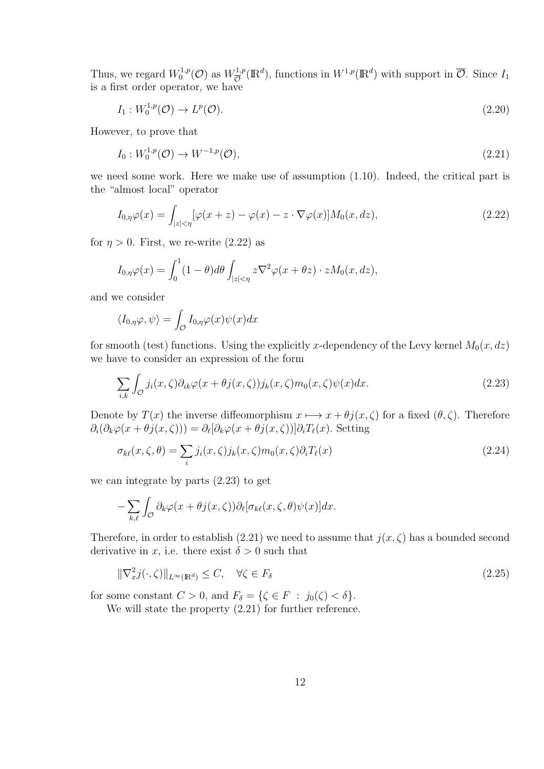Thus, we regard $W_0^{1,p}(\mathcal{O})$ as $W_{\overline{\mathcal{O}}}^{1,p}(\mathbb{R}^d)$, functions in $W^{1,p}(\mathbb{R}^d)$ with support in $\overline{\mathcal{O}}$. Since $I_1$ is a first order operator, we have

$$I_1 : W_0^{1,p}(\mathcal{O}) \to L^p(\mathcal{O}). \tag{2.20}$$

However, to prove that

$$I_0 : W_0^{1,p}(\mathcal{O}) \to W^{-1,p}(\mathcal{O}), \tag{2.21}$$

we need some work. Here we make use of assumption (1.10). Indeed, the critical part is the "almost local" operator

$$I_{0,\eta}\varphi(x) = \int_{|z|<\eta} [\varphi(x+z) - \varphi(x) - z \cdot \nabla\varphi(x)] M_0(x, dz), \tag{2.22}$$

for $\eta > 0$. First, we re-write (2.22) as

$$I_{0,\eta}\varphi(x) = \int_0^1 (1-\theta) d\theta \int_{|z|<\eta} z \nabla^2 \varphi(x + \theta z) \cdot z M_0(x, dz),$$

and we consider

$$\langle I_{0,\eta}\varphi, \psi \rangle = \int_{\mathcal{O}} I_{0,\eta}\varphi(x)\psi(x) dx$$

for smooth (test) functions. Using the explicitly $x$-dependency of the Levy kernel $M_0(x, dz)$ we have to consider an expression of the form

$$\sum_{i,k} \int_{\mathcal{O}} j_i(x,\zeta) \partial_{ik} \varphi(x + \theta j(x,\zeta)) j_k(x,\zeta) m_0(x,\zeta) \psi(x) dx. \tag{2.23}$$

Denote by $T(x)$ the inverse diffeomorphism $x \longmapsto x + \theta j(x,\zeta)$ for a fixed $(\theta, \zeta)$. Therefore $\partial_i(\partial_k \varphi(x + \theta j(x,\zeta))) = \partial_\ell [\partial_k \varphi(x + \theta j(x,\zeta))] \partial_i T_\ell(x)$. Setting

$$\sigma_{k\ell}(x,\zeta,\theta) = \sum_i j_i(x,\zeta) j_k(x,\zeta) m_0(x,\zeta) \partial_i T_\ell(x) \tag{2.24}$$

we can integrate by parts (2.23) to get

$$-\sum_{k,\ell} \int_{\mathcal{O}} \partial_k \varphi(x + \theta j(x,\zeta)) \partial_\ell [\sigma_{k\ell}(x,\zeta,\theta)\psi(x)] dx.$$

Therefore, in order to establish (2.21) we need to assume that $j(x,\zeta)$ has a bounded second derivative in $x$, i.e. there exist $\delta > 0$ such that

$$\|\nabla_x^2 j(\cdot,\zeta)\|_{L^\infty(\mathbb{R}^d)} \leq C, \quad \forall \zeta \in F_\delta \tag{2.25}$$

for some constant $C > 0$, and $F_\delta = \{\zeta \in F \; : \; j_0(\zeta) < \delta\}$.

We will state the property (2.21) for further reference.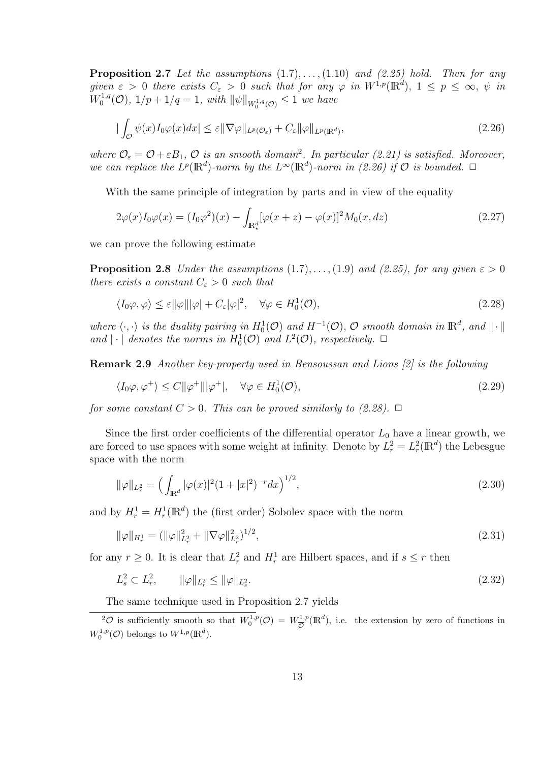**Proposition 2.7** *Let the assumptions* (1.7), …, (1.10) *and (2.25) hold. Then for any given $\varepsilon > 0$ there exists $C_\varepsilon > 0$ such that for any $\varphi$ in $W^{1,p}(\mathbb{R}^d)$, $1 \le p \le \infty$, $\psi$ in $W_0^{1,q}(\mathcal{O})$, $1/p + 1/q = 1$, with $\|\psi\|_{W_0^{1,q}(\mathcal{O})} \le 1$ we have*

$$
\Big| \int_{\mathcal{O}} \psi(x) I_0\varphi(x) dx \Big| \le \varepsilon \|\nabla\varphi\|_{L^p(\mathcal{O}_\varepsilon)} + C_\varepsilon \|\varphi\|_{L^p(\mathbb{R}^d)}, \tag{2.26}
$$

*where $\mathcal{O}_\varepsilon = \mathcal{O} + \varepsilon B_1$, $\mathcal{O}$ is an smooth domain*[2]*. In particular (2.21) is satisfied. Moreover, we can replace the $L^p(\mathbb{R}^d)$-norm by the $L^\infty(\mathbb{R}^d)$-norm in (2.26) if $\mathcal{O}$ is bounded.* □

With the same principle of integration by parts and in view of the equality

$$
2\varphi(x) I_0\varphi(x) = (I_0\varphi^2)(x) - \int_{\mathbb{R}^d_*} [\varphi(x+z) - \varphi(x)]^2 M_0(x, dz) \tag{2.27}
$$

we can prove the following estimate

**Proposition 2.8** *Under the assumptions* (1.7), …, (1.9) *and (2.25), for any given $\varepsilon > 0$ there exists a constant $C_\varepsilon > 0$ such that*

$$
\langle I_0\varphi, \varphi \rangle \le \varepsilon \|\varphi\| |\varphi| + C_\varepsilon |\varphi|^2, \quad \forall \varphi \in H_0^1(\mathcal{O}), \tag{2.28}
$$

*where $\langle \cdot, \cdot \rangle$ is the duality pairing in $H_0^1(\mathcal{O})$ and $H^{-1}(\mathcal{O})$, $\mathcal{O}$ smooth domain in $\mathbb{R}^d$, and $\| \cdot \|$ and $| \cdot |$ denotes the norms in $H_0^1(\mathcal{O})$ and $L^2(\mathcal{O})$, respectively.* □

**Remark 2.9** *Another key-property used in Bensoussan and Lions [2] is the following*

$$
\langle I_0\varphi, \varphi^+ \rangle \le C \|\varphi^+\| |\varphi^+|, \quad \forall \varphi \in H_0^1(\mathcal{O}), \tag{2.29}
$$

*for some constant $C > 0$. This can be proved similarly to (2.28).* □

Since the first order coefficients of the differential operator $L_0$ have a linear growth, we are forced to use spaces with some weight at infinity. Denote by $L^2_r = L^2_r(\mathbb{R}^d)$ the Lebesgue space with the norm

$$
\|\varphi\|_{L^2_r} = \Big( \int_{\mathbb{R}^d} |\varphi(x)|^2 (1 + |x|^2)^{-r} dx \Big)^{1/2}, \tag{2.30}
$$

and by $H^1_r = H^1_r(\mathbb{R}^d)$ the (first order) Sobolev space with the norm

$$
\|\varphi\|_{H^1_r} = (\|\varphi\|^2_{L^2_r} + \|\nabla\varphi\|^2_{L^2_r})^{1/2}, \tag{2.31}
$$

for any $r \ge 0$. It is clear that $L^2_r$ and $H^1_r$ are Hilbert spaces, and if $s \le r$ then

$$
L^2_s \subset L^2_r, \qquad \|\varphi\|_{L^2_r} \le \|\varphi\|_{L^2_s}. \tag{2.32}
$$

The same technique used in Proposition 2.7 yields

---

[2] $\mathcal{O}$ is sufficiently smooth so that $W_0^{1,p}(\mathcal{O}) = W^{1,p}_{\overline{\mathcal{O}}}(\mathbb{R}^d)$, i.e. the extension by zero of functions in $W_0^{1,p}(\mathcal{O})$ belongs to $W^{1,p}(\mathbb{R}^d)$.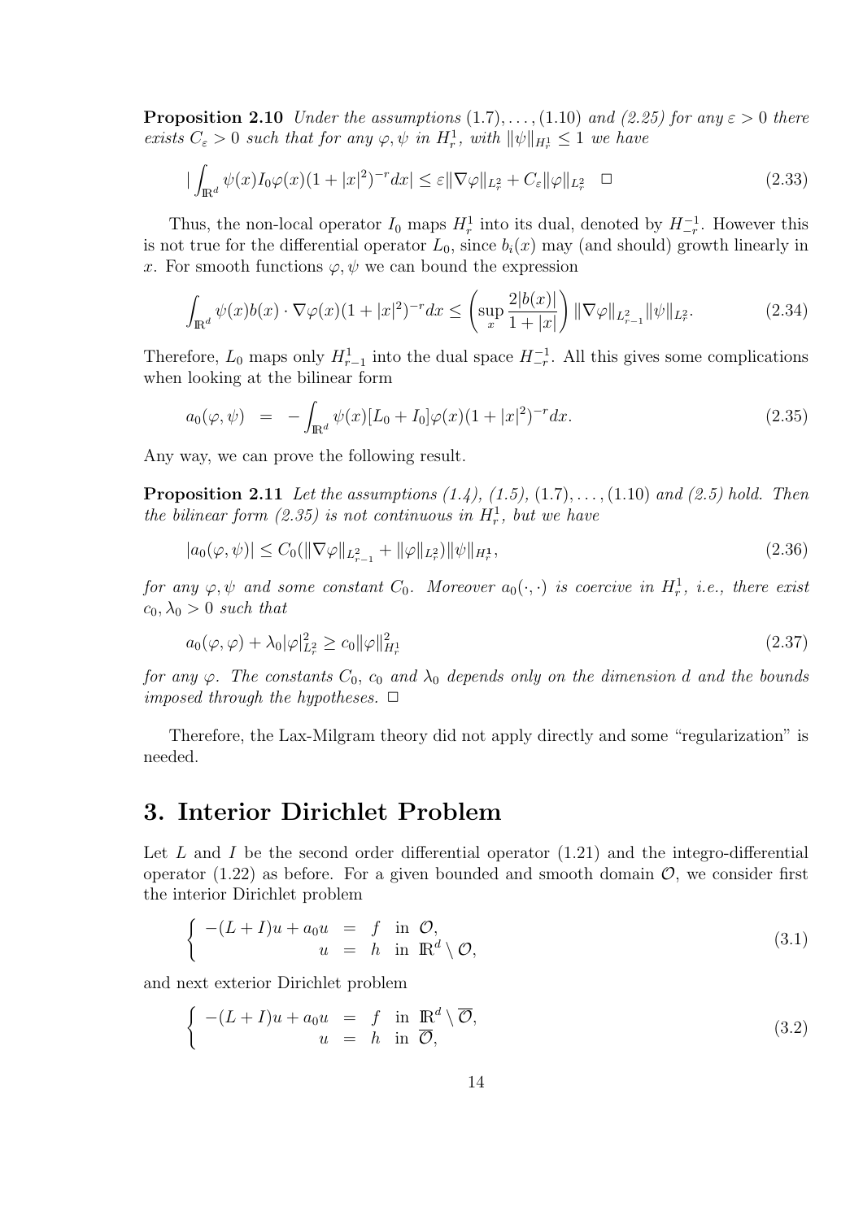**Proposition 2.10** *Under the assumptions* (1.7), ..., (1.10) *and (2.25) for any* $\varepsilon > 0$ *there exists* $C_\varepsilon > 0$ *such that for any* $\varphi, \psi$ *in* $H^1_r$*, with* $\|\psi\|_{H^1_r} \leq 1$ *we have*

$$
\left| \int_{\mathbb{R}^d} \psi(x) I_0 \varphi(x) (1 + |x|^2)^{-r} dx \right| \leq \varepsilon \|\nabla \varphi\|_{L^2_r} + C_\varepsilon \|\varphi\|_{L^2_r} \quad \square \tag{2.33}
$$

Thus, the non-local operator $I_0$ maps $H^1_r$ into its dual, denoted by $H^{-1}_{-r}$. However this is not true for the differential operator $L_0$, since $b_i(x)$ may (and should) growth linearly in $x$. For smooth functions $\varphi, \psi$ we can bound the expression

$$
\int_{\mathbb{R}^d} \psi(x) b(x) \cdot \nabla \varphi(x) (1 + |x|^2)^{-r} dx \leq \left( \sup_x \frac{2|b(x)|}{1 + |x|} \right) \|\nabla \varphi\|_{L^2_{r-1}} \|\psi\|_{L^2_r}. \tag{2.34}
$$

Therefore, $L_0$ maps only $H^1_{r-1}$ into the dual space $H^{-1}_{-r}$. All this gives some complications when looking at the bilinear form

$$
a_0(\varphi, \psi) \;=\; -\int_{\mathbb{R}^d} \psi(x) [L_0 + I_0] \varphi(x) (1 + |x|^2)^{-r} dx. \tag{2.35}
$$

Any way, we can prove the following result.

**Proposition 2.11** *Let the assumptions (1.4), (1.5),* (1.7), ..., (1.10) *and (2.5) hold. Then the bilinear form (2.35) is not continuous in* $H^1_r$*, but we have*

$$
|a_0(\varphi, \psi)| \leq C_0 (\|\nabla \varphi\|_{L^2_{r-1}} + \|\varphi\|_{L^2_r}) \|\psi\|_{H^1_r}, \tag{2.36}
$$

*for any* $\varphi, \psi$ *and some constant* $C_0$*. Moreover* $a_0(\cdot, \cdot)$ *is coercive in* $H^1_r$*, i.e., there exist* $c_0, \lambda_0 > 0$ *such that*

$$
a_0(\varphi, \varphi) + \lambda_0 |\varphi|^2_{L^2_r} \geq c_0 \|\varphi\|^2_{H^1_r} \tag{2.37}
$$

*for any* $\varphi$*. The constants* $C_0$*,* $c_0$ *and* $\lambda_0$ *depends only on the dimension* $d$ *and the bounds imposed through the hypotheses.* $\square$

Therefore, the Lax-Milgram theory did not apply directly and some "regularization" is needed.

# 3. Interior Dirichlet Problem

Let $L$ and $I$ be the second order differential operator (1.21) and the integro-differential operator (1.22) as before. For a given bounded and smooth domain $\mathcal{O}$, we consider first the interior Dirichlet problem

$$
\begin{cases} -(L + I)u + a_0 u \;=\; f \;\text{ in } \mathcal{O}, \\ \qquad\qquad\quad\;\; u \;=\; h \;\text{ in } \mathbb{R}^d \setminus \mathcal{O}, \end{cases} \tag{3.1}
$$

and next exterior Dirichlet problem

$$
\begin{cases} -(L + I)u + a_0 u \;=\; f \;\text{ in } \mathbb{R}^d \setminus \overline{\mathcal{O}}, \\ \qquad\qquad\quad\;\; u \;=\; h \;\text{ in } \overline{\mathcal{O}}, \end{cases} \tag{3.2}
$$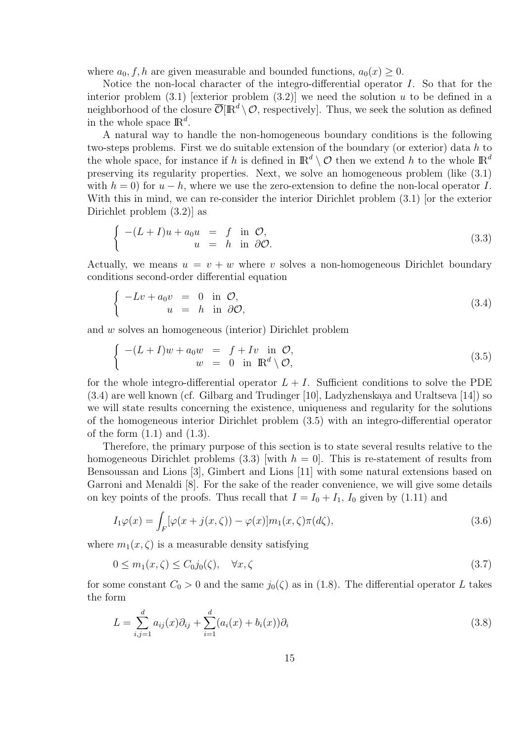where $a_0, f, h$ are given measurable and bounded functions, $a_0(x) \geq 0$.

Notice the non-local character of the integro-differential operator $I$. So that for the interior problem (3.1) [exterior problem (3.2)] we need the solution $u$ to be defined in a neighborhood of the closure $\overline{\mathcal{O}}[\mathbb{R}^d \setminus \mathcal{O}$, respectively]. Thus, we seek the solution as defined in the whole space $\mathbb{R}^d$.

A natural way to handle the non-homogeneous boundary conditions is the following two-steps problems. First we do suitable extension of the boundary (or exterior) data $h$ to the whole space, for instance if $h$ is defined in $\mathbb{R}^d \setminus \mathcal{O}$ then we extend $h$ to the whole $\mathbb{R}^d$ preserving its regularity properties. Next, we solve an homogeneous problem (like (3.1) with $h = 0$) for $u - h$, where we use the zero-extension to define the non-local operator $I$. With this in mind, we can re-consider the interior Dirichlet problem (3.1) [or the exterior Dirichlet problem (3.2)] as

$$
\begin{cases} -(L+I)u + a_0 u = f & \text{in } \mathcal{O}, \\ u = h & \text{in } \partial\mathcal{O}. \end{cases} \tag{3.3}
$$

Actually, we means $u = v + w$ where $v$ solves a non-homogeneous Dirichlet boundary conditions second-order differential equation

$$
\begin{cases} -Lv + a_0 v = 0 & \text{in } \mathcal{O}, \\ u = h & \text{in } \partial\mathcal{O}, \end{cases} \tag{3.4}
$$

and $w$ solves an homogeneous (interior) Dirichlet problem

$$
\begin{cases} -(L+I)w + a_0 w = f + Iv & \text{in } \mathcal{O}, \\ w = 0 & \text{in } \mathbb{R}^d \setminus \mathcal{O}, \end{cases} \tag{3.5}
$$

for the whole integro-differential operator $L + I$. Sufficient conditions to solve the PDE (3.4) are well known (cf. Gilbarg and Trudinger [10], Ladyzhenskaya and Uraltseva [14]) so we will state results concerning the existence, uniqueness and regularity for the solutions of the homogeneous interior Dirichlet problem (3.5) with an integro-differential operator of the form (1.1) and (1.3).

Therefore, the primary purpose of this section is to state several results relative to the homogeneous Dirichlet problems (3.3) [with $h = 0$]. This is re-statement of results from Bensoussan and Lions [3], Gimbert and Lions [11] with some natural extensions based on Garroni and Menaldi [8]. For the sake of the reader convenience, we will give some details on key points of the proofs. Thus recall that $I = I_0 + I_1$, $I_0$ given by (1.11) and

$$
I_1\varphi(x) = \int_F [\varphi(x + j(x,\zeta)) - \varphi(x)] m_1(x,\zeta)\pi(d\zeta), \tag{3.6}
$$

where $m_1(x,\zeta)$ is a measurable density satisfying

$$
0 \leq m_1(x,\zeta) \leq C_0 j_0(\zeta), \quad \forall x, \zeta \tag{3.7}
$$

for some constant $C_0 > 0$ and the same $j_0(\zeta)$ as in (1.8). The differential operator $L$ takes the form

$$
L = \sum_{i,j=1}^{d} a_{ij}(x)\partial_{ij} + \sum_{i=1}^{d} (a_i(x) + b_i(x))\partial_i \tag{3.8}
$$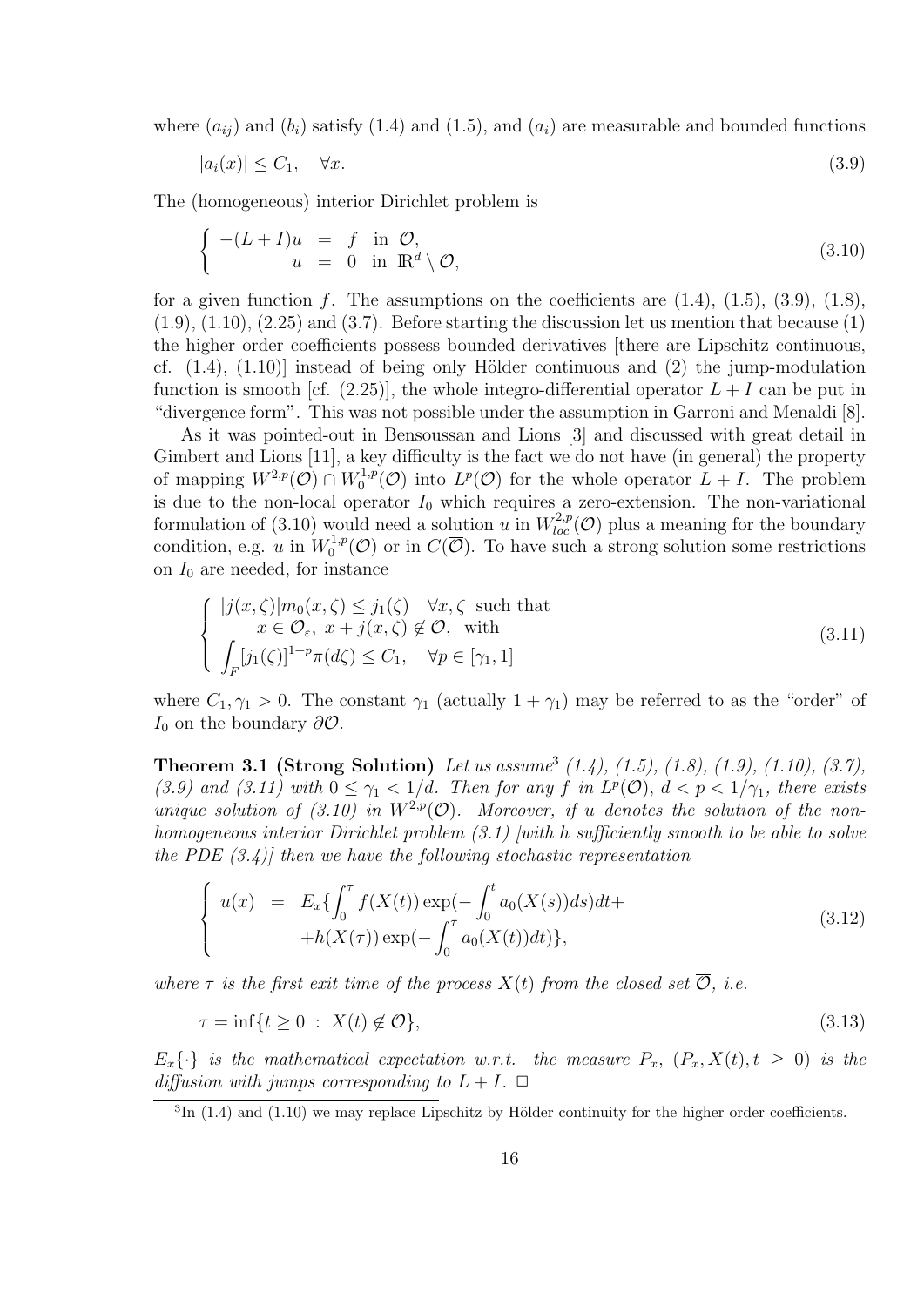where $(a_{ij})$ and $(b_i)$ satisfy (1.4) and (1.5), and $(a_i)$ are measurable and bounded functions

$$|a_i(x)| \leq C_1, \quad \forall x. \tag{3.9}$$

The (homogeneous) interior Dirichlet problem is

$$\begin{cases} -(L+I)u &= f \quad \text{in } \mathcal{O}, \\ \qquad\quad u &= 0 \quad \text{in } \mathbb{R}^d \setminus \mathcal{O}, \end{cases} \tag{3.10}$$

for a given function $f$. The assumptions on the coefficients are (1.4), (1.5), (3.9), (1.8), (1.9), (1.10), (2.25) and (3.7). Before starting the discussion let us mention that because (1) the higher order coefficients possess bounded derivatives [there are Lipschitz continuous, cf. (1.4), (1.10)] instead of being only Hölder continuous and (2) the jump-modulation function is smooth [cf. (2.25)], the whole integro-differential operator $L + I$ can be put in "divergence form". This was not possible under the assumption in Garroni and Menaldi [8].

As it was pointed-out in Bensoussan and Lions [3] and discussed with great detail in Gimbert and Lions [11], a key difficulty is the fact we do not have (in general) the property of mapping $W^{2,p}(\mathcal{O}) \cap W_0^{1,p}(\mathcal{O})$ into $L^p(\mathcal{O})$ for the whole operator $L + I$. The problem is due to the non-local operator $I_0$ which requires a zero-extension. The non-variational formulation of (3.10) would need a solution $u$ in $W_{loc}^{2,p}(\mathcal{O})$ plus a meaning for the boundary condition, e.g. $u$ in $W_0^{1,p}(\mathcal{O})$ or in $C(\overline{\mathcal{O}})$. To have such a strong solution some restrictions on $I_0$ are needed, for instance

$$\begin{cases} |j(x,\zeta)| m_0(x,\zeta) \leq j_1(\zeta) \quad \forall x, \zeta \text{ such that} \\ \qquad x \in \mathcal{O}_\varepsilon, \ x + j(x,\zeta) \notin \mathcal{O}, \ \text{ with} \\ \displaystyle\int_F [j_1(\zeta)]^{1+p} \pi(d\zeta) \leq C_1, \quad \forall p \in [\gamma_1, 1] \end{cases} \tag{3.11}$$

where $C_1, \gamma_1 > 0$. The constant $\gamma_1$ (actually $1 + \gamma_1$) may be referred to as the "order" of $I_0$ on the boundary $\partial\mathcal{O}$.

**Theorem 3.1 (Strong Solution)** *Let us assume*[3] *(1.4), (1.5), (1.8), (1.9), (1.10), (3.7), (3.9) and (3.11) with $0 \leq \gamma_1 < 1/d$. Then for any $f$ in $L^p(\mathcal{O})$, $d < p < 1/\gamma_1$, there exists unique solution of (3.10) in $W^{2,p}(\mathcal{O})$. Moreover, if $u$ denotes the solution of the non-homogeneous interior Dirichlet problem (3.1) [with $h$ sufficiently smooth to be able to solve the PDE (3.4)] then we have the following stochastic representation*

$$\begin{cases} u(x) &= E_x\{\displaystyle\int_0^\tau f(X(t)) \exp(-\int_0^t a_0(X(s)) ds) dt + \\ & \qquad + h(X(\tau)) \exp(-\displaystyle\int_0^\tau a_0(X(t)) dt)\}, \end{cases} \tag{3.12}$$

*where $\tau$ is the first exit time of the process $X(t)$ from the closed set $\overline{\mathcal{O}}$, i.e.*

$$\tau = \inf\{t \geq 0 \ : \ X(t) \notin \overline{\mathcal{O}}\}, \tag{3.13}$$

*$E_x\{\cdot\}$ is the mathematical expectation w.r.t. the measure $P_x$, $(P_x, X(t), t \geq 0)$ is the diffusion with jumps corresponding to $L + I$.* □

[3] In (1.4) and (1.10) we may replace Lipschitz by Hölder continuity for the higher order coefficients.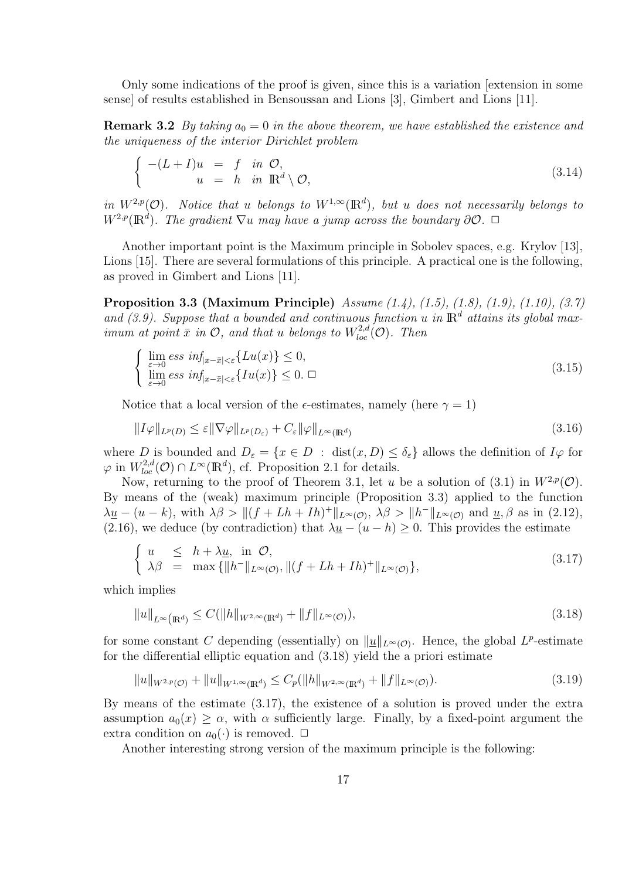Only some indications of the proof is given, since this is a variation [extension in some sense] of results established in Bensoussan and Lions [3], Gimbert and Lions [11].

**Remark 3.2** *By taking $a_0 = 0$ in the above theorem, we have established the existence and the uniqueness of the interior Dirichlet problem*

$$\begin{cases} -(L+I)u &= f \quad \text{in } \mathcal{O}, \\ \quad\quad u &= h \quad \text{in } \mathbb{R}^d \setminus \mathcal{O}, \end{cases} \tag{3.14}$$

*in $W^{2,p}(\mathcal{O})$. Notice that $u$ belongs to $W^{1,\infty}(\mathbb{R}^d)$, but $u$ does not necessarily belongs to $W^{2,p}(\mathbb{R}^d)$. The gradient $\nabla u$ may have a jump across the boundary $\partial\mathcal{O}$.* $\Box$

Another important point is the Maximum principle in Sobolev spaces, e.g. Krylov [13], Lions [15]. There are several formulations of this principle. A practical one is the following, as proved in Gimbert and Lions [11].

**Proposition 3.3 (Maximum Principle)** *Assume (1.4), (1.5), (1.8), (1.9), (1.10), (3.7) and (3.9). Suppose that a bounded and continuous function $u$ in $\mathbb{R}^d$ attains its global maximum at point $\bar{x}$ in $\mathcal{O}$, and that $u$ belongs to $W^{2,d}_{loc}(\mathcal{O})$. Then*

$$\begin{cases} \lim\limits_{\varepsilon \to 0} \text{ess inf}_{|x-\bar{x}|<\varepsilon}\{Lu(x)\} \leq 0, \\ \lim\limits_{\varepsilon \to 0} \text{ess inf}_{|x-\bar{x}|<\varepsilon}\{Iu(x)\} \leq 0. \;\Box \end{cases} \tag{3.15}$$

Notice that a local version of the $\epsilon$-estimates, namely (here $\gamma = 1$)

$$\|I\varphi\|_{L^p(D)} \leq \varepsilon\|\nabla\varphi\|_{L^p(D_\varepsilon)} + C_\varepsilon\|\varphi\|_{L^\infty(\mathbb{R}^d)} \tag{3.16}$$

where $D$ is bounded and $D_\varepsilon = \{x \in D \;:\; \text{dist}(x, D) \leq \delta_\varepsilon\}$ allows the definition of $I\varphi$ for $\varphi$ in $W^{2,d}_{loc}(\mathcal{O}) \cap L^\infty(\mathbb{R}^d)$, cf. Proposition 2.1 for details.

Now, returning to the proof of Theorem 3.1, let $u$ be a solution of (3.1) in $W^{2,p}(\mathcal{O})$. By means of the (weak) maximum principle (Proposition 3.3) applied to the function $\lambda\underline{u} - (u-k)$, with $\lambda\beta > \|(f + Lh + Ih)^+\|_{L^\infty(\mathcal{O})}$, $\lambda\beta > \|h^-\|_{L^\infty(\mathcal{O})}$ and $\underline{u}, \beta$ as in (2.12), (2.16), we deduce (by contradiction) that $\lambda\underline{u} - (u-h) \geq 0$. This provides the estimate

$$\begin{cases} u &\leq h + \lambda\underline{u}, \text{ in } \mathcal{O}, \\ \lambda\beta &= \max\{\|h^-\|_{L^\infty(\mathcal{O})}, \|(f + Lh + Ih)^+\|_{L^\infty(\mathcal{O})}\}, \end{cases} \tag{3.17}$$

which implies

$$\|u\|_{L^\infty(\mathbb{R}^d)} \leq C(\|h\|_{W^{2,\infty}(\mathbb{R}^d)} + \|f\|_{L^\infty(\mathcal{O})}), \tag{3.18}$$

for some constant $C$ depending (essentially) on $\|\underline{u}\|_{L^\infty(\mathcal{O})}$. Hence, the global $L^p$-estimate for the differential elliptic equation and (3.18) yield the a priori estimate

$$\|u\|_{W^{2,p}(\mathcal{O})} + \|u\|_{W^{1,\infty}(\mathbb{R}^d)} \leq C_p(\|h\|_{W^{2,\infty}(\mathbb{R}^d)} + \|f\|_{L^\infty(\mathcal{O})}). \tag{3.19}$$

By means of the estimate (3.17), the existence of a solution is proved under the extra assumption $a_0(x) \geq \alpha$, with $\alpha$ sufficiently large. Finally, by a fixed-point argument the extra condition on $a_0(\cdot)$ is removed. $\Box$

Another interesting strong version of the maximum principle is the following: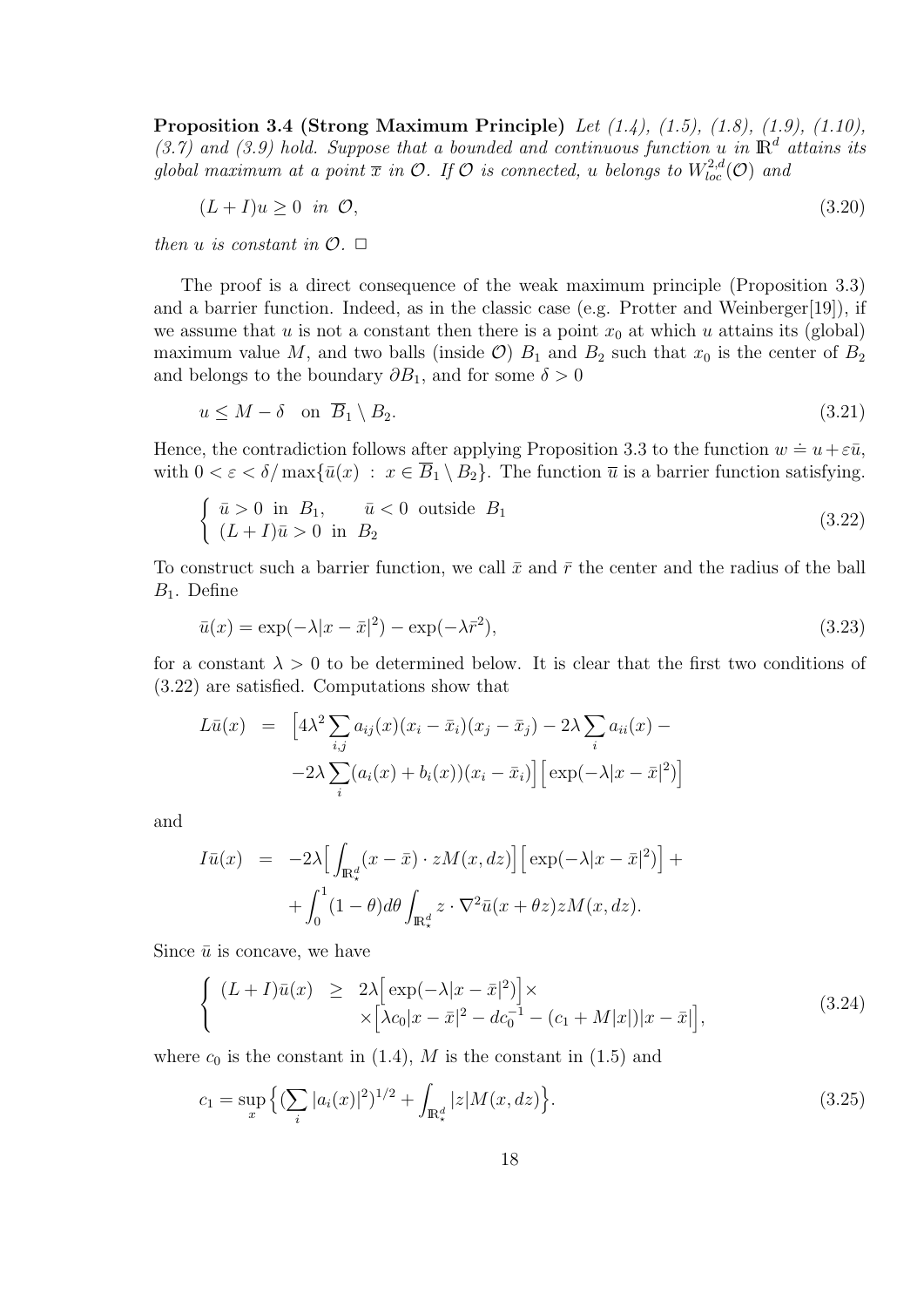**Proposition 3.4 (Strong Maximum Principle)** *Let (1.4), (1.5), (1.8), (1.9), (1.10), (3.7) and (3.9) hold. Suppose that a bounded and continuous function $u$ in $\mathbb{R}^d$ attains its global maximum at a point $\overline{x}$ in $\mathcal{O}$. If $\mathcal{O}$ is connected, $u$ belongs to $W^{2,d}_{loc}(\mathcal{O})$ and*

$$
(L+I)u \geq 0 \quad \text{in} \ \mathcal{O}, \tag{3.20}
$$

*then $u$ is constant in $\mathcal{O}$.* □

The proof is a direct consequence of the weak maximum principle (Proposition 3.3) and a barrier function. Indeed, as in the classic case (e.g. Protter and Weinberger[19]), if we assume that $u$ is not a constant then there is a point $x_0$ at which $u$ attains its (global) maximum value $M$, and two balls (inside $\mathcal{O}$) $B_1$ and $B_2$ such that $x_0$ is the center of $B_2$ and belongs to the boundary $\partial B_1$, and for some $\delta > 0$

$$
u \leq M - \delta \quad \text{on} \ \overline{B}_1 \setminus B_2. \tag{3.21}
$$

Hence, the contradiction follows after applying Proposition 3.3 to the function $w \doteq u + \varepsilon \bar{u}$, with $0 < \varepsilon < \delta / \max\{\bar{u}(x) \ : \ x \in \overline{B}_1 \setminus B_2\}$. The function $\overline{u}$ is a barrier function satisfying.

$$
\begin{cases} \bar{u} > 0 \ \text{in} \ B_1, \qquad \bar{u} < 0 \ \text{outside} \ B_1 \\ (L+I)\bar{u} > 0 \ \text{in} \ B_2 \end{cases} \tag{3.22}
$$

To construct such a barrier function, we call $\bar{x}$ and $\bar{r}$ the center and the radius of the ball $B_1$. Define

$$
\bar{u}(x) = \exp(-\lambda |x - \bar{x}|^2) - \exp(-\lambda \bar{r}^2), \tag{3.23}
$$

for a constant $\lambda > 0$ to be determined below. It is clear that the first two conditions of (3.22) are satisfied. Computations show that

$$
\begin{aligned} L\bar{u}(x) \ &= \ \Big[4\lambda^2 \sum_{i,j} a_{ij}(x)(x_i - \bar{x}_i)(x_j - \bar{x}_j) - 2\lambda \sum_i a_{ii}(x) - \\ &\quad -2\lambda \sum_i (a_i(x) + b_i(x))(x_i - \bar{x}_i)\Big] \Big[\exp(-\lambda |x - \bar{x}|^2)\Big] \end{aligned}
$$

and

$$
\begin{aligned} I\bar{u}(x) \ &= \ -2\lambda \Big[\int_{\mathbb{R}^d_*} (x - \bar{x}) \cdot z M(x, dz)\Big] \Big[\exp(-\lambda |x - \bar{x}|^2)\Big] + \\ &\quad + \int_0^1 (1 - \theta) d\theta \int_{\mathbb{R}^d_*} z \cdot \nabla^2 \bar{u}(x + \theta z) z M(x, dz). \end{aligned}
$$

Since $\bar{u}$ is concave, we have

$$
\begin{cases} (L+I)\bar{u}(x) \ \geq \ 2\lambda \Big[\exp(-\lambda |x - \bar{x}|^2)\Big] \times \\ \qquad \times \Big[\lambda c_0 |x - \bar{x}|^2 - d c_0^{-1} - (c_1 + M|x|)|x - \bar{x}|\Big], \end{cases} \tag{3.24}
$$

where $c_0$ is the constant in (1.4), $M$ is the constant in (1.5) and

$$
c_1 = \sup_x \Big\{ \big(\sum_i |a_i(x)|^2\big)^{1/2} + \int_{\mathbb{R}^d_*} |z| M(x, dz) \Big\}. \tag{3.25}
$$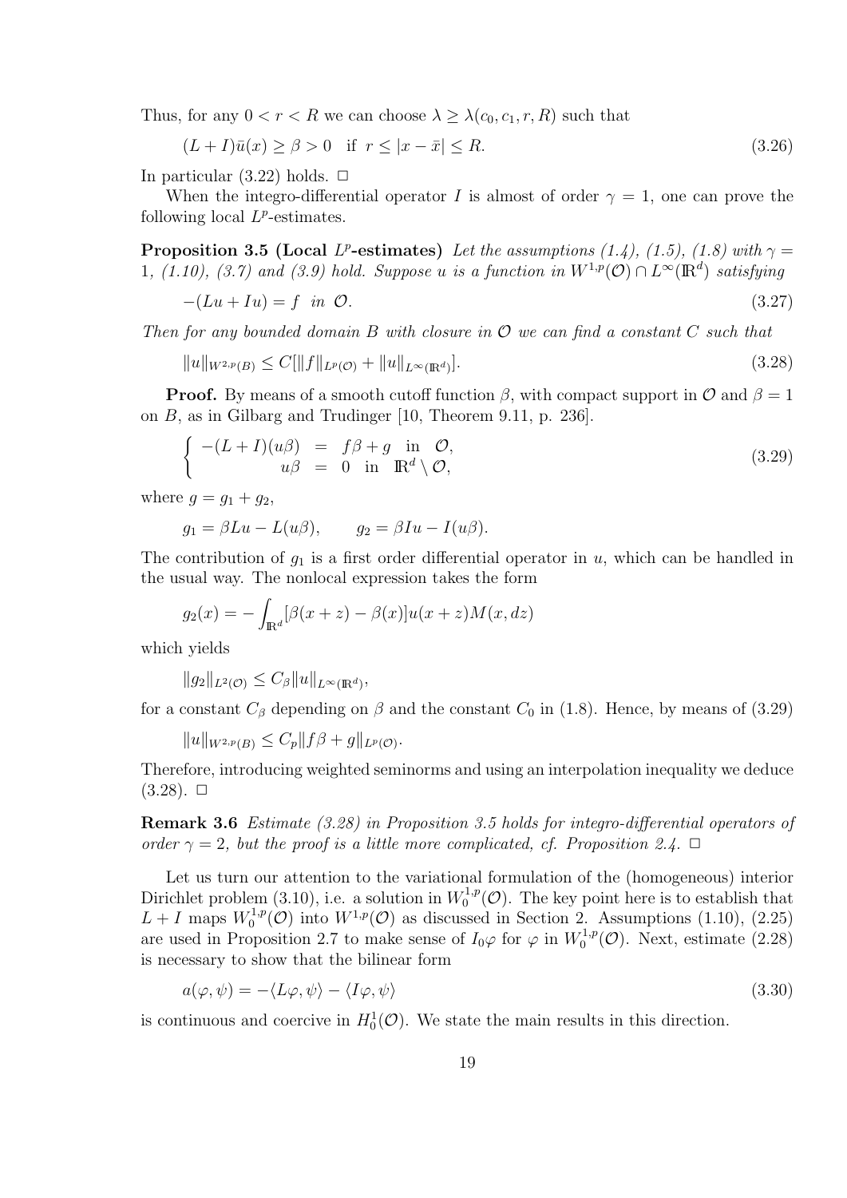Thus, for any $0 < r < R$ we can choose $\lambda \geq \lambda(c_0, c_1, r, R)$ such that

$$(L + I)\bar{u}(x) \geq \beta > 0 \quad \text{if} \ \ r \leq |x - \bar{x}| \leq R. \tag{3.26}$$

In particular (3.22) holds. $\square$

When the integro-differential operator $I$ is almost of order $\gamma = 1$, one can prove the following local $L^p$-estimates.

**Proposition 3.5 (Local $L^p$-estimates)** *Let the assumptions (1.4), (1.5), (1.8) with $\gamma = 1$, (1.10), (3.7) and (3.9) hold. Suppose $u$ is a function in $W^{1,p}(\mathcal{O}) \cap L^\infty(\mathbb{R}^d)$ satisfying*

$$-(Lu + Iu) = f \ \ \text{in} \ \ \mathcal{O}. \tag{3.27}$$

*Then for any bounded domain $B$ with closure in $\mathcal{O}$ we can find a constant $C$ such that*

$$\|u\|_{W^{2,p}(B)} \leq C[\|f\|_{L^p(\mathcal{O})} + \|u\|_{L^\infty(\mathbb{R}^d)}]. \tag{3.28}$$

**Proof.** By means of a smooth cutoff function $\beta$, with compact support in $\mathcal{O}$ and $\beta = 1$ on $B$, as in Gilbarg and Trudinger [10, Theorem 9.11, p. 236].

$$\begin{cases} -(L + I)(u\beta) &= f\beta + g \quad \text{in} \quad \mathcal{O}, \\ u\beta &= 0 \quad \text{in} \quad \mathbb{R}^d \setminus \mathcal{O}, \end{cases} \tag{3.29}$$

where $g = g_1 + g_2$,

$$g_1 = \beta L u - L(u\beta), \qquad g_2 = \beta I u - I(u\beta).$$

The contribution of $g_1$ is a first order differential operator in $u$, which can be handled in the usual way. The nonlocal expression takes the form

$$g_2(x) = -\int_{\mathbb{R}^d} [\beta(x + z) - \beta(x)] u(x + z) M(x, dz)$$

which yields

$$\|g_2\|_{L^2(\mathcal{O})} \leq C_\beta \|u\|_{L^\infty(\mathbb{R}^d)},$$

for a constant $C_\beta$ depending on $\beta$ and the constant $C_0$ in (1.8). Hence, by means of (3.29)

$$\|u\|_{W^{2,p}(B)} \leq C_p \|f\beta + g\|_{L^p(\mathcal{O})}.$$

Therefore, introducing weighted seminorms and using an interpolation inequality we deduce (3.28). $\square$

**Remark 3.6** *Estimate (3.28) in Proposition 3.5 holds for integro-differential operators of order $\gamma = 2$, but the proof is a little more complicated, cf. Proposition 2.4.* $\square$

Let us turn our attention to the variational formulation of the (homogeneous) interior Dirichlet problem (3.10), i.e. a solution in $W_0^{1,p}(\mathcal{O})$. The key point here is to establish that $L + I$ maps $W_0^{1,p}(\mathcal{O})$ into $W^{1,p}(\mathcal{O})$ as discussed in Section 2. Assumptions (1.10), (2.25) are used in Proposition 2.7 to make sense of $I_0\varphi$ for $\varphi$ in $W_0^{1,p}(\mathcal{O})$. Next, estimate (2.28) is necessary to show that the bilinear form

$$a(\varphi, \psi) = -\langle L\varphi, \psi \rangle - \langle I\varphi, \psi \rangle \tag{3.30}$$

is continuous and coercive in $H_0^1(\mathcal{O})$. We state the main results in this direction.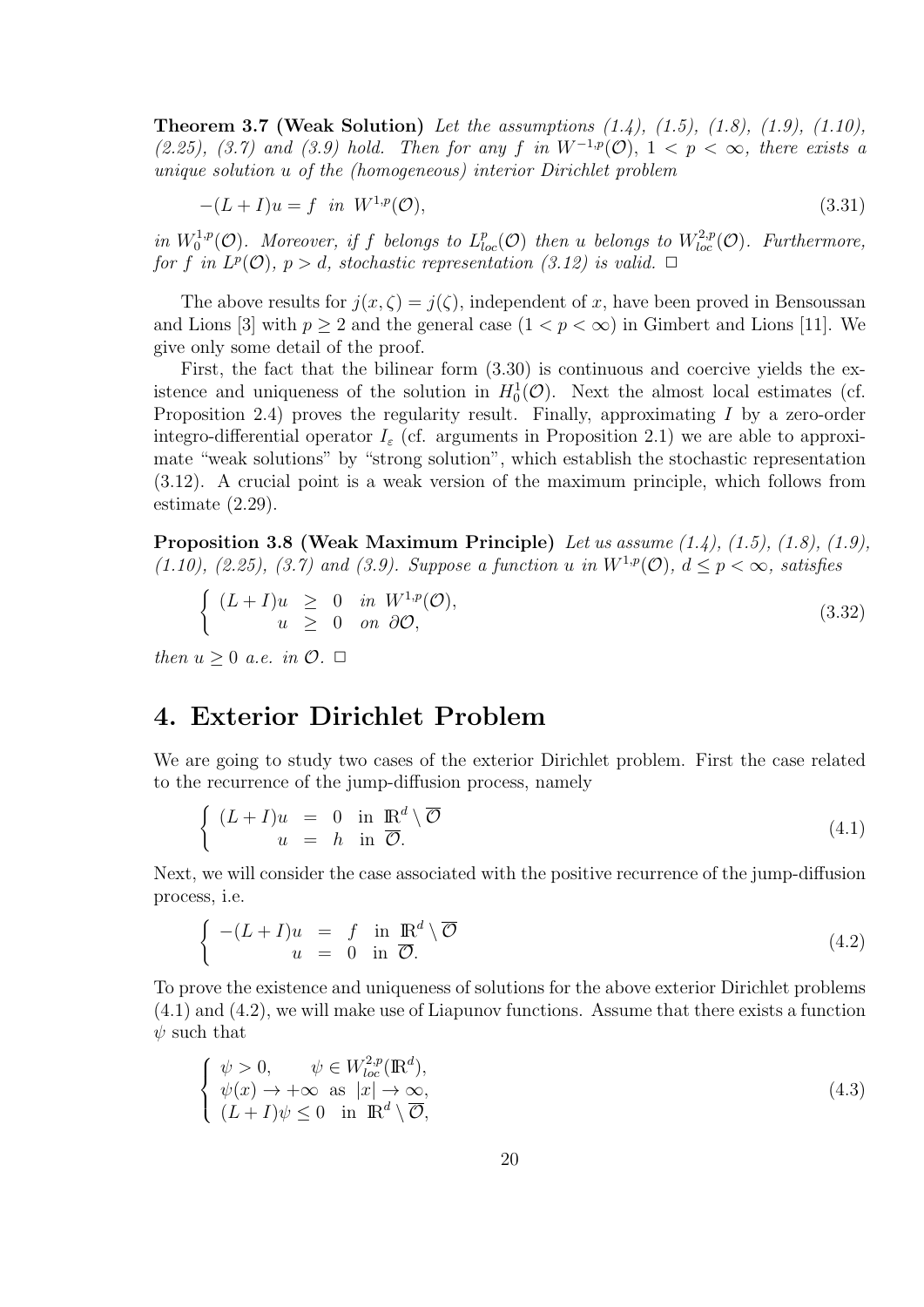**Theorem 3.7 (Weak Solution)** *Let the assumptions (1.4), (1.5), (1.8), (1.9), (1.10), (2.25), (3.7) and (3.9) hold. Then for any $f$ in $W^{-1,p}(\mathcal{O})$, $1 < p < \infty$, there exists a unique solution $u$ of the (homogeneous) interior Dirichlet problem*

$$-(L+I)u = f \quad \text{in } W^{1,p}(\mathcal{O}), \tag{3.31}$$

*in $W_0^{1,p}(\mathcal{O})$. Moreover, if $f$ belongs to $L^p_{loc}(\mathcal{O})$ then $u$ belongs to $W^{2,p}_{loc}(\mathcal{O})$. Furthermore, for $f$ in $L^p(\mathcal{O})$, $p > d$, stochastic representation (3.12) is valid.* □

The above results for $j(x, \zeta) = j(\zeta)$, independent of $x$, have been proved in Bensoussan and Lions [3] with $p \geq 2$ and the general case $(1 < p < \infty)$ in Gimbert and Lions [11]. We give only some detail of the proof.

First, the fact that the bilinear form (3.30) is continuous and coercive yields the existence and uniqueness of the solution in $H_0^1(\mathcal{O})$. Next the almost local estimates (cf. Proposition 2.4) proves the regularity result. Finally, approximating $I$ by a zero-order integro-differential operator $I_\varepsilon$ (cf. arguments in Proposition 2.1) we are able to approximate "weak solutions" by "strong solution", which establish the stochastic representation (3.12). A crucial point is a weak version of the maximum principle, which follows from estimate (2.29).

**Proposition 3.8 (Weak Maximum Principle)** *Let us assume (1.4), (1.5), (1.8), (1.9), (1.10), (2.25), (3.7) and (3.9). Suppose a function $u$ in $W^{1,p}(\mathcal{O})$, $d \leq p < \infty$, satisfies*

$$\begin{cases} (L+I)u \geq 0 & \text{in } W^{1,p}(\mathcal{O}), \\ \qquad u \geq 0 & \text{on } \partial\mathcal{O}, \end{cases} \tag{3.32}$$

*then $u \geq 0$ a.e. in $\mathcal{O}$.* □

# 4. Exterior Dirichlet Problem

We are going to study two cases of the exterior Dirichlet problem. First the case related to the recurrence of the jump-diffusion process, namely

$$\begin{cases} (L+I)u = 0 & \text{in } \mathbb{R}^d \setminus \overline{\mathcal{O}} \\ \qquad u = h & \text{in } \overline{\mathcal{O}}. \end{cases} \tag{4.1}$$

Next, we will consider the case associated with the positive recurrence of the jump-diffusion process, i.e.

$$\begin{cases} -(L+I)u = f & \text{in } \mathbb{R}^d \setminus \overline{\mathcal{O}} \\ \qquad u = 0 & \text{in } \overline{\mathcal{O}}. \end{cases} \tag{4.2}$$

To prove the existence and uniqueness of solutions for the above exterior Dirichlet problems (4.1) and (4.2), we will make use of Liapunov functions. Assume that there exists a function $\psi$ such that

$$\begin{cases} \psi > 0, \qquad \psi \in W^{2,p}_{loc}(\mathbb{R}^d), \\ \psi(x) \to +\infty \text{ as } |x| \to \infty, \\ (L+I)\psi \leq 0 \quad \text{in } \mathbb{R}^d \setminus \overline{\mathcal{O}}, \end{cases} \tag{4.3}$$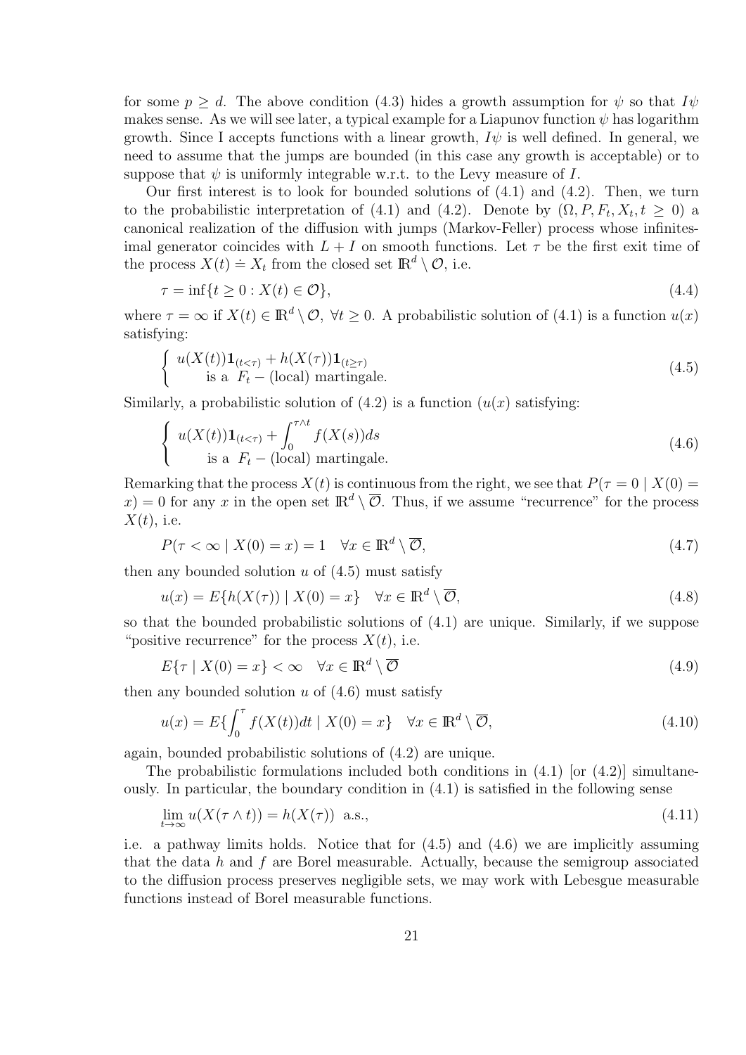for some $p \geq d$. The above condition (4.3) hides a growth assumption for $\psi$ so that $I\psi$ makes sense. As we will see later, a typical example for a Liapunov function $\psi$ has logarithm growth. Since I accepts functions with a linear growth, $I\psi$ is well defined. In general, we need to assume that the jumps are bounded (in this case any growth is acceptable) or to suppose that $\psi$ is uniformly integrable w.r.t. to the Levy measure of $I$.

Our first interest is to look for bounded solutions of (4.1) and (4.2). Then, we turn to the probabilistic interpretation of (4.1) and (4.2). Denote by $(\Omega, P, F_t, X_t, t \geq 0)$ a canonical realization of the diffusion with jumps (Markov-Feller) process whose infinitesimal generator coincides with $L + I$ on smooth functions. Let $\tau$ be the first exit time of the process $X(t) \doteq X_t$ from the closed set $\mathbb{R}^d \setminus \mathcal{O}$, i.e.

$$\tau = \inf\{t \geq 0 : X(t) \in \mathcal{O}\}, \tag{4.4}$$

where $\tau = \infty$ if $X(t) \in \mathbb{R}^d \setminus \mathcal{O}$, $\forall t \geq 0$. A probabilistic solution of (4.1) is a function $u(x)$ satisfying:

$$\begin{cases} u(X(t))\mathbf{1}_{(t<\tau)} + h(X(\tau))\mathbf{1}_{(t\geq\tau)} \\ \quad \text{is a } F_t - \text{(local) martingale.} \end{cases} \tag{4.5}$$

Similarly, a probabilistic solution of (4.2) is a function $(u(x)$ satisfying:

$$\begin{cases} u(X(t))\mathbf{1}_{(t<\tau)} + \displaystyle\int_0^{\tau\wedge t} f(X(s))ds \\ \quad \text{is a } F_t - \text{(local) martingale.} \end{cases} \tag{4.6}$$

Remarking that the process $X(t)$ is continuous from the right, we see that $P(\tau = 0 \mid X(0) = x) = 0$ for any $x$ in the open set $\mathbb{R}^d \setminus \overline{\mathcal{O}}$. Thus, if we assume "recurrence" for the process $X(t)$, i.e.

$$P(\tau < \infty \mid X(0) = x) = 1 \quad \forall x \in \mathbb{R}^d \setminus \overline{\mathcal{O}}, \tag{4.7}$$

then any bounded solution $u$ of (4.5) must satisfy

$$u(x) = E\{h(X(\tau)) \mid X(0) = x\} \quad \forall x \in \mathbb{R}^d \setminus \overline{\mathcal{O}}, \tag{4.8}$$

so that the bounded probabilistic solutions of (4.1) are unique. Similarly, if we suppose "positive recurrence" for the process $X(t)$, i.e.

$$E\{\tau \mid X(0) = x\} < \infty \quad \forall x \in \mathbb{R}^d \setminus \overline{\mathcal{O}} \tag{4.9}$$

then any bounded solution $u$ of (4.6) must satisfy

$$u(x) = E\{\int_0^\tau f(X(t))dt \mid X(0) = x\} \quad \forall x \in \mathbb{R}^d \setminus \overline{\mathcal{O}}, \tag{4.10}$$

again, bounded probabilistic solutions of (4.2) are unique.

The probabilistic formulations included both conditions in (4.1) [or (4.2)] simultaneously. In particular, the boundary condition in (4.1) is satisfied in the following sense

$$\lim_{t\to\infty} u(X(\tau \wedge t)) = h(X(\tau)) \ \text{ a.s.}, \tag{4.11}$$

i.e. a pathway limits holds. Notice that for (4.5) and (4.6) we are implicitly assuming that the data $h$ and $f$ are Borel measurable. Actually, because the semigroup associated to the diffusion process preserves negligible sets, we may work with Lebesgue measurable functions instead of Borel measurable functions.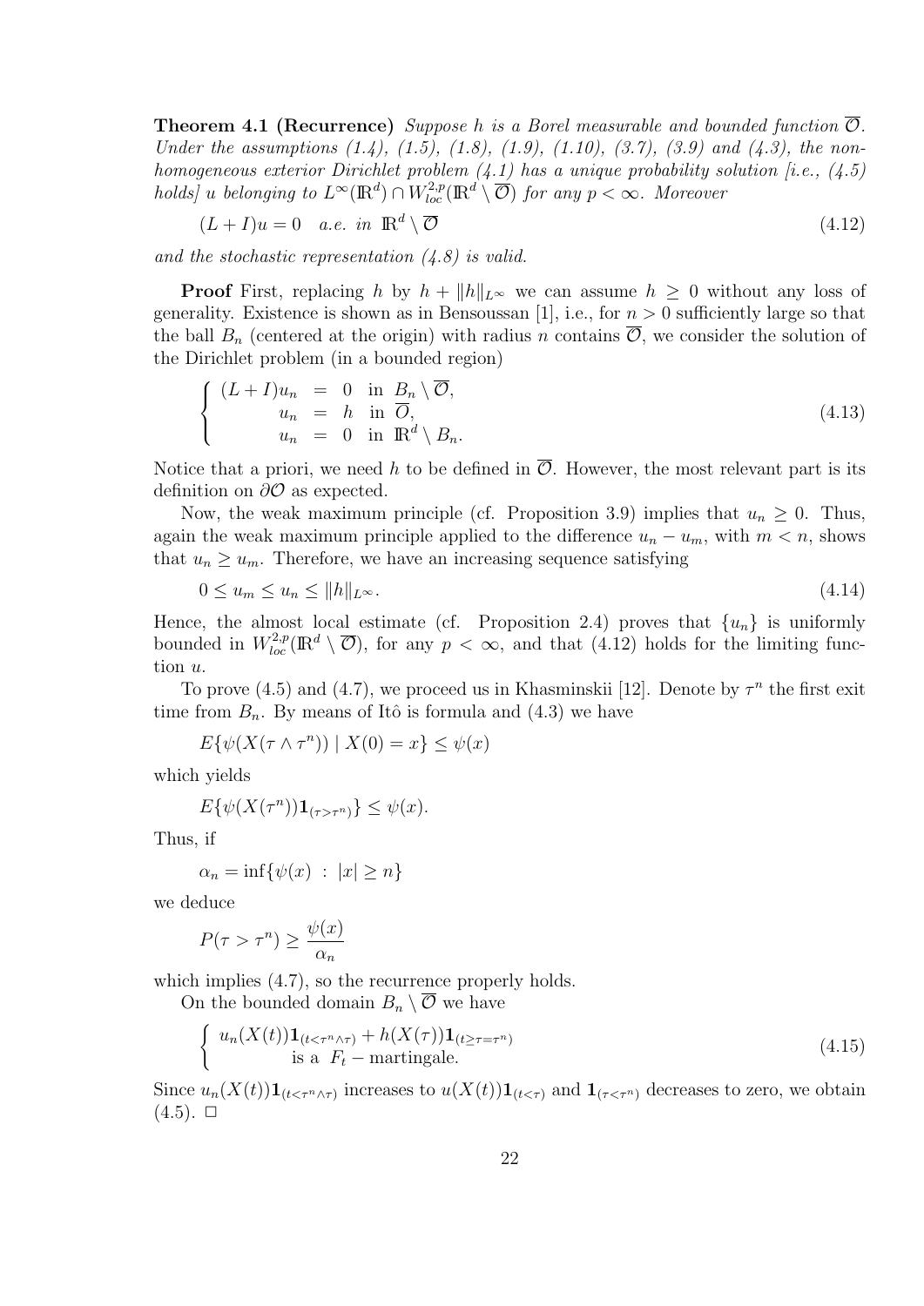**Theorem 4.1 (Recurrence)** *Suppose $h$ is a Borel measurable and bounded function $\overline{\mathcal{O}}$. Under the assumptions (1.4), (1.5), (1.8), (1.9), (1.10), (3.7), (3.9) and (4.3), the non-homogeneous exterior Dirichlet problem (4.1) has a unique probability solution [i.e., (4.5) holds] $u$ belonging to $L^\infty(\mathbb{R}^d) \cap W^{2,p}_{loc}(\mathbb{R}^d \setminus \overline{\mathcal{O}})$ for any $p < \infty$. Moreover*

$$(L + I)u = 0 \quad a.e. \ in \ \mathbb{R}^d \setminus \overline{\mathcal{O}} \tag{4.12}$$

*and the stochastic representation (4.8) is valid.*

**Proof** First, replacing $h$ by $h + \|h\|_{L^\infty}$ we can assume $h \geq 0$ without any loss of generality. Existence is shown as in Bensoussan [1], i.e., for $n > 0$ sufficiently large so that the ball $B_n$ (centered at the origin) with radius $n$ contains $\overline{\mathcal{O}}$, we consider the solution of the Dirichlet problem (in a bounded region)

$$\begin{cases} (L + I)u_n &= 0 \quad \text{in } B_n \setminus \overline{\mathcal{O}}, \\ u_n &= h \quad \text{in } \overline{\mathcal{O}}, \\ u_n &= 0 \quad \text{in } \mathbb{R}^d \setminus B_n. \end{cases} \tag{4.13}$$

Notice that a priori, we need $h$ to be defined in $\overline{\mathcal{O}}$. However, the most relevant part is its definition on $\partial\mathcal{O}$ as expected.

Now, the weak maximum principle (cf. Proposition 3.9) implies that $u_n \geq 0$. Thus, again the weak maximum principle applied to the difference $u_n - u_m$, with $m < n$, shows that $u_n \geq u_m$. Therefore, we have an increasing sequence satisfying

$$0 \leq u_m \leq u_n \leq \|h\|_{L^\infty}. \tag{4.14}$$

Hence, the almost local estimate (cf. Proposition 2.4) proves that $\{u_n\}$ is uniformly bounded in $W^{2,p}_{loc}(\mathbb{R}^d \setminus \overline{\mathcal{O}})$, for any $p < \infty$, and that (4.12) holds for the limiting function $u$.

To prove (4.5) and (4.7), we proceed us in Khasminskii [12]. Denote by $\tau^n$ the first exit time from $B_n$. By means of Itô is formula and (4.3) we have

$$E\{\psi(X(\tau \wedge \tau^n)) \mid X(0) = x\} \leq \psi(x)$$

which yields

$$E\{\psi(X(\tau^n))\mathbf{1}_{(\tau > \tau^n)}\} \leq \psi(x).$$

Thus, if

$$\alpha_n = \inf\{\psi(x) \ : \ |x| \geq n\}$$

we deduce

$$P(\tau > \tau^n) \geq \frac{\psi(x)}{\alpha_n}$$

which implies (4.7), so the recurrence properly holds.

On the bounded domain $B_n \setminus \overline{\mathcal{O}}$ we have

$$\begin{cases} u_n(X(t))\mathbf{1}_{(t < \tau^n \wedge \tau)} + h(X(\tau))\mathbf{1}_{(t \geq \tau = \tau^n)} \\ \qquad \text{is a } F_t - \text{martingale.} \end{cases} \tag{4.15}$$

Since $u_n(X(t))\mathbf{1}_{(t < \tau^n \wedge \tau)}$ increases to $u(X(t))\mathbf{1}_{(t < \tau)}$ and $\mathbf{1}_{(\tau < \tau^n)}$ decreases to zero, we obtain (4.5). □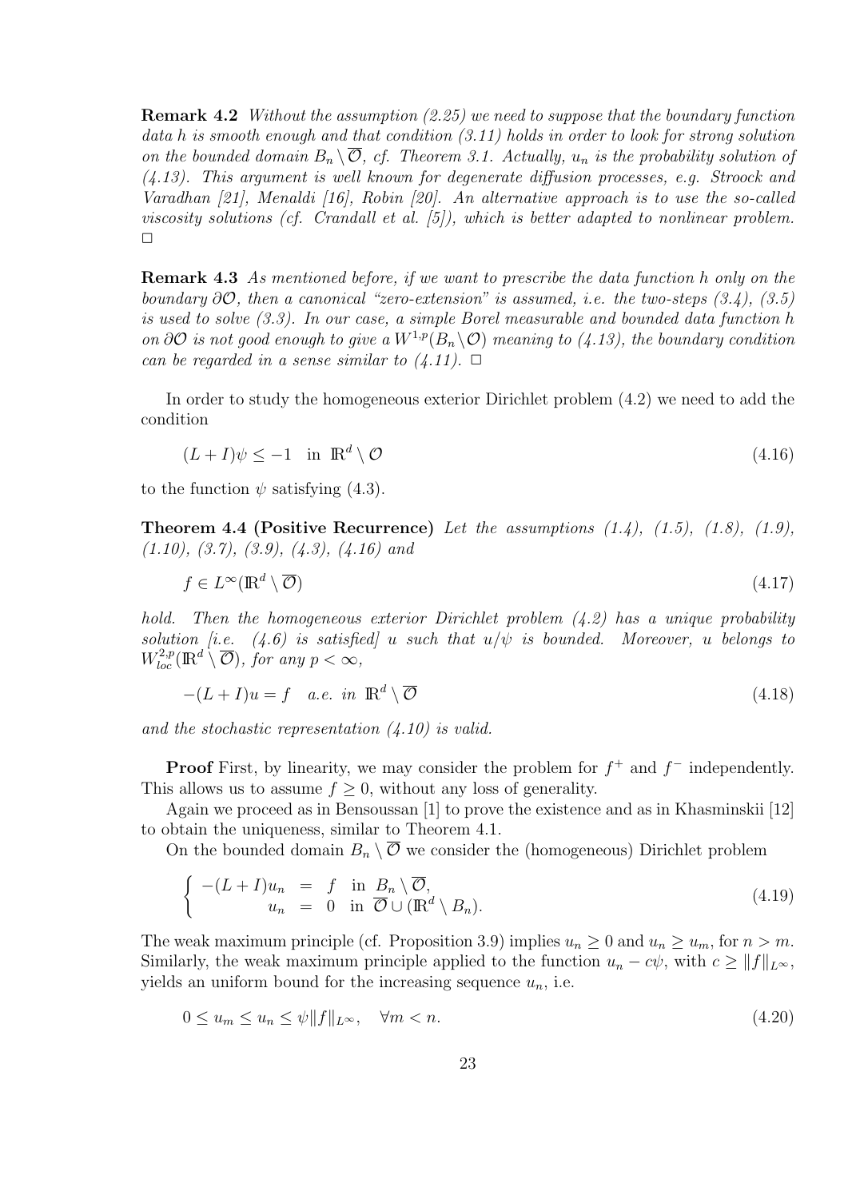**Remark 4.2** *Without the assumption (2.25) we need to suppose that the boundary function data h is smooth enough and that condition (3.11) holds in order to look for strong solution on the bounded domain $B_n \setminus \overline{\mathcal{O}}$, cf. Theorem 3.1. Actually, $u_n$ is the probability solution of (4.13). This argument is well known for degenerate diffusion processes, e.g. Stroock and Varadhan [21], Menaldi [16], Robin [20]. An alternative approach is to use the so-called viscosity solutions (cf. Crandall et al. [5]), which is better adapted to nonlinear problem.* $\square$

**Remark 4.3** *As mentioned before, if we want to prescribe the data function h only on the boundary $\partial\mathcal{O}$, then a canonical "zero-extension" is assumed, i.e. the two-steps (3.4), (3.5) is used to solve (3.3). In our case, a simple Borel measurable and bounded data function h on $\partial\mathcal{O}$ is not good enough to give a $W^{1,p}(B_n \setminus \mathcal{O})$ meaning to (4.13), the boundary condition can be regarded in a sense similar to (4.11).* $\square$

In order to study the homogeneous exterior Dirichlet problem (4.2) we need to add the condition

$$
(L + I)\psi \leq -1 \quad \text{in } \mathbb{R}^d \setminus \mathcal{O} \tag{4.16}
$$

to the function $\psi$ satisfying (4.3).

**Theorem 4.4 (Positive Recurrence)** *Let the assumptions (1.4), (1.5), (1.8), (1.9), (1.10), (3.7), (3.9), (4.3), (4.16) and*

$$
f \in L^\infty(\mathbb{R}^d \setminus \overline{\mathcal{O}}) \tag{4.17}
$$

*hold. Then the homogeneous exterior Dirichlet problem (4.2) has a unique probability solution [i.e. (4.6) is satisfied] u such that $u/\psi$ is bounded. Moreover, u belongs to $W^{2,p}_{loc}(\mathbb{R}^d \setminus \overline{\mathcal{O}})$, for any $p < \infty$,*

$$
-(L + I)u = f \quad a.e. \text{ in } \mathbb{R}^d \setminus \overline{\mathcal{O}} \tag{4.18}
$$

*and the stochastic representation (4.10) is valid.*

**Proof** First, by linearity, we may consider the problem for $f^+$ and $f^-$ independently. This allows us to assume $f \geq 0$, without any loss of generality.

Again we proceed as in Bensoussan [1] to prove the existence and as in Khasminskii [12] to obtain the uniqueness, similar to Theorem 4.1.

On the bounded domain $B_n \setminus \overline{\mathcal{O}}$ we consider the (homogeneous) Dirichlet problem

$$
\begin{cases} -(L + I)u_n &= f \quad \text{in } B_n \setminus \overline{\mathcal{O}}, \\ \qquad\quad u_n &= 0 \quad \text{in } \overline{\mathcal{O}} \cup (\mathbb{R}^d \setminus B_n). \end{cases} \tag{4.19}
$$

The weak maximum principle (cf. Proposition 3.9) implies $u_n \geq 0$ and $u_n \geq u_m$, for $n > m$. Similarly, the weak maximum principle applied to the function $u_n - c\psi$, with $c \geq \|f\|_{L^\infty}$, yields an uniform bound for the increasing sequence $u_n$, i.e.

$$
0 \leq u_m \leq u_n \leq \psi \|f\|_{L^\infty}, \quad \forall m < n. \tag{4.20}
$$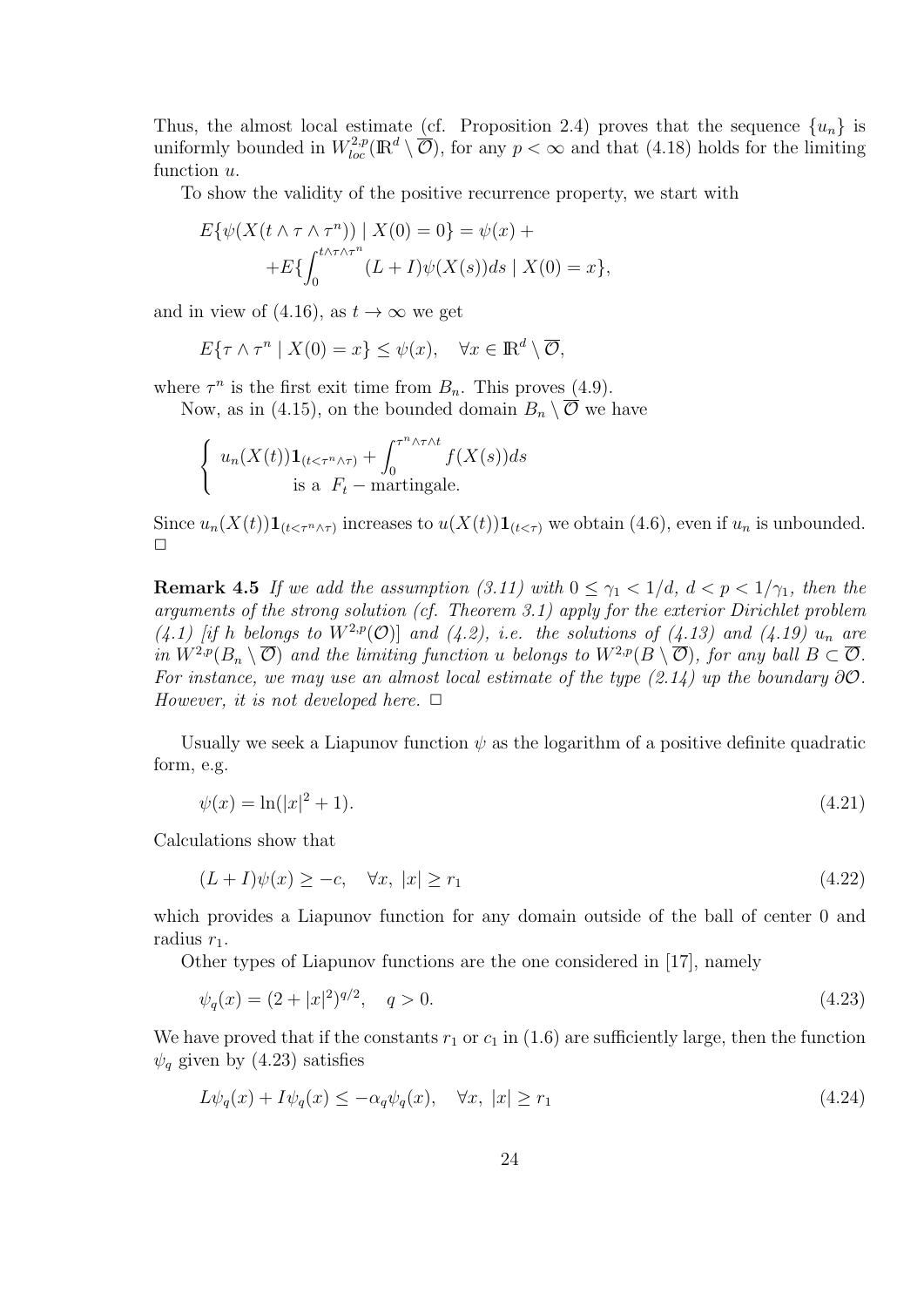Thus, the almost local estimate (cf. Proposition 2.4) proves that the sequence $\{u_n\}$ is uniformly bounded in $W^{2,p}_{loc}(\mathbb{R}^d \setminus \overline{\mathcal{O}})$, for any $p < \infty$ and that (4.18) holds for the limiting function $u$.

To show the validity of the positive recurrence property, we start with

$$
\begin{aligned}
E\{\psi(X(t \wedge \tau \wedge \tau^n)) \mid X(0) = 0\} = \psi(x) + \\
+E\{\int_0^{t\wedge\tau\wedge\tau^n} (L + I)\psi(X(s))ds \mid X(0) = x\},
\end{aligned}
$$

and in view of (4.16), as $t \to \infty$ we get

$$
E\{\tau \wedge \tau^n \mid X(0) = x\} \leq \psi(x), \quad \forall x \in \mathbb{R}^d \setminus \overline{\mathcal{O}},
$$

where $\tau^n$ is the first exit time from $B_n$. This proves (4.9).

Now, as in (4.15), on the bounded domain $B_n \setminus \overline{\mathcal{O}}$ we have

$$
\left\{
\begin{array}{l}
u_n(X(t))\mathbf{1}_{(t<\tau^n\wedge\tau)} + \displaystyle\int_0^{\tau^n\wedge\tau\wedge t} f(X(s))ds \\
\qquad \text{is a } F_t - \text{martingale.}
\end{array}
\right.
$$

Since $u_n(X(t))\mathbf{1}_{(t<\tau^n\wedge\tau)}$ increases to $u(X(t))\mathbf{1}_{(t<\tau)}$ we obtain (4.6), even if $u_n$ is unbounded. □

**Remark 4.5** *If we add the assumption (3.11) with $0 \leq \gamma_1 < 1/d$, $d < p < 1/\gamma_1$, then the arguments of the strong solution (cf. Theorem 3.1) apply for the exterior Dirichlet problem (4.1) [if $h$ belongs to $W^{2,p}(\mathcal{O})$] and (4.2), i.e. the solutions of (4.13) and (4.19) $u_n$ are in $W^{2,p}(B_n \setminus \overline{\mathcal{O}})$ and the limiting function $u$ belongs to $W^{2,p}(B \setminus \overline{\mathcal{O}})$, for any ball $B \subset \overline{\mathcal{O}}$. For instance, we may use an almost local estimate of the type (2.14) up the boundary $\partial\mathcal{O}$. However, it is not developed here.* □

Usually we seek a Liapunov function $\psi$ as the logarithm of a positive definite quadratic form, e.g.

$$
\psi(x) = \ln(|x|^2 + 1). \tag{4.21}
$$

Calculations show that

$$
(L + I)\psi(x) \geq -c, \quad \forall x, \ |x| \geq r_1 \tag{4.22}
$$

which provides a Liapunov function for any domain outside of the ball of center 0 and radius $r_1$.

Other types of Liapunov functions are the one considered in [17], namely

$$
\psi_q(x) = (2 + |x|^2)^{q/2}, \quad q > 0. \tag{4.23}
$$

We have proved that if the constants $r_1$ or $c_1$ in (1.6) are sufficiently large, then the function $\psi_q$ given by (4.23) satisfies

$$
L\psi_q(x) + I\psi_q(x) \leq -\alpha_q\psi_q(x), \quad \forall x, \ |x| \geq r_1 \tag{4.24}
$$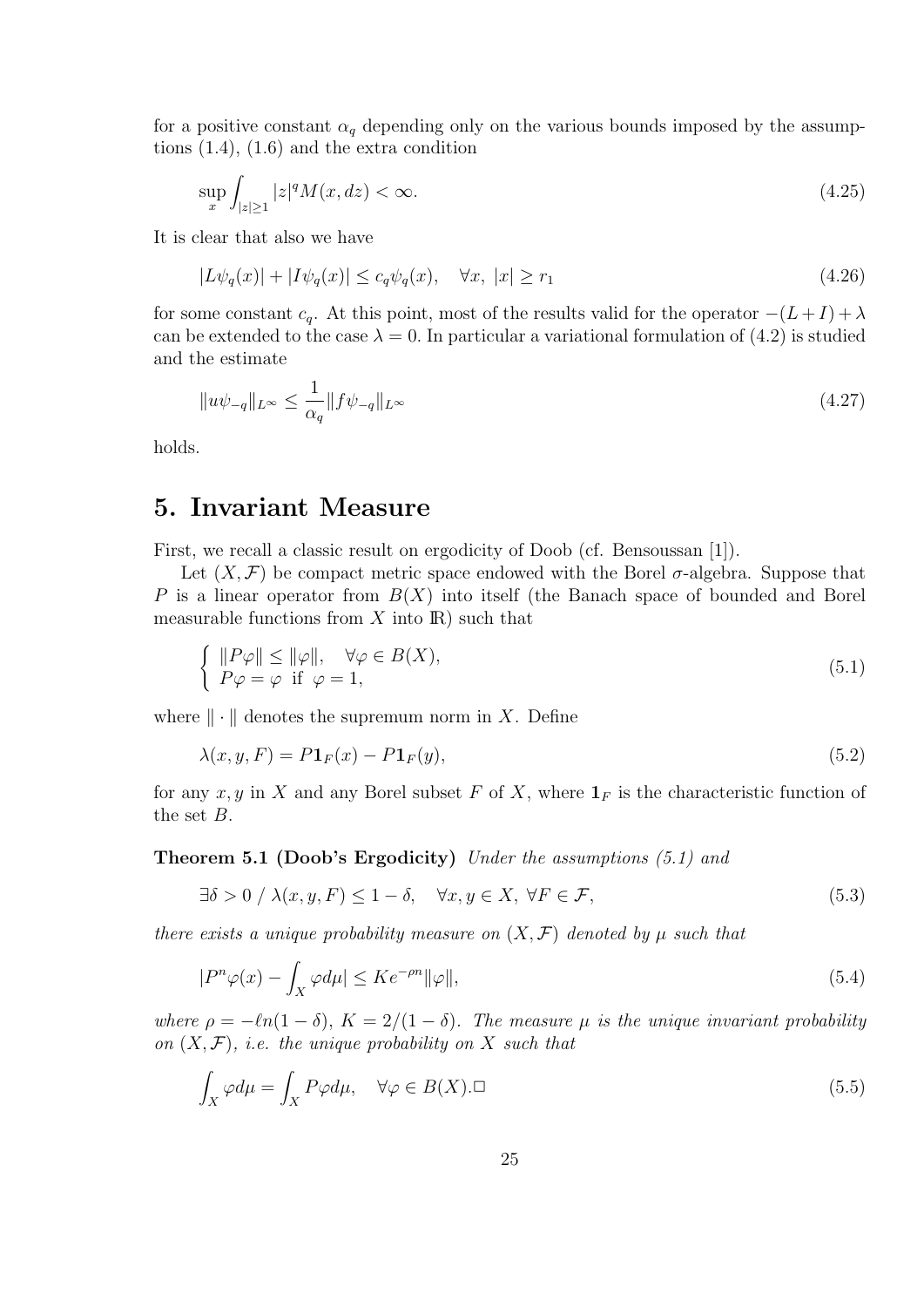for a positive constant $\alpha_q$ depending only on the various bounds imposed by the assumptions (1.4), (1.6) and the extra condition

$$\sup_x \int_{|z|\geq 1} |z|^q M(x, dz) < \infty. \tag{4.25}$$

It is clear that also we have

$$|L\psi_q(x)| + |I\psi_q(x)| \leq c_q \psi_q(x), \quad \forall x, \ |x| \geq r_1 \tag{4.26}$$

for some constant $c_q$. At this point, most of the results valid for the operator $-(L+I)+\lambda$ can be extended to the case $\lambda = 0$. In particular a variational formulation of (4.2) is studied and the estimate

$$\|u\psi_{-q}\|_{L^\infty} \leq \frac{1}{\alpha_q} \|f\psi_{-q}\|_{L^\infty} \tag{4.27}$$

holds.

# 5. Invariant Measure

First, we recall a classic result on ergodicity of Doob (cf. Bensoussan [1]).

Let $(X, \mathcal{F})$ be compact metric space endowed with the Borel $\sigma$-algebra. Suppose that $P$ is a linear operator from $B(X)$ into itself (the Banach space of bounded and Borel measurable functions from $X$ into $\mathbb{R}$) such that

$$\begin{cases} \|P\varphi\| \leq \|\varphi\|, \quad \forall \varphi \in B(X), \\ P\varphi = \varphi \ \text{ if } \ \varphi = 1, \end{cases} \tag{5.1}$$

where $\|\cdot\|$ denotes the supremum norm in $X$. Define

$$\lambda(x, y, F) = P\mathbf{1}_F(x) - P\mathbf{1}_F(y), \tag{5.2}$$

for any $x, y$ in $X$ and any Borel subset $F$ of $X$, where $\mathbf{1}_F$ is the characteristic function of the set $B$.

**Theorem 5.1 (Doob's Ergodicity)** *Under the assumptions (5.1) and*

$$\exists \delta > 0 \ / \ \lambda(x, y, F) \leq 1 - \delta, \quad \forall x, y \in X, \ \forall F \in \mathcal{F}, \tag{5.3}$$

*there exists a unique probability measure on $(X, \mathcal{F})$ denoted by $\mu$ such that*

$$|P^n \varphi(x) - \int_X \varphi d\mu| \leq K e^{-\rho n} \|\varphi\|, \tag{5.4}$$

*where $\rho = -\ell n(1-\delta)$, $K = 2/(1-\delta)$. The measure $\mu$ is the unique invariant probability on $(X, \mathcal{F})$, i.e. the unique probability on $X$ such that*

$$\int_X \varphi d\mu = \int_X P\varphi d\mu, \quad \forall \varphi \in B(X). \square \tag{5.5}$$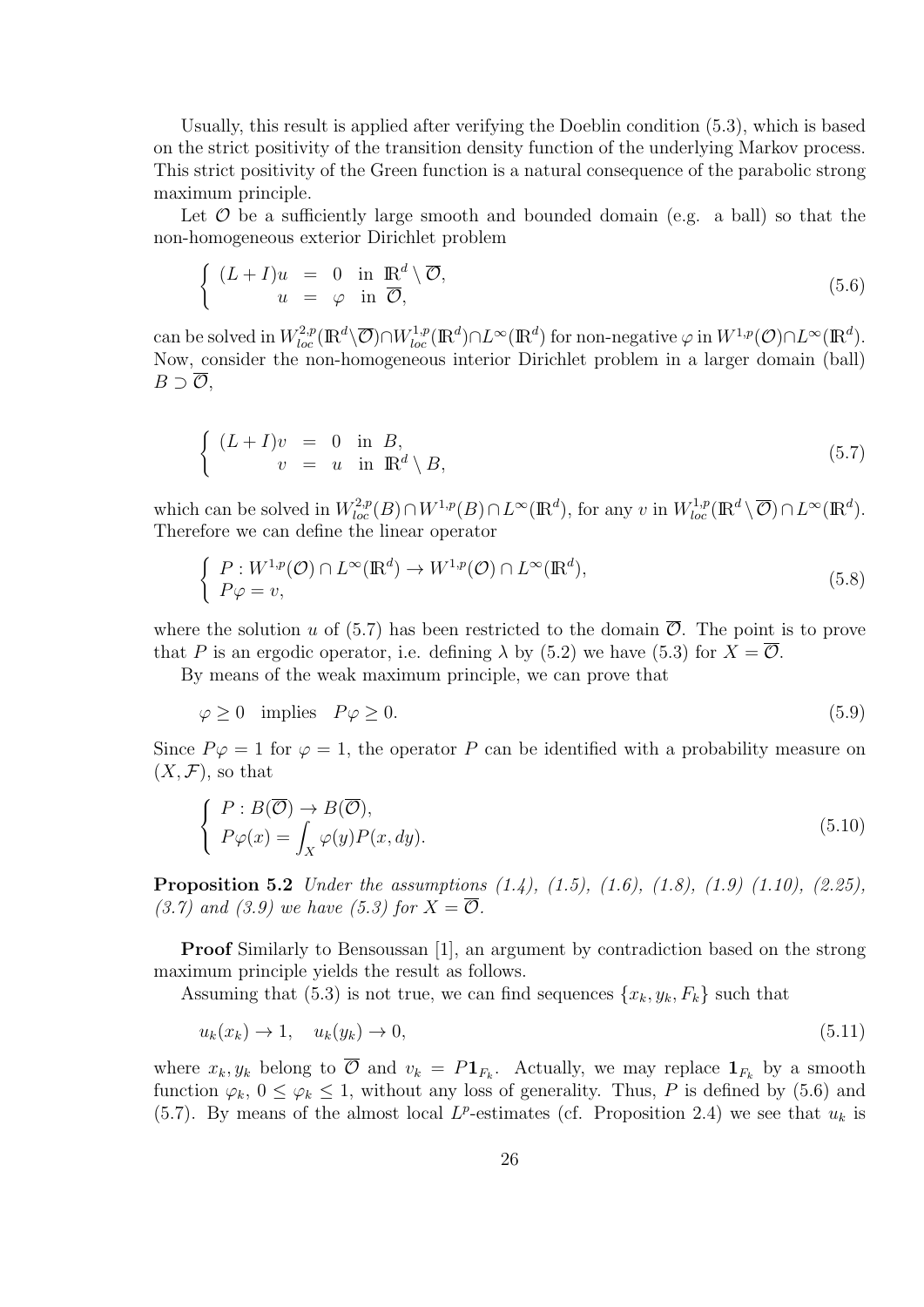Usually, this result is applied after verifying the Doeblin condition (5.3), which is based on the strict positivity of the transition density function of the underlying Markov process. This strict positivity of the Green function is a natural consequence of the parabolic strong maximum principle.

Let $\mathcal{O}$ be a sufficiently large smooth and bounded domain (e.g. a ball) so that the non-homogeneous exterior Dirichlet problem

$$
\begin{cases} (L+I)u &= 0 \quad \text{in } \mathbb{R}^d \setminus \overline{\mathcal{O}}, \\ \qquad u &= \varphi \quad \text{in } \overline{\mathcal{O}}, \end{cases} \tag{5.6}
$$

can be solved in $W^{2,p}_{loc}(\mathbb{R}^d \setminus \overline{\mathcal{O}}) \cap W^{1,p}_{loc}(\mathbb{R}^d) \cap L^\infty(\mathbb{R}^d)$ for non-negative $\varphi$ in $W^{1,p}(\mathcal{O}) \cap L^\infty(\mathbb{R}^d)$. Now, consider the non-homogeneous interior Dirichlet problem in a larger domain (ball) $B \supset \overline{\mathcal{O}}$,

$$
\begin{cases} (L+I)v &= 0 \quad \text{in } B, \\ \qquad v &= u \quad \text{in } \mathbb{R}^d \setminus B, \end{cases} \tag{5.7}
$$

which can be solved in $W^{2,p}_{loc}(B) \cap W^{1,p}(B) \cap L^\infty(\mathbb{R}^d)$, for any $v$ in $W^{1,p}_{loc}(\mathbb{R}^d \setminus \overline{\mathcal{O}}) \cap L^\infty(\mathbb{R}^d)$. Therefore we can define the linear operator

$$
\begin{cases} P : W^{1,p}(\mathcal{O}) \cap L^\infty(\mathbb{R}^d) \to W^{1,p}(\mathcal{O}) \cap L^\infty(\mathbb{R}^d), \\ P\varphi = v, \end{cases} \tag{5.8}
$$

where the solution $u$ of (5.7) has been restricted to the domain $\overline{\mathcal{O}}$. The point is to prove that $P$ is an ergodic operator, i.e. defining $\lambda$ by (5.2) we have (5.3) for $X = \overline{\mathcal{O}}$.

By means of the weak maximum principle, we can prove that

$$
\varphi \geq 0 \quad \text{implies} \quad P\varphi \geq 0. \tag{5.9}
$$

Since $P\varphi = 1$ for $\varphi = 1$, the operator $P$ can be identified with a probability measure on $(X, \mathcal{F})$, so that

$$
\begin{cases} P : B(\overline{\mathcal{O}}) \to B(\overline{\mathcal{O}}), \\ P\varphi(x) = \displaystyle\int_X \varphi(y) P(x, dy). \end{cases} \tag{5.10}
$$

**Proposition 5.2** *Under the assumptions (1.4), (1.5), (1.6), (1.8), (1.9) (1.10), (2.25), (3.7) and (3.9) we have (5.3) for $X = \overline{\mathcal{O}}$.*

**Proof** Similarly to Bensoussan [1], an argument by contradiction based on the strong maximum principle yields the result as follows.

Assuming that (5.3) is not true, we can find sequences $\{x_k, y_k, F_k\}$ such that

$$
u_k(x_k) \to 1, \quad u_k(y_k) \to 0, \tag{5.11}
$$

where $x_k, y_k$ belong to $\overline{\mathcal{O}}$ and $v_k = P\mathbf{1}_{F_k}$. Actually, we may replace $\mathbf{1}_{F_k}$ by a smooth function $\varphi_k$, $0 \leq \varphi_k \leq 1$, without any loss of generality. Thus, $P$ is defined by (5.6) and (5.7). By means of the almost local $L^p$-estimates (cf. Proposition 2.4) we see that $u_k$ is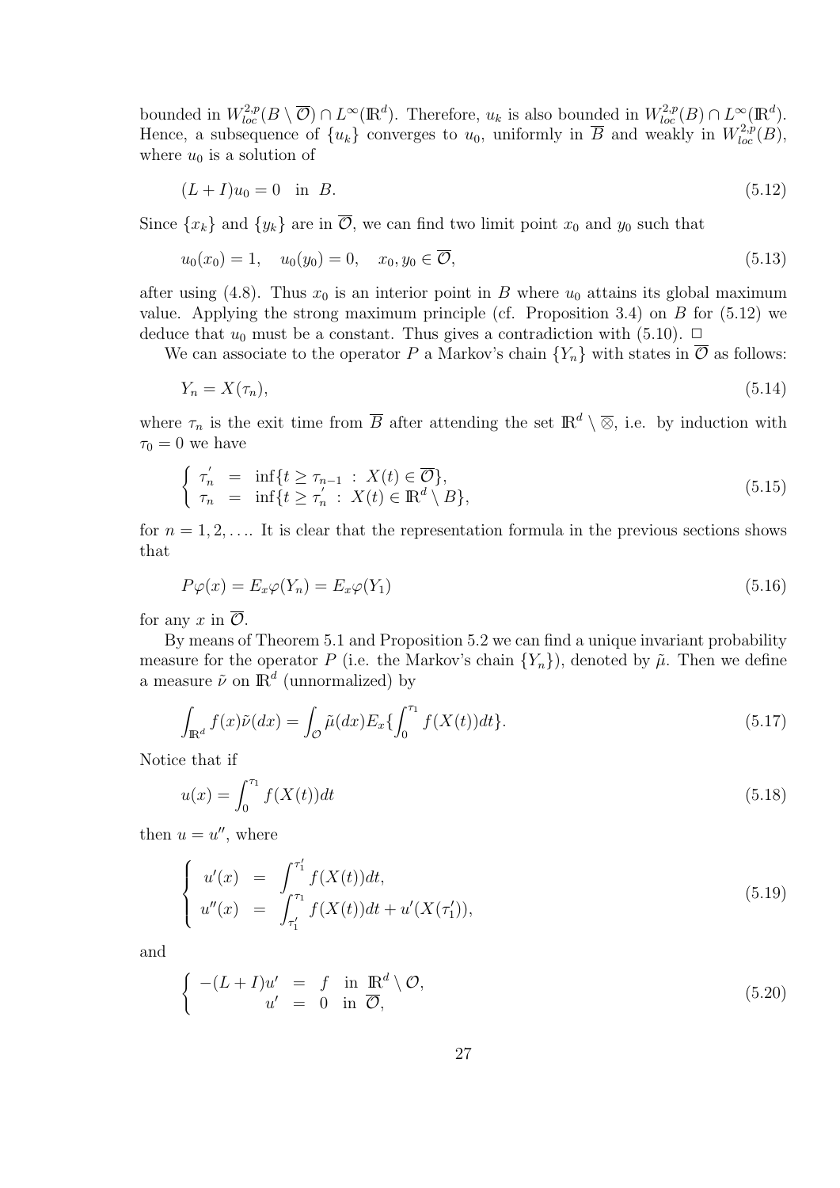bounded in $W^{2,p}_{loc}(B \setminus \overline{\mathcal{O}}) \cap L^\infty(\mathbb{R}^d)$. Therefore, $u_k$ is also bounded in $W^{2,p}_{loc}(B) \cap L^\infty(\mathbb{R}^d)$. Hence, a subsequence of $\{u_k\}$ converges to $u_0$, uniformly in $\overline{B}$ and weakly in $W^{2,p}_{loc}(B)$, where $u_0$ is a solution of

$$
(L + I)u_0 = 0 \quad \text{in } B. \tag{5.12}
$$

Since $\{x_k\}$ and $\{y_k\}$ are in $\overline{\mathcal{O}}$, we can find two limit point $x_0$ and $y_0$ such that

$$
u_0(x_0) = 1, \quad u_0(y_0) = 0, \quad x_0, y_0 \in \overline{\mathcal{O}}, \tag{5.13}
$$

after using (4.8). Thus $x_0$ is an interior point in $B$ where $u_0$ attains its global maximum value. Applying the strong maximum principle (cf. Proposition 3.4) on $B$ for (5.12) we deduce that $u_0$ must be a constant. Thus gives a contradiction with (5.10). $\square$

We can associate to the operator $P$ a Markov's chain $\{Y_n\}$ with states in $\overline{\mathcal{O}}$ as follows:

$$
Y_n = X(\tau_n), \tag{5.14}
$$

where $\tau_n$ is the exit time from $\overline{B}$ after attending the set $\mathbb{R}^d \setminus \overline{\otimes}$, i.e. by induction with $\tau_0 = 0$ we have

$$
\begin{cases}
\tau_n' &= \inf\{t \geq \tau_{n-1} \;:\; X(t) \in \overline{\mathcal{O}}\}, \\
\tau_n &= \inf\{t \geq \tau_n' \;:\; X(t) \in \mathbb{R}^d \setminus B\},
\end{cases} \tag{5.15}
$$

for $n = 1, 2, \ldots$. It is clear that the representation formula in the previous sections shows that

$$
P\varphi(x) = E_x\varphi(Y_n) = E_x\varphi(Y_1) \tag{5.16}
$$

for any $x$ in $\overline{\mathcal{O}}$.

By means of Theorem 5.1 and Proposition 5.2 we can find a unique invariant probability measure for the operator $P$ (i.e. the Markov's chain $\{Y_n\}$), denoted by $\tilde{\mu}$. Then we define a measure $\tilde{\nu}$ on $\mathbb{R}^d$ (unnormalized) by

$$
\int_{\mathbb{R}^d} f(x)\tilde{\nu}(dx) = \int_{\mathcal{O}} \tilde{\mu}(dx) E_x\{\int_0^{\tau_1} f(X(t))dt\}. \tag{5.17}
$$

Notice that if

$$
u(x) = \int_0^{\tau_1} f(X(t))dt \tag{5.18}
$$

then $u = u''$, where

$$
\begin{cases}
u'(x) &= \displaystyle\int^{\tau_1'} f(X(t))dt, \\
u''(x) &= \displaystyle\int_{\tau_1'}^{\tau_1} f(X(t))dt + u'(X(\tau_1')),
\end{cases} \tag{5.19}
$$

and

$$
\begin{cases}
-(L + I)u' &= f \quad \text{in } \mathbb{R}^d \setminus \mathcal{O}, \\
u' &= 0 \quad \text{in } \overline{\mathcal{O}},
\end{cases} \tag{5.20}
$$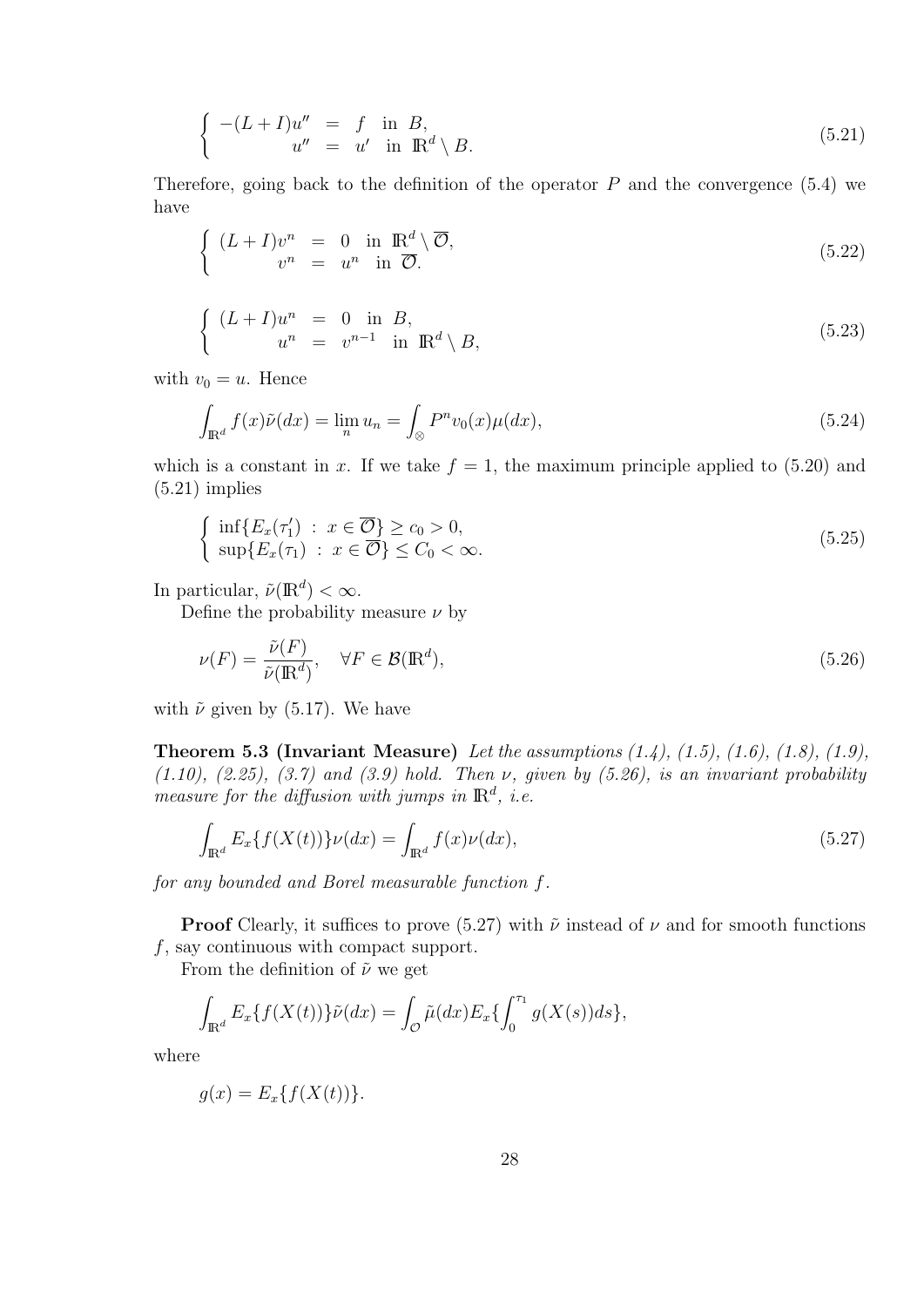$$
\begin{cases} -(L+I)u'' &= f \quad \text{in } B, \\ \qquad\quad u'' &= u' \quad \text{in } \mathbb{R}^d \setminus B. \end{cases} \tag{5.21}
$$

Therefore, going back to the definition of the operator $P$ and the convergence (5.4) we have

$$
\begin{cases} (L+I)v^n &= 0 \quad \text{in } \mathbb{R}^d \setminus \overline{\mathcal{O}}, \\ \qquad\ v^n &= u^n \quad \text{in } \overline{\mathcal{O}}. \end{cases} \tag{5.22}
$$

$$
\begin{cases} (L+I)u^n &= 0 \quad \text{in } B, \\ \qquad\ u^n &= v^{n-1} \quad \text{in } \mathbb{R}^d \setminus B, \end{cases} \tag{5.23}
$$

with $v_0 = u$. Hence

$$
\int_{\mathbb{R}^d} f(x)\tilde{\nu}(dx) = \lim_n u_n = \int_{\otimes} P^n v_0(x)\mu(dx), \tag{5.24}
$$

which is a constant in $x$. If we take $f = 1$, the maximum principle applied to (5.20) and (5.21) implies

$$
\begin{cases} \inf\{E_x(\tau_1') \ : \ x \in \overline{\mathcal{O}}\} \geq c_0 > 0, \\ \sup\{E_x(\tau_1) \ : \ x \in \overline{\mathcal{O}}\} \leq C_0 < \infty. \end{cases} \tag{5.25}
$$

In particular, $\tilde{\nu}(\mathbb{R}^d) < \infty$.

Define the probability measure $\nu$ by

$$
\nu(F) = \frac{\tilde{\nu}(F)}{\tilde{\nu}(\mathbb{R}^d)}, \quad \forall F \in \mathcal{B}(\mathbb{R}^d), \tag{5.26}
$$

with $\tilde{\nu}$ given by (5.17). We have

**Theorem 5.3 (Invariant Measure)** *Let the assumptions (1.4), (1.5), (1.6), (1.8), (1.9), (1.10), (2.25), (3.7) and (3.9) hold. Then $\nu$, given by (5.26), is an invariant probability measure for the diffusion with jumps in $\mathbb{R}^d$, i.e.*

$$
\int_{\mathbb{R}^d} E_x\{f(X(t))\}\nu(dx) = \int_{\mathbb{R}^d} f(x)\nu(dx), \tag{5.27}
$$

*for any bounded and Borel measurable function $f$.*

**Proof** Clearly, it suffices to prove (5.27) with $\tilde{\nu}$ instead of $\nu$ and for smooth functions $f$, say continuous with compact support.

From the definition of $\tilde{\nu}$ we get

$$
\int_{\mathbb{R}^d} E_x\{f(X(t))\}\tilde{\nu}(dx) = \int_{\mathcal{O}} \tilde{\mu}(dx) E_x\{\int_0^{\tau_1} g(X(s))ds\},
$$

where

$$
g(x) = E_x\{f(X(t))\}.
$$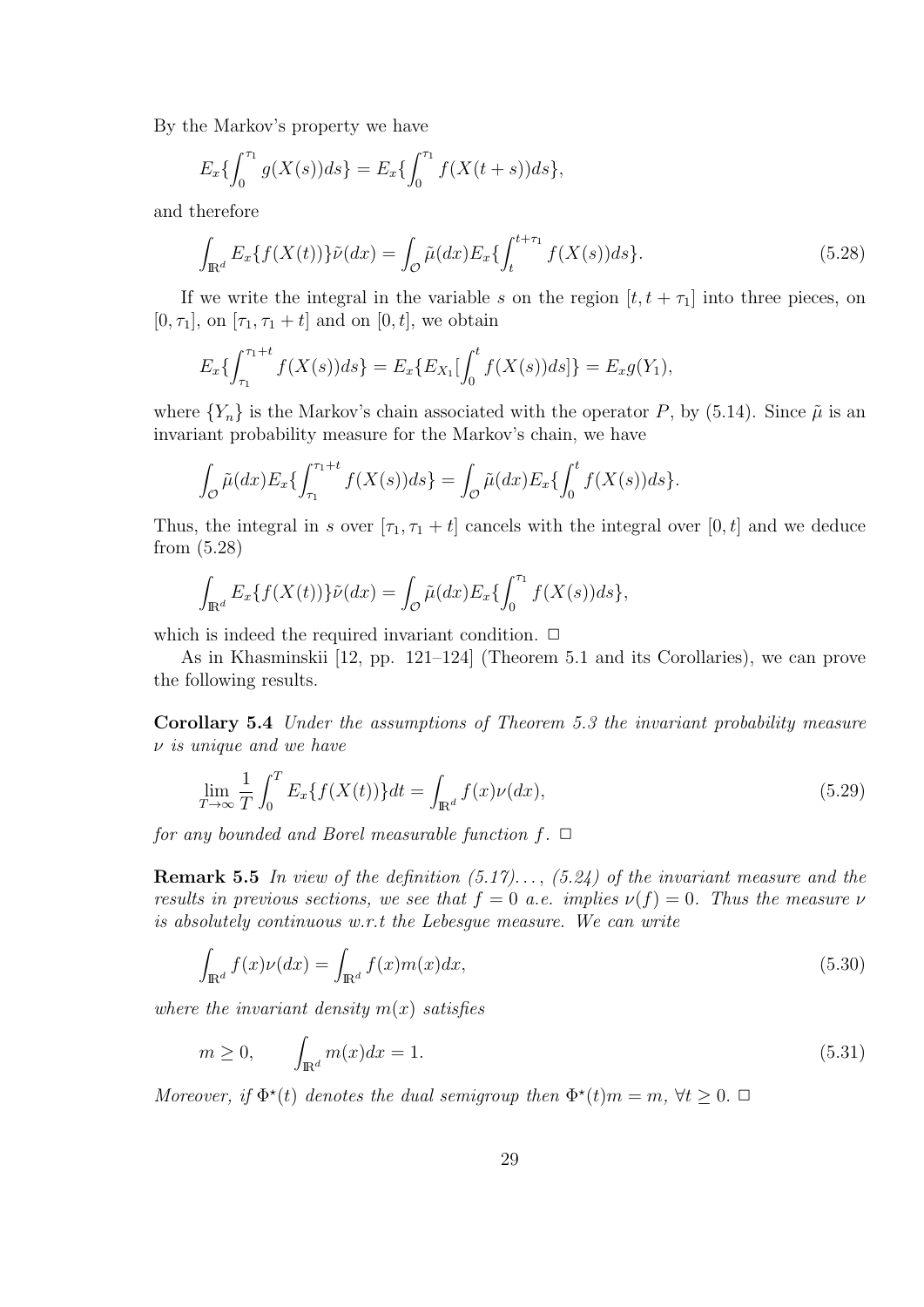By the Markov's property we have

$$E_x\{\int_0^{\tau_1} g(X(s))ds\} = E_x\{\int_0^{\tau_1} f(X(t+s))ds\},$$

and therefore

$$\int_{\mathbb{R}^d} E_x\{f(X(t))\}\tilde{\nu}(dx) = \int_{\mathcal{O}} \tilde{\mu}(dx) E_x\{\int_t^{t+\tau_1} f(X(s))ds\}. \tag{5.28}$$

If we write the integral in the variable $s$ on the region $[t, t+\tau_1]$ into three pieces, on $[0, \tau_1]$, on $[\tau_1, \tau_1 + t]$ and on $[0, t]$, we obtain

$$E_x\{\int_{\tau_1}^{\tau_1+t} f(X(s))ds\} = E_x\{E_{X_1}[\int_0^t f(X(s))ds]\} = E_x g(Y_1),$$

where $\{Y_n\}$ is the Markov's chain associated with the operator $P$, by (5.14). Since $\tilde{\mu}$ is an invariant probability measure for the Markov's chain, we have

$$\int_{\mathcal{O}} \tilde{\mu}(dx) E_x\{\int_{\tau_1}^{\tau_1+t} f(X(s))ds\} = \int_{\mathcal{O}} \tilde{\mu}(dx) E_x\{\int_0^t f(X(s))ds\}.$$

Thus, the integral in $s$ over $[\tau_1, \tau_1 + t]$ cancels with the integral over $[0, t]$ and we deduce from (5.28)

$$\int_{\mathbb{R}^d} E_x\{f(X(t))\}\tilde{\nu}(dx) = \int_{\mathcal{O}} \tilde{\mu}(dx) E_x\{\int_0^{\tau_1} f(X(s))ds\},$$

which is indeed the required invariant condition. □

As in Khasminskii [12, pp. 121–124] (Theorem 5.1 and its Corollaries), we can prove the following results.

**Corollary 5.4** *Under the assumptions of Theorem 5.3 the invariant probability measure $\nu$ is unique and we have*

$$\lim_{T\to\infty} \frac{1}{T} \int_0^T E_x\{f(X(t))\}dt = \int_{\mathbb{R}^d} f(x)\nu(dx), \tag{5.29}$$

*for any bounded and Borel measurable function $f$.* □

**Remark 5.5** *In view of the definition (5.17)..., (5.24) of the invariant measure and the results in previous sections, we see that $f = 0$ a.e. implies $\nu(f) = 0$. Thus the measure $\nu$ is absolutely continuous w.r.t the Lebesgue measure. We can write*

$$\int_{\mathbb{R}^d} f(x)\nu(dx) = \int_{\mathbb{R}^d} f(x)m(x)dx, \tag{5.30}$$

*where the invariant density $m(x)$ satisfies*

$$m \geq 0, \qquad \int_{\mathbb{R}^d} m(x)dx = 1. \tag{5.31}$$

*Moreover, if $\Phi^\star(t)$ denotes the dual semigroup then $\Phi^\star(t)m = m$, $\forall t \geq 0$.* □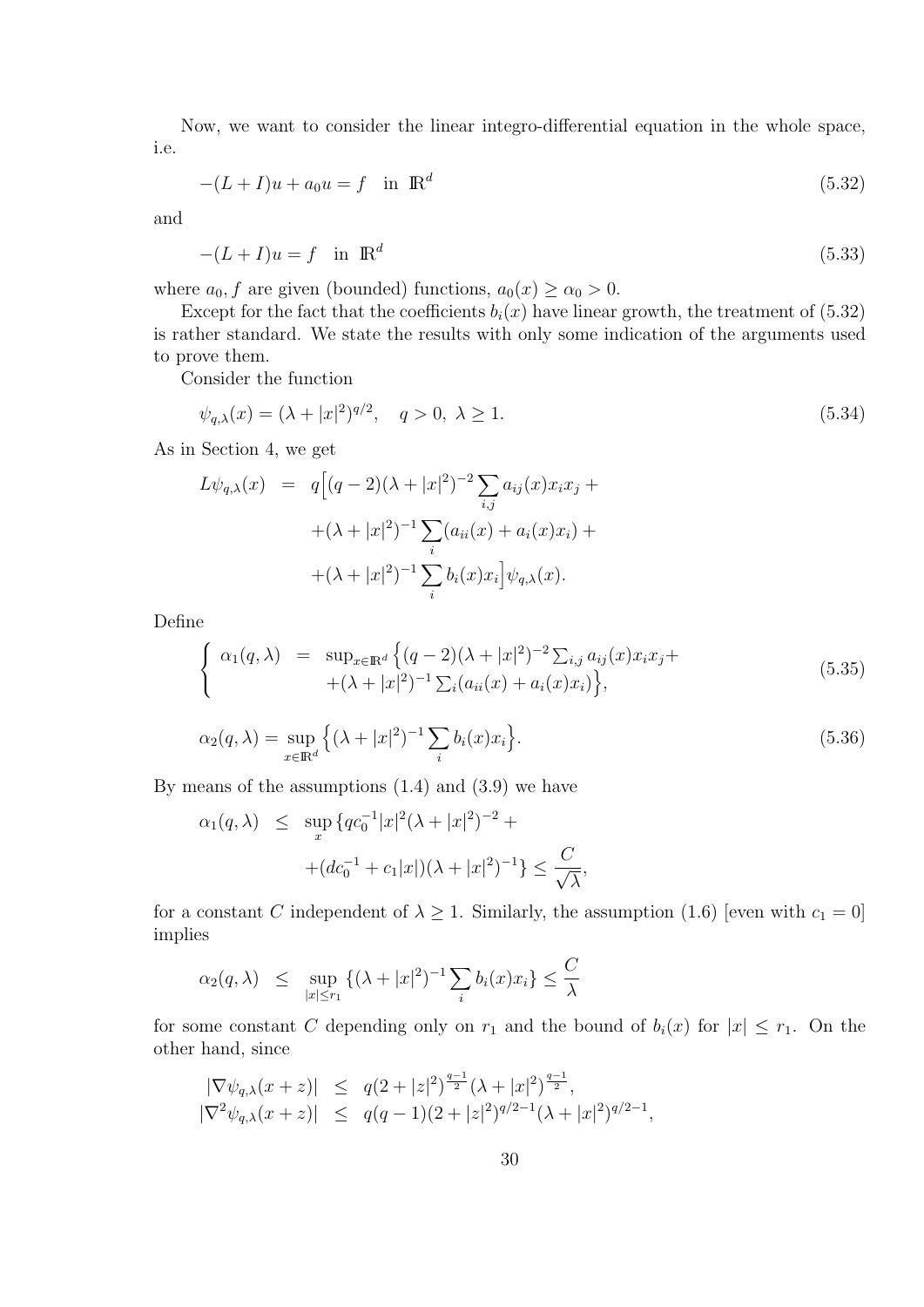Now, we want to consider the linear integro-differential equation in the whole space, i.e.

$$-(L+I)u + a_0 u = f \quad \text{in } \mathbb{R}^d \tag{5.32}$$

and

$$-(L+I)u = f \quad \text{in } \mathbb{R}^d \tag{5.33}$$

where $a_0, f$ are given (bounded) functions, $a_0(x) \geq \alpha_0 > 0$.

Except for the fact that the coefficients $b_i(x)$ have linear growth, the treatment of (5.32) is rather standard. We state the results with only some indication of the arguments used to prove them.

Consider the function

$$\psi_{q,\lambda}(x) = (\lambda + |x|^2)^{q/2}, \quad q > 0,\ \lambda \geq 1. \tag{5.34}$$

As in Section 4, we get

$$\begin{aligned}
L\psi_{q,\lambda}(x) &= q\Big[(q-2)(\lambda+|x|^2)^{-2}\sum_{i,j} a_{ij}(x)x_i x_j + \\
&\quad +(\lambda+|x|^2)^{-1}\sum_i (a_{ii}(x) + a_i(x)x_i) + \\
&\quad +(\lambda+|x|^2)^{-1}\sum_i b_i(x)x_i\Big]\psi_{q,\lambda}(x).
\end{aligned}$$

Define

$$\left\{\begin{aligned}
\alpha_1(q,\lambda) &= \sup_{x\in\mathbb{R}^d}\Big\{(q-2)(\lambda+|x|^2)^{-2}\sum_{i,j} a_{ij}(x)x_i x_j + \\
&\qquad +(\lambda+|x|^2)^{-1}\sum_i (a_{ii}(x)+a_i(x)x_i)\Big\},
\end{aligned}\right. \tag{5.35}$$

$$\alpha_2(q,\lambda) = \sup_{x\in\mathbb{R}^d}\Big\{(\lambda+|x|^2)^{-1}\sum_i b_i(x)x_i\Big\}. \tag{5.36}$$

By means of the assumptions (1.4) and (3.9) we have

$$\begin{aligned}
\alpha_1(q,\lambda) &\leq \sup_x \{qc_0^{-1}|x|^2(\lambda+|x|^2)^{-2} + \\
&\qquad +(dc_0^{-1}+c_1|x|)(\lambda+|x|^2)^{-1}\} \leq \frac{C}{\sqrt{\lambda}},
\end{aligned}$$

for a constant $C$ independent of $\lambda \geq 1$. Similarly, the assumption (1.6) [even with $c_1 = 0$] implies

$$\alpha_2(q,\lambda) \leq \sup_{|x|\leq r_1}\{(\lambda+|x|^2)^{-1}\sum_i b_i(x)x_i\} \leq \frac{C}{\lambda}$$

for some constant $C$ depending only on $r_1$ and the bound of $b_i(x)$ for $|x| \leq r_1$. On the other hand, since

$$\begin{aligned}
|\nabla\psi_{q,\lambda}(x+z)| &\leq q(2+|z|^2)^{\frac{q-1}{2}}(\lambda+|x|^2)^{\frac{q-1}{2}}, \\
|\nabla^2\psi_{q,\lambda}(x+z)| &\leq q(q-1)(2+|z|^2)^{q/2-1}(\lambda+|x|^2)^{q/2-1},
\end{aligned}$$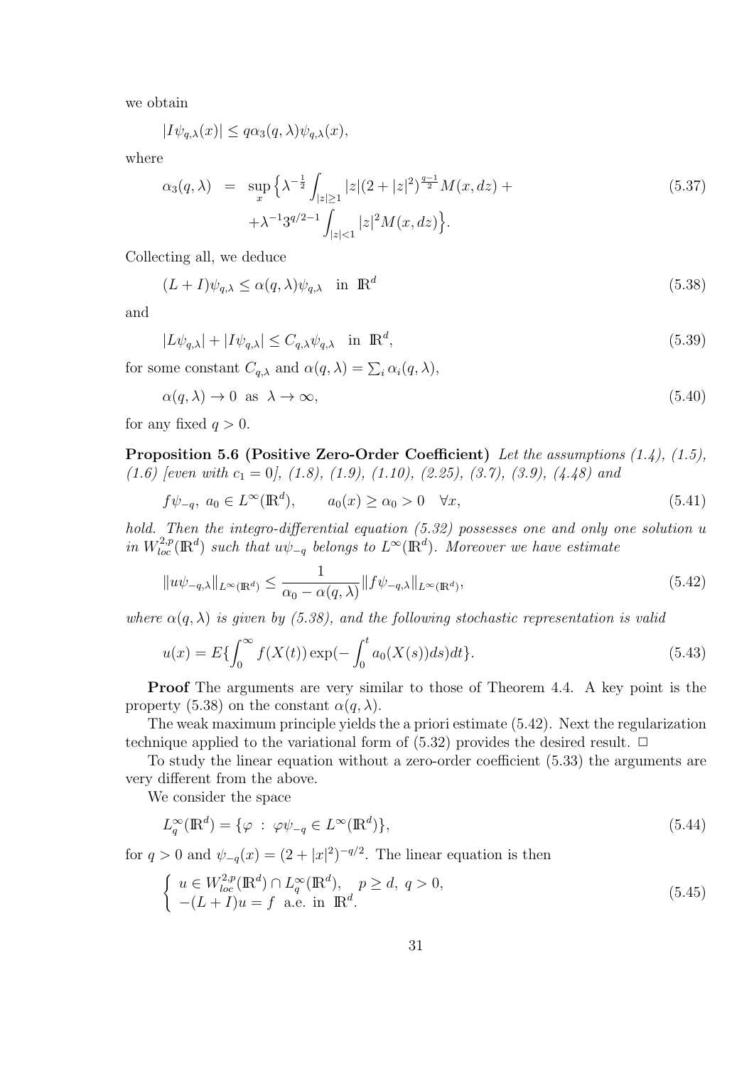we obtain

$$|I\psi_{q,\lambda}(x)| \leq q\alpha_3(q,\lambda)\psi_{q,\lambda}(x),$$

where

$$\begin{aligned} \alpha_3(q,\lambda) &= \sup_x \Big\{ \lambda^{-\frac{1}{2}} \int_{|z|\geq 1} |z|(2+|z|^2)^{\frac{q-1}{2}} M(x,dz) + \\ &\quad + \lambda^{-1} 3^{q/2-1} \int_{|z|<1} |z|^2 M(x,dz) \Big\}. \end{aligned} \tag{5.37}$$

Collecting all, we deduce

$$(L+I)\psi_{q,\lambda} \leq \alpha(q,\lambda)\psi_{q,\lambda} \quad \text{in } \mathbb{R}^d \tag{5.38}$$

and

$$|L\psi_{q,\lambda}| + |I\psi_{q,\lambda}| \leq C_{q,\lambda}\psi_{q,\lambda} \quad \text{in } \mathbb{R}^d, \tag{5.39}$$

for some constant $C_{q,\lambda}$ and $\alpha(q,\lambda) = \sum_i \alpha_i(q,\lambda)$,

$$\alpha(q,\lambda) \to 0 \;\text{ as }\; \lambda \to \infty, \tag{5.40}$$

for any fixed $q > 0$.

**Proposition 5.6 (Positive Zero-Order Coefficient)** *Let the assumptions (1.4), (1.5), (1.6) [even with $c_1 = 0$], (1.8), (1.9), (1.10), (2.25), (3.7), (3.9), (4.48) and*

$$f\psi_{-q},\; a_0 \in L^\infty(\mathbb{R}^d), \qquad a_0(x) \geq \alpha_0 > 0 \quad \forall x, \tag{5.41}$$

*hold. Then the integro-differential equation (5.32) possesses one and only one solution $u$ in $W^{2,p}_{loc}(\mathbb{R}^d)$ such that $u\psi_{-q}$ belongs to $L^\infty(\mathbb{R}^d)$. Moreover we have estimate*

$$\|u\psi_{-q,\lambda}\|_{L^\infty(\mathbb{R}^d)} \leq \frac{1}{\alpha_0 - \alpha(q,\lambda)} \|f\psi_{-q,\lambda}\|_{L^\infty(\mathbb{R}^d)}, \tag{5.42}$$

*where $\alpha(q,\lambda)$ is given by (5.38), and the following stochastic representation is valid*

$$u(x) = E\{\int_0^\infty f(X(t)) \exp(-\int_0^t a_0(X(s))ds)dt\}. \tag{5.43}$$

**Proof** The arguments are very similar to those of Theorem 4.4. A key point is the property (5.38) on the constant $\alpha(q,\lambda)$.

The weak maximum principle yields the a priori estimate (5.42). Next the regularization technique applied to the variational form of (5.32) provides the desired result. □

To study the linear equation without a zero-order coefficient (5.33) the arguments are very different from the above.

We consider the space

$$L^\infty_q(\mathbb{R}^d) = \{\varphi \;:\; \varphi\psi_{-q} \in L^\infty(\mathbb{R}^d)\}, \tag{5.44}$$

for $q > 0$ and $\psi_{-q}(x) = (2+|x|^2)^{-q/2}$. The linear equation is then

$$\begin{cases} u \in W^{2,p}_{loc}(\mathbb{R}^d) \cap L^\infty_q(\mathbb{R}^d), \quad p \geq d,\; q > 0, \\ -(L+I)u = f \;\text{ a.e. in } \mathbb{R}^d. \end{cases} \tag{5.45}$$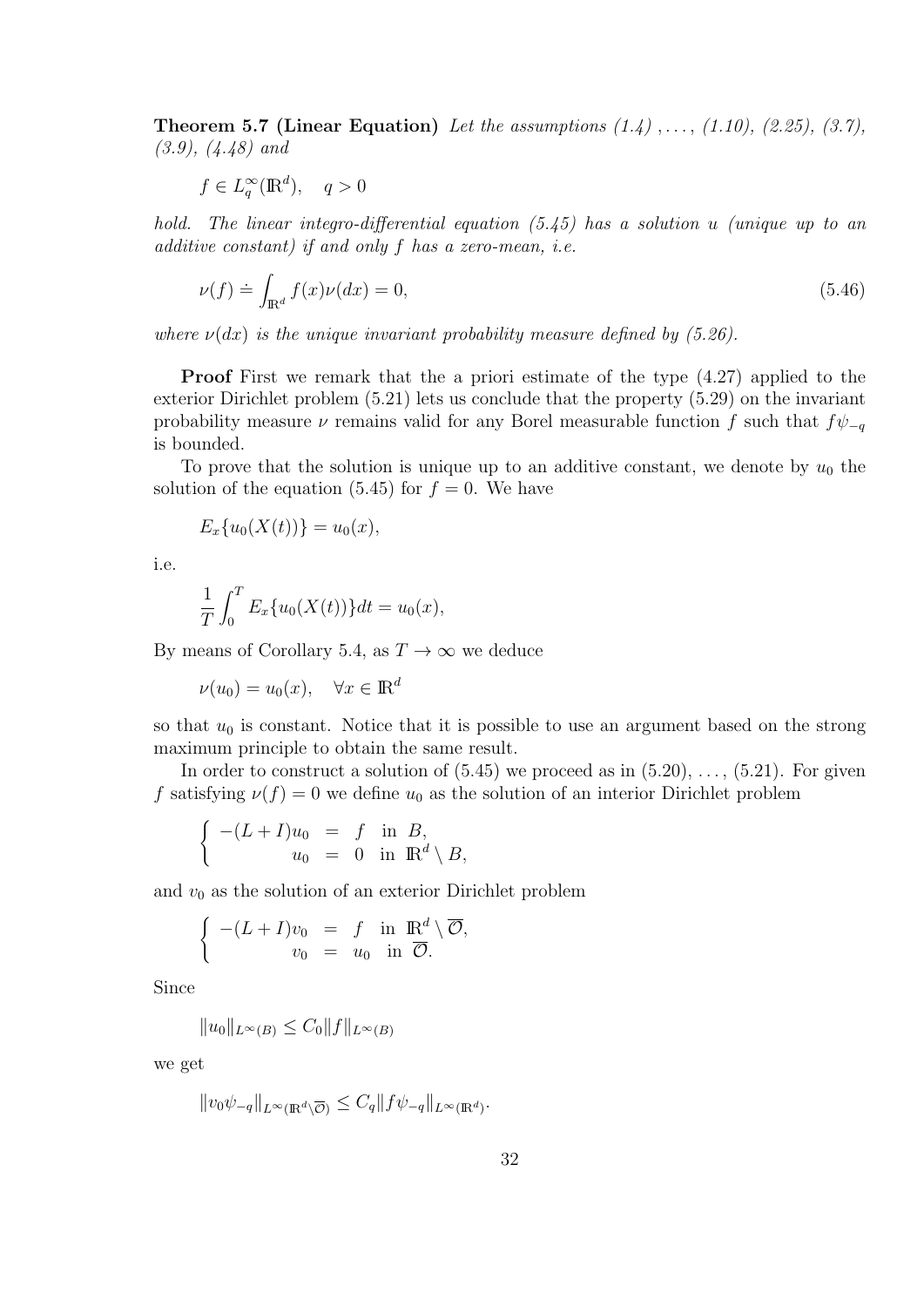**Theorem 5.7 (Linear Equation)** *Let the assumptions (1.4) , . . . , (1.10), (2.25), (3.7), (3.9), (4.48) and*

$$f \in L^\infty_q(\mathbb{R}^d), \quad q > 0$$

*hold. The linear integro-differential equation (5.45) has a solution u (unique up to an additive constant) if and only f has a zero-mean, i.e.*

$$\nu(f) \doteq \int_{\mathbb{R}^d} f(x)\nu(dx) = 0, \tag{5.46}$$

*where $\nu(dx)$ is the unique invariant probability measure defined by (5.26).*

**Proof** First we remark that the a priori estimate of the type (4.27) applied to the exterior Dirichlet problem (5.21) lets us conclude that the property (5.29) on the invariant probability measure $\nu$ remains valid for any Borel measurable function $f$ such that $f\psi_{-q}$ is bounded.

To prove that the solution is unique up to an additive constant, we denote by $u_0$ the solution of the equation (5.45) for $f = 0$. We have

$$E_x\{u_0(X(t))\} = u_0(x),$$

i.e.

$$\frac{1}{T}\int_0^T E_x\{u_0(X(t))\}dt = u_0(x),$$

By means of Corollary 5.4, as $T \to \infty$ we deduce

$$\nu(u_0) = u_0(x), \quad \forall x \in \mathbb{R}^d$$

so that $u_0$ is constant. Notice that it is possible to use an argument based on the strong maximum principle to obtain the same result.

In order to construct a solution of (5.45) we proceed as in (5.20), . . . , (5.21). For given $f$ satisfying $\nu(f) = 0$ we define $u_0$ as the solution of an interior Dirichlet problem

$$\begin{cases} -(L+I)u_0 &= f \quad \text{in } B, \\ \qquad\quad u_0 &= 0 \quad \text{in } \mathbb{R}^d \setminus B, \end{cases}$$

and $v_0$ as the solution of an exterior Dirichlet problem

$$\begin{cases} -(L+I)v_0 &= f \quad \text{in } \mathbb{R}^d \setminus \overline{\mathcal{O}}, \\ \qquad\quad v_0 &= u_0 \quad \text{in } \overline{\mathcal{O}}. \end{cases}$$

Since

$$\|u_0\|_{L^\infty(B)} \le C_0\|f\|_{L^\infty(B)}$$

we get

$$\|v_0\psi_{-q}\|_{L^\infty(\mathbb{R}^d\setminus\overline{\mathcal{O}})} \le C_q\|f\psi_{-q}\|_{L^\infty(\mathbb{R}^d)}.$$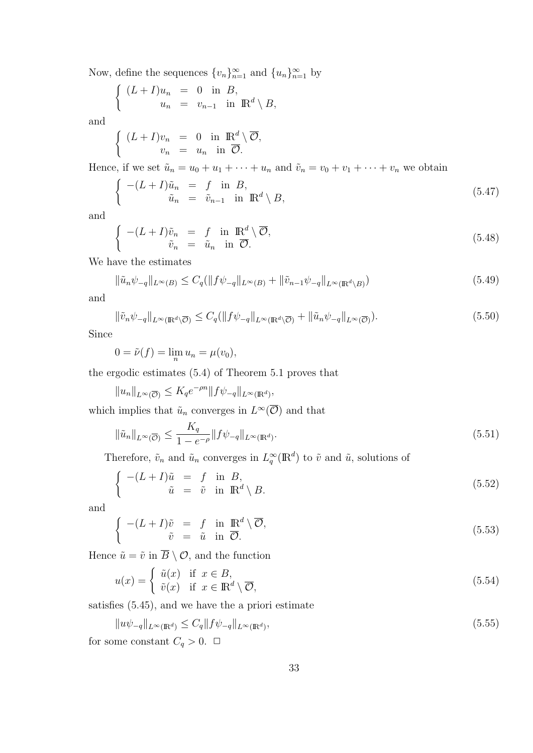Now, define the sequences $\{v_n\}_{n=1}^{\infty}$ and $\{u_n\}_{n=1}^{\infty}$ by

$$\left\{ \begin{array}{rcl} (L+I)u_n &=& 0 \quad \text{in } B, \\ u_n &=& v_{n-1} \quad \text{in } \mathbb{R}^d \setminus B, \end{array} \right.$$

and

$$\left\{ \begin{array}{rcl} (L+I)v_n &=& 0 \quad \text{in } \mathbb{R}^d \setminus \overline{\mathcal{O}}, \\ v_n &=& u_n \quad \text{in } \overline{\mathcal{O}}. \end{array} \right.$$

Hence, if we set $\tilde{u}_n = u_0 + u_1 + \cdots + u_n$ and $\tilde{v}_n = v_0 + v_1 + \cdots + v_n$ we obtain

$$\left\{ \begin{array}{rcl} -(L+I)\tilde{u}_n &=& f \quad \text{in } B, \\ \tilde{u}_n &=& \tilde{v}_{n-1} \quad \text{in } \mathbb{R}^d \setminus B, \end{array} \right. \tag{5.47}$$

and

$$\left\{ \begin{array}{rcl} -(L+I)\tilde{v}_n &=& f \quad \text{in } \mathbb{R}^d \setminus \overline{\mathcal{O}}, \\ \tilde{v}_n &=& \tilde{u}_n \quad \text{in } \overline{\mathcal{O}}. \end{array} \right. \tag{5.48}$$

We have the estimates

$$\|\tilde{u}_n \psi_{-q}\|_{L^\infty(B)} \leq C_q(\|f\psi_{-q}\|_{L^\infty(B)} + \|\tilde{v}_{n-1}\psi_{-q}\|_{L^\infty(\mathbb{R}^d \setminus B)}) \tag{5.49}$$

and

$$\|\tilde{v}_n \psi_{-q}\|_{L^\infty(\mathbb{R}^d \setminus \overline{\mathcal{O}})} \leq C_q(\|f\psi_{-q}\|_{L^\infty(\mathbb{R}^d \setminus \overline{\mathcal{O}})} + \|\tilde{u}_n\psi_{-q}\|_{L^\infty(\overline{\mathcal{O}})}). \tag{5.50}$$

Since

$$0 = \tilde{\nu}(f) = \lim_n u_n = \mu(v_0),$$

the ergodic estimates (5.4) of Theorem 5.1 proves that

$$\|u_n\|_{L^\infty(\overline{\mathcal{O}})} \leq K_q e^{-\rho n} \|f\psi_{-q}\|_{L^\infty(\mathbb{R}^d)},$$

which implies that $\tilde{u}_n$ converges in $L^\infty(\overline{\mathcal{O}})$ and that

$$\|\tilde{u}_n\|_{L^\infty(\overline{\mathcal{O}})} \leq \frac{K_q}{1 - e^{-\rho}} \|f\psi_{-q}\|_{L^\infty(\mathbb{R}^d)}. \tag{5.51}$$

Therefore, $\tilde{v}_n$ and $\tilde{u}_n$ converges in $L^\infty_q(\mathbb{R}^d)$ to $\tilde{v}$ and $\tilde{u}$, solutions of

$$\left\{ \begin{array}{rcl} -(L+I)\tilde{u} &=& f \quad \text{in } B, \\ \tilde{u} &=& \tilde{v} \quad \text{in } \mathbb{R}^d \setminus B. \end{array} \right. \tag{5.52}$$

and

$$\left\{ \begin{array}{rcl} -(L+I)\tilde{v} &=& f \quad \text{in } \mathbb{R}^d \setminus \overline{\mathcal{O}}, \\ \tilde{v} &=& \tilde{u} \quad \text{in } \overline{\mathcal{O}}. \end{array} \right. \tag{5.53}$$

Hence $\tilde{u} = \tilde{v}$ in $\overline{B} \setminus \mathcal{O}$, and the function

$$u(x) = \left\{ \begin{array}{ll} \tilde{u}(x) & \text{if } x \in B, \\ \tilde{v}(x) & \text{if } x \in \mathbb{R}^d \setminus \overline{\mathcal{O}}, \end{array} \right. \tag{5.54}$$

satisfies (5.45), and we have the a priori estimate

$$\|u\psi_{-q}\|_{L^\infty(\mathbb{R}^d)} \leq C_q \|f\psi_{-q}\|_{L^\infty(\mathbb{R}^d)}, \tag{5.55}$$

for some constant $C_q > 0$. □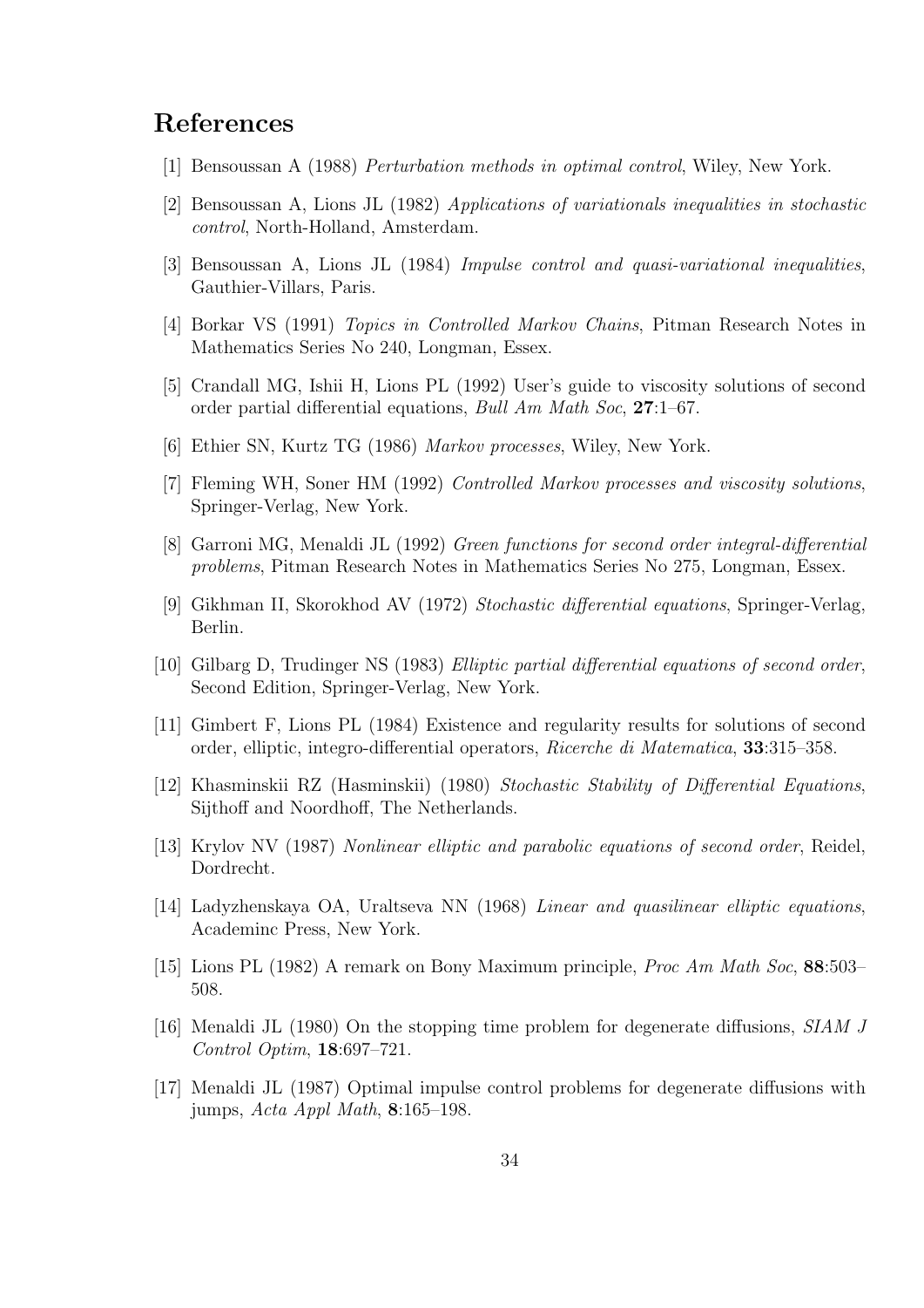# References

[1] Bensoussan A (1988) *Perturbation methods in optimal control*, Wiley, New York.

[2] Bensoussan A, Lions JL (1982) *Applications of variationals inequalities in stochastic control*, North-Holland, Amsterdam.

[3] Bensoussan A, Lions JL (1984) *Impulse control and quasi-variational inequalities*, Gauthier-Villars, Paris.

[4] Borkar VS (1991) *Topics in Controlled Markov Chains*, Pitman Research Notes in Mathematics Series No 240, Longman, Essex.

[5] Crandall MG, Ishii H, Lions PL (1992) User's guide to viscosity solutions of second order partial differential equations, *Bull Am Math Soc*, **27**:1–67.

[6] Ethier SN, Kurtz TG (1986) *Markov processes*, Wiley, New York.

[7] Fleming WH, Soner HM (1992) *Controlled Markov processes and viscosity solutions*, Springer-Verlag, New York.

[8] Garroni MG, Menaldi JL (1992) *Green functions for second order integral-differential problems*, Pitman Research Notes in Mathematics Series No 275, Longman, Essex.

[9] Gikhman II, Skorokhod AV (1972) *Stochastic differential equations*, Springer-Verlag, Berlin.

[10] Gilbarg D, Trudinger NS (1983) *Elliptic partial differential equations of second order*, Second Edition, Springer-Verlag, New York.

[11] Gimbert F, Lions PL (1984) Existence and regularity results for solutions of second order, elliptic, integro-differential operators, *Ricerche di Matematica*, **33**:315–358.

[12] Khasminskii RZ (Hasminskii) (1980) *Stochastic Stability of Differential Equations*, Sijthoff and Noordhoff, The Netherlands.

[13] Krylov NV (1987) *Nonlinear elliptic and parabolic equations of second order*, Reidel, Dordrecht.

[14] Ladyzhenskaya OA, Uraltseva NN (1968) *Linear and quasilinear elliptic equations*, Academinc Press, New York.

[15] Lions PL (1982) A remark on Bony Maximum principle, *Proc Am Math Soc*, **88**:503–508.

[16] Menaldi JL (1980) On the stopping time problem for degenerate diffusions, *SIAM J Control Optim*, **18**:697–721.

[17] Menaldi JL (1987) Optimal impulse control problems for degenerate diffusions with jumps, *Acta Appl Math*, **8**:165–198.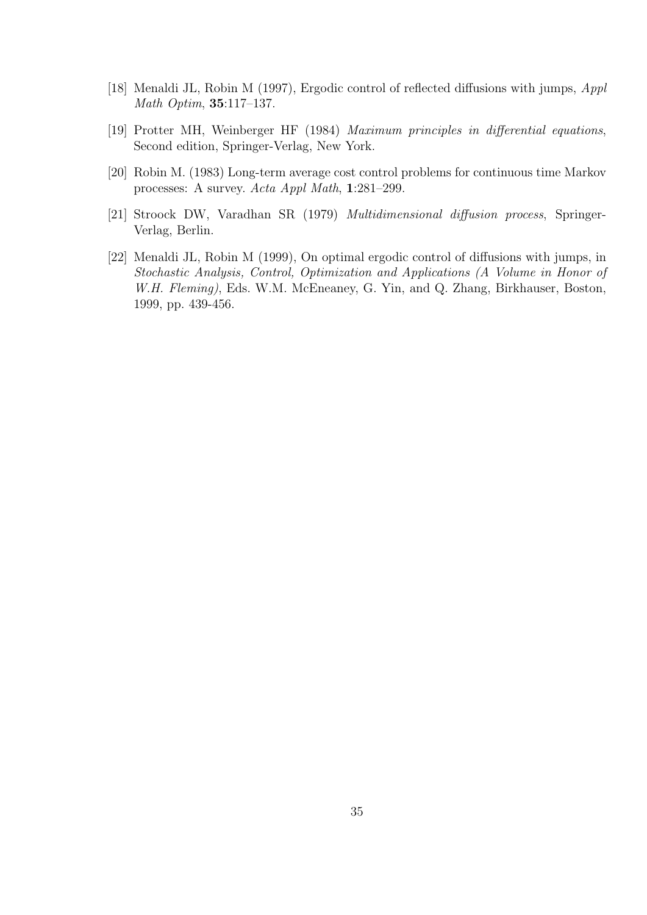[18] Menaldi JL, Robin M (1997), Ergodic control of reflected diffusions with jumps, *Appl Math Optim*, **35**:117–137.

[19] Protter MH, Weinberger HF (1984) *Maximum principles in differential equations*, Second edition, Springer-Verlag, New York.

[20] Robin M. (1983) Long-term average cost control problems for continuous time Markov processes: A survey. *Acta Appl Math*, **1**:281–299.

[21] Stroock DW, Varadhan SR (1979) *Multidimensional diffusion process*, Springer-Verlag, Berlin.

[22] Menaldi JL, Robin M (1999), On optimal ergodic control of diffusions with jumps, in *Stochastic Analysis, Control, Optimization and Applications (A Volume in Honor of W.H. Fleming)*, Eds. W.M. McEneaney, G. Yin, and Q. Zhang, Birkhauser, Boston, 1999, pp. 439-456.